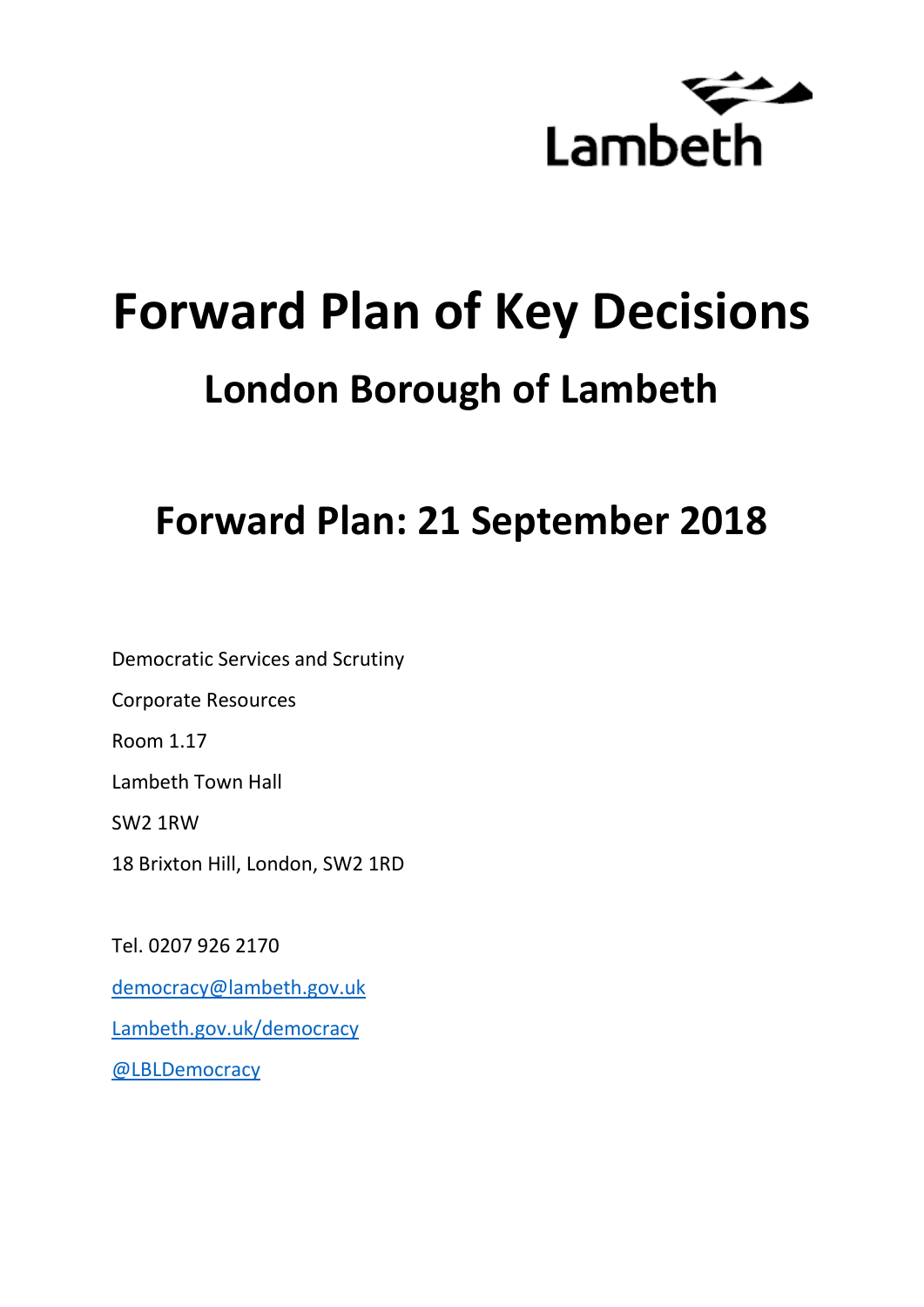Lambeth

# Forward Plan of Key Decisions

## London Borough of Lambeth

## Forward Plan: 21 September 2018

Democratic Services and Scrutiny

Corporate Resources

Room 1.17

Lambeth Town Hall

SW2 1RW

18 Brixton Hill, London, SW2 1RD

Tel. 0207 926 2170

democracy@lambeth.gov.uk

Lambeth.gov.uk/democracy

@LBLDemocracy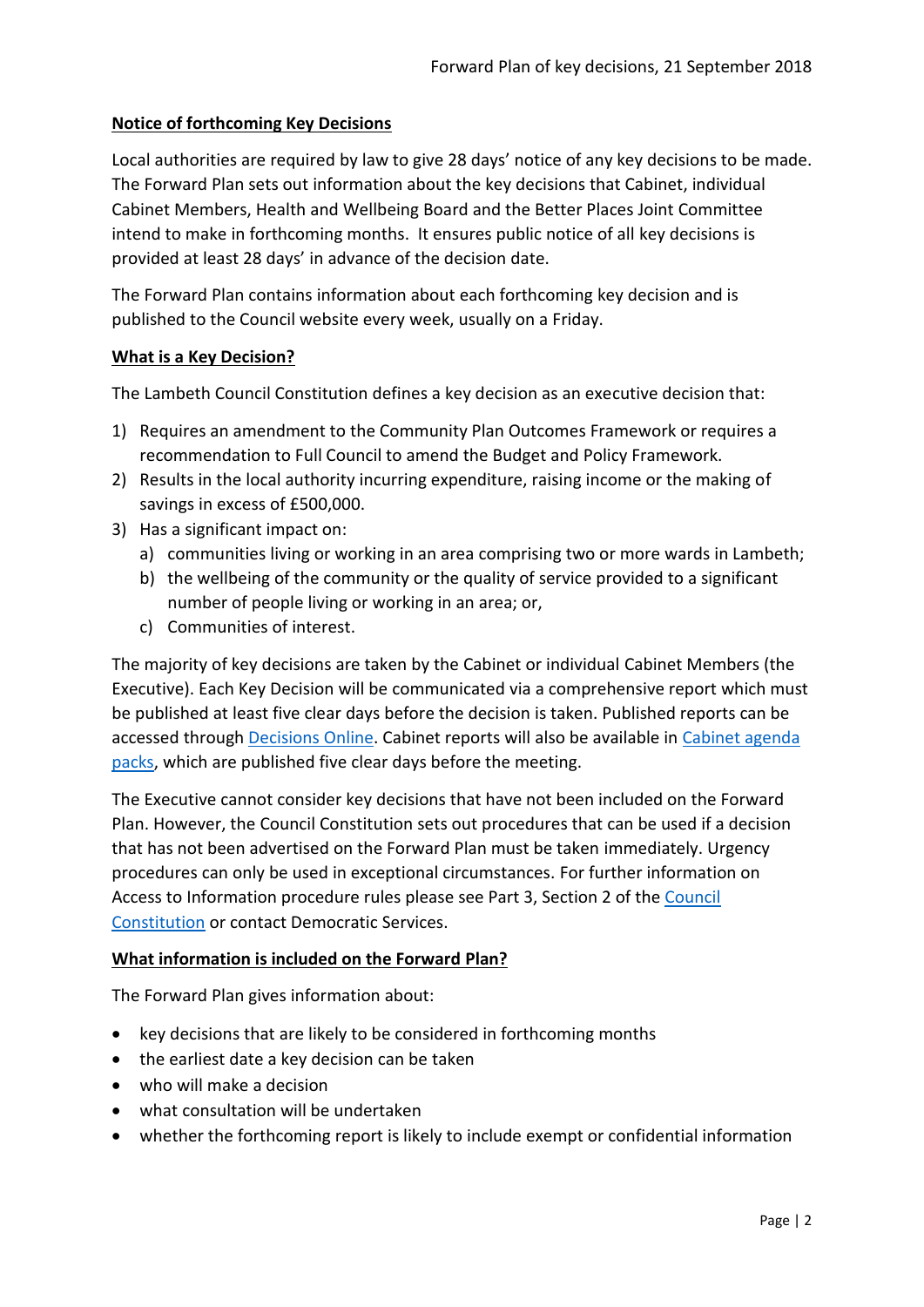## Notice of forthcoming Key Decisions

Local authorities are required by law to give 28 days' notice of any key decisions to be made. The Forward Plan sets out information about the key decisions that Cabinet, individual Cabinet Members, Health and Wellbeing Board and the Better Places Joint Committee intend to make in forthcoming months. It ensures public notice of all key decisions is provided at least 28 days' in advance of the decision date.

The Forward Plan contains information about each forthcoming key decision and is published to the Council website every week, usually on a Friday.

## What is a Key Decision?

The Lambeth Council Constitution defines a key decision as an executive decision that:

1) Requires an amendment to the Community Plan Outcomes Framework or requires a recommendation to Full Council to amend the Budget and Policy Framework.
2) Results in the local authority incurring expenditure, raising income or the making of savings in excess of £500,000.
3) Has a significant impact on:
   a) communities living or working in an area comprising two or more wards in Lambeth;
   b) the wellbeing of the community or the quality of service provided to a significant number of people living or working in an area; or,
   c) Communities of interest.

The majority of key decisions are taken by the Cabinet or individual Cabinet Members (the Executive). Each Key Decision will be communicated via a comprehensive report which must be published at least five clear days before the decision is taken. Published reports can be accessed through Decisions Online. Cabinet reports will also be available in Cabinet agenda packs, which are published five clear days before the meeting.

The Executive cannot consider key decisions that have not been included on the Forward Plan. However, the Council Constitution sets out procedures that can be used if a decision that has not been advertised on the Forward Plan must be taken immediately. Urgency procedures can only be used in exceptional circumstances. For further information on Access to Information procedure rules please see Part 3, Section 2 of the Council Constitution or contact Democratic Services.

## What information is included on the Forward Plan?

The Forward Plan gives information about:

- key decisions that are likely to be considered in forthcoming months
- the earliest date a key decision can be taken
- who will make a decision
- what consultation will be undertaken
- whether the forthcoming report is likely to include exempt or confidential information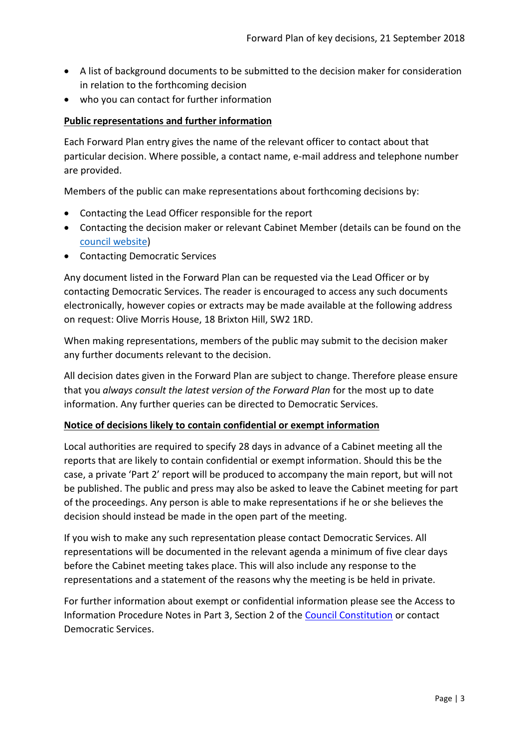- A list of background documents to be submitted to the decision maker for consideration in relation to the forthcoming decision
- who you can contact for further information

**Public representations and further information**

Each Forward Plan entry gives the name of the relevant officer to contact about that particular decision. Where possible, a contact name, e-mail address and telephone number are provided.

Members of the public can make representations about forthcoming decisions by:

- Contacting the Lead Officer responsible for the report
- Contacting the decision maker or relevant Cabinet Member (details can be found on the council website)
- Contacting Democratic Services

Any document listed in the Forward Plan can be requested via the Lead Officer or by contacting Democratic Services. The reader is encouraged to access any such documents electronically, however copies or extracts may be made available at the following address on request: Olive Morris House, 18 Brixton Hill, SW2 1RD.

When making representations, members of the public may submit to the decision maker any further documents relevant to the decision.

All decision dates given in the Forward Plan are subject to change. Therefore please ensure that you *always consult the latest version of the Forward Plan* for the most up to date information. Any further queries can be directed to Democratic Services.

**Notice of decisions likely to contain confidential or exempt information**

Local authorities are required to specify 28 days in advance of a Cabinet meeting all the reports that are likely to contain confidential or exempt information. Should this be the case, a private 'Part 2' report will be produced to accompany the main report, but will not be published. The public and press may also be asked to leave the Cabinet meeting for part of the proceedings. Any person is able to make representations if he or she believes the decision should instead be made in the open part of the meeting.

If you wish to make any such representation please contact Democratic Services. All representations will be documented in the relevant agenda a minimum of five clear days before the Cabinet meeting takes place. This will also include any response to the representations and a statement of the reasons why the meeting is be held in private.

For further information about exempt or confidential information please see the Access to Information Procedure Notes in Part 3, Section 2 of the Council Constitution or contact Democratic Services.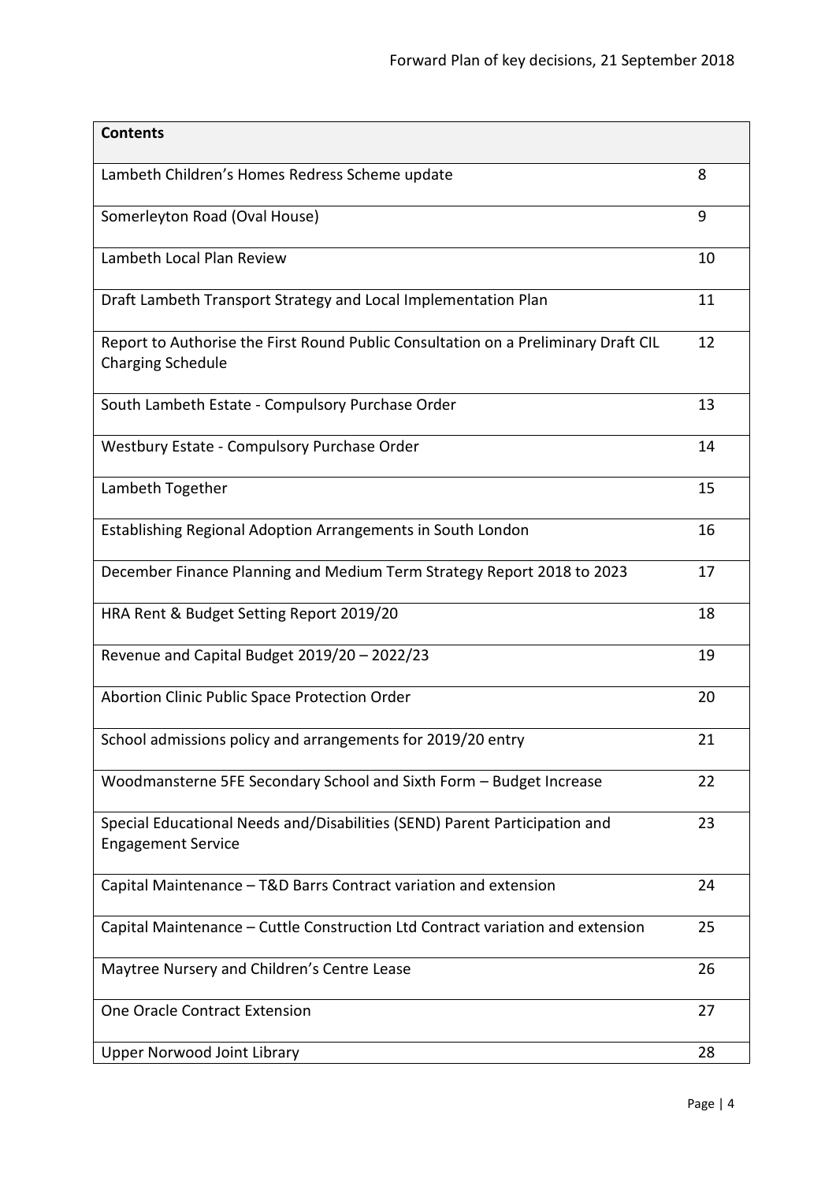| **Contents** | |
|---|---|
| Lambeth Children's Homes Redress Scheme update | 8 |
| Somerleyton Road (Oval House) | 9 |
| Lambeth Local Plan Review | 10 |
| Draft Lambeth Transport Strategy and Local Implementation Plan | 11 |
| Report to Authorise the First Round Public Consultation on a Preliminary Draft CIL Charging Schedule | 12 |
| South Lambeth Estate - Compulsory Purchase Order | 13 |
| Westbury Estate - Compulsory Purchase Order | 14 |
| Lambeth Together | 15 |
| Establishing Regional Adoption Arrangements in South London | 16 |
| December Finance Planning and Medium Term Strategy Report 2018 to 2023 | 17 |
| HRA Rent & Budget Setting Report 2019/20 | 18 |
| Revenue and Capital Budget 2019/20 – 2022/23 | 19 |
| Abortion Clinic Public Space Protection Order | 20 |
| School admissions policy and arrangements for 2019/20 entry | 21 |
| Woodmansterne 5FE Secondary School and Sixth Form – Budget Increase | 22 |
| Special Educational Needs and/Disabilities (SEND) Parent Participation and Engagement Service | 23 |
| Capital Maintenance – T&D Barrs Contract variation and extension | 24 |
| Capital Maintenance – Cuttle Construction Ltd Contract variation and extension | 25 |
| Maytree Nursery and Children's Centre Lease | 26 |
| One Oracle Contract Extension | 27 |
| Upper Norwood Joint Library | 28 |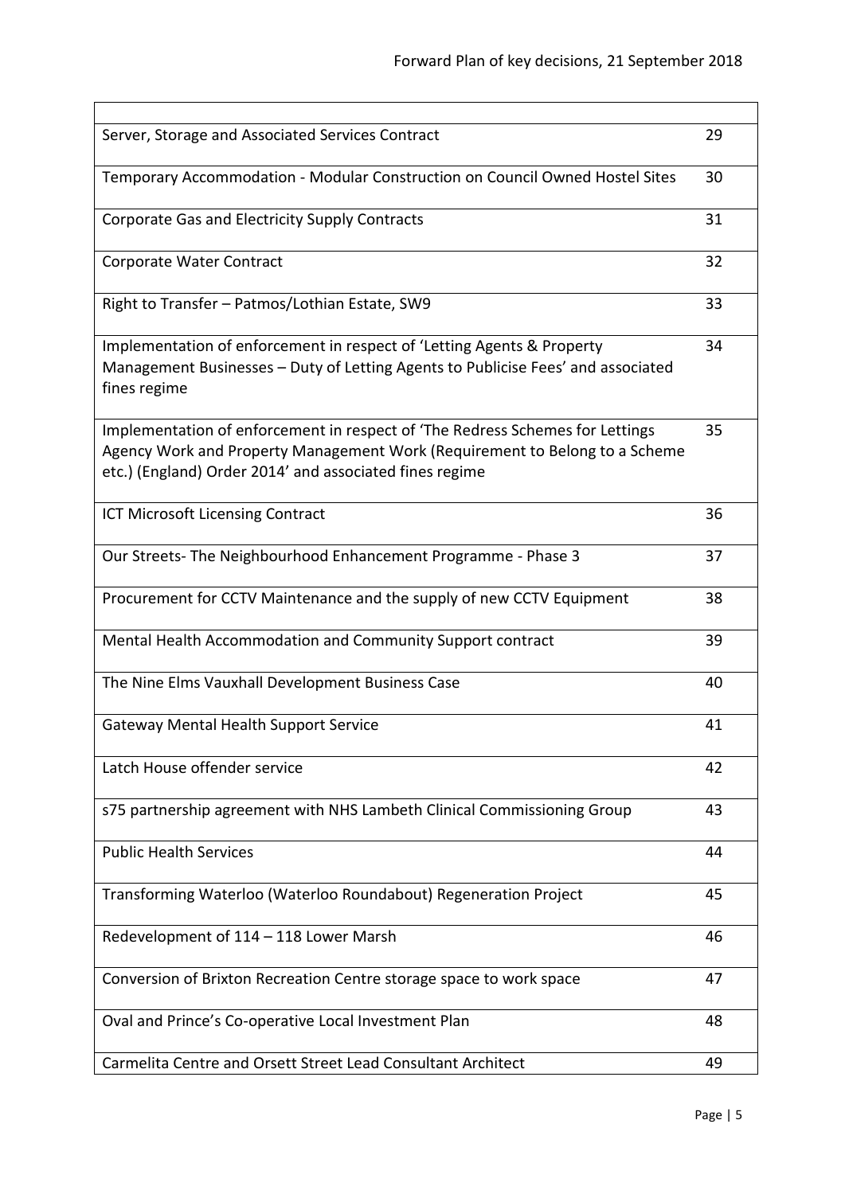| | |
|---|---|
| Server, Storage and Associated Services Contract | 29 |
| Temporary Accommodation - Modular Construction on Council Owned Hostel Sites | 30 |
| Corporate Gas and Electricity Supply Contracts | 31 |
| Corporate Water Contract | 32 |
| Right to Transfer – Patmos/Lothian Estate, SW9 | 33 |
| Implementation of enforcement in respect of 'Letting Agents & Property Management Businesses – Duty of Letting Agents to Publicise Fees' and associated fines regime | 34 |
| Implementation of enforcement in respect of 'The Redress Schemes for Lettings Agency Work and Property Management Work (Requirement to Belong to a Scheme etc.) (England) Order 2014' and associated fines regime | 35 |
| ICT Microsoft Licensing Contract | 36 |
| Our Streets- The Neighbourhood Enhancement Programme - Phase 3 | 37 |
| Procurement for CCTV Maintenance and the supply of new CCTV Equipment | 38 |
| Mental Health Accommodation and Community Support contract | 39 |
| The Nine Elms Vauxhall Development Business Case | 40 |
| Gateway Mental Health Support Service | 41 |
| Latch House offender service | 42 |
| s75 partnership agreement with NHS Lambeth Clinical Commissioning Group | 43 |
| Public Health Services | 44 |
| Transforming Waterloo (Waterloo Roundabout) Regeneration Project | 45 |
| Redevelopment of 114 – 118 Lower Marsh | 46 |
| Conversion of Brixton Recreation Centre storage space to work space | 47 |
| Oval and Prince's Co-operative Local Investment Plan | 48 |
| Carmelita Centre and Orsett Street Lead Consultant Architect | 49 |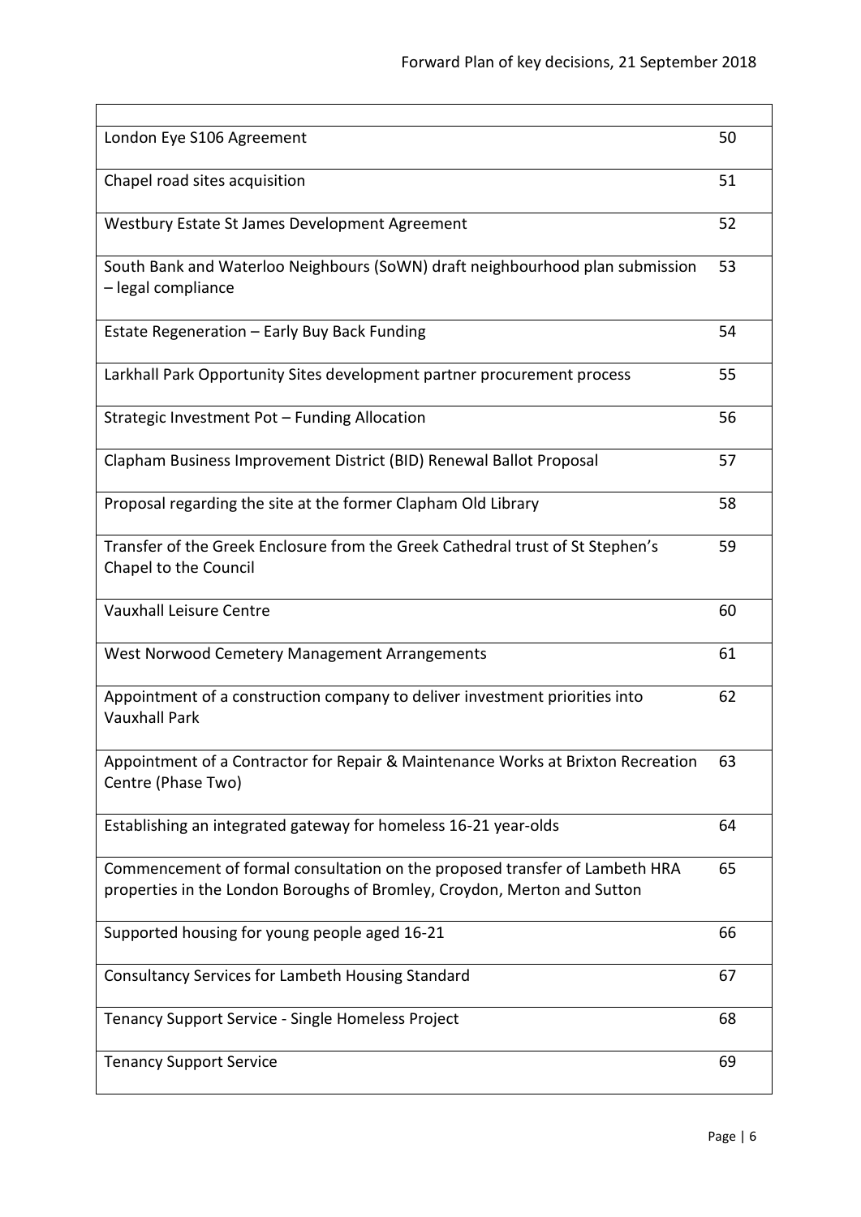| | |
|---|---|
| London Eye S106 Agreement | 50 |
| Chapel road sites acquisition | 51 |
| Westbury Estate St James Development Agreement | 52 |
| South Bank and Waterloo Neighbours (SoWN) draft neighbourhood plan submission – legal compliance | 53 |
| Estate Regeneration – Early Buy Back Funding | 54 |
| Larkhall Park Opportunity Sites development partner procurement process | 55 |
| Strategic Investment Pot – Funding Allocation | 56 |
| Clapham Business Improvement District (BID) Renewal Ballot Proposal | 57 |
| Proposal regarding the site at the former Clapham Old Library | 58 |
| Transfer of the Greek Enclosure from the Greek Cathedral trust of St Stephen's Chapel to the Council | 59 |
| Vauxhall Leisure Centre | 60 |
| West Norwood Cemetery Management Arrangements | 61 |
| Appointment of a construction company to deliver investment priorities into Vauxhall Park | 62 |
| Appointment of a Contractor for Repair & Maintenance Works at Brixton Recreation Centre (Phase Two) | 63 |
| Establishing an integrated gateway for homeless 16-21 year-olds | 64 |
| Commencement of formal consultation on the proposed transfer of Lambeth HRA properties in the London Boroughs of Bromley, Croydon, Merton and Sutton | 65 |
| Supported housing for young people aged 16-21 | 66 |
| Consultancy Services for Lambeth Housing Standard | 67 |
| Tenancy Support Service - Single Homeless Project | 68 |
| Tenancy Support Service | 69 |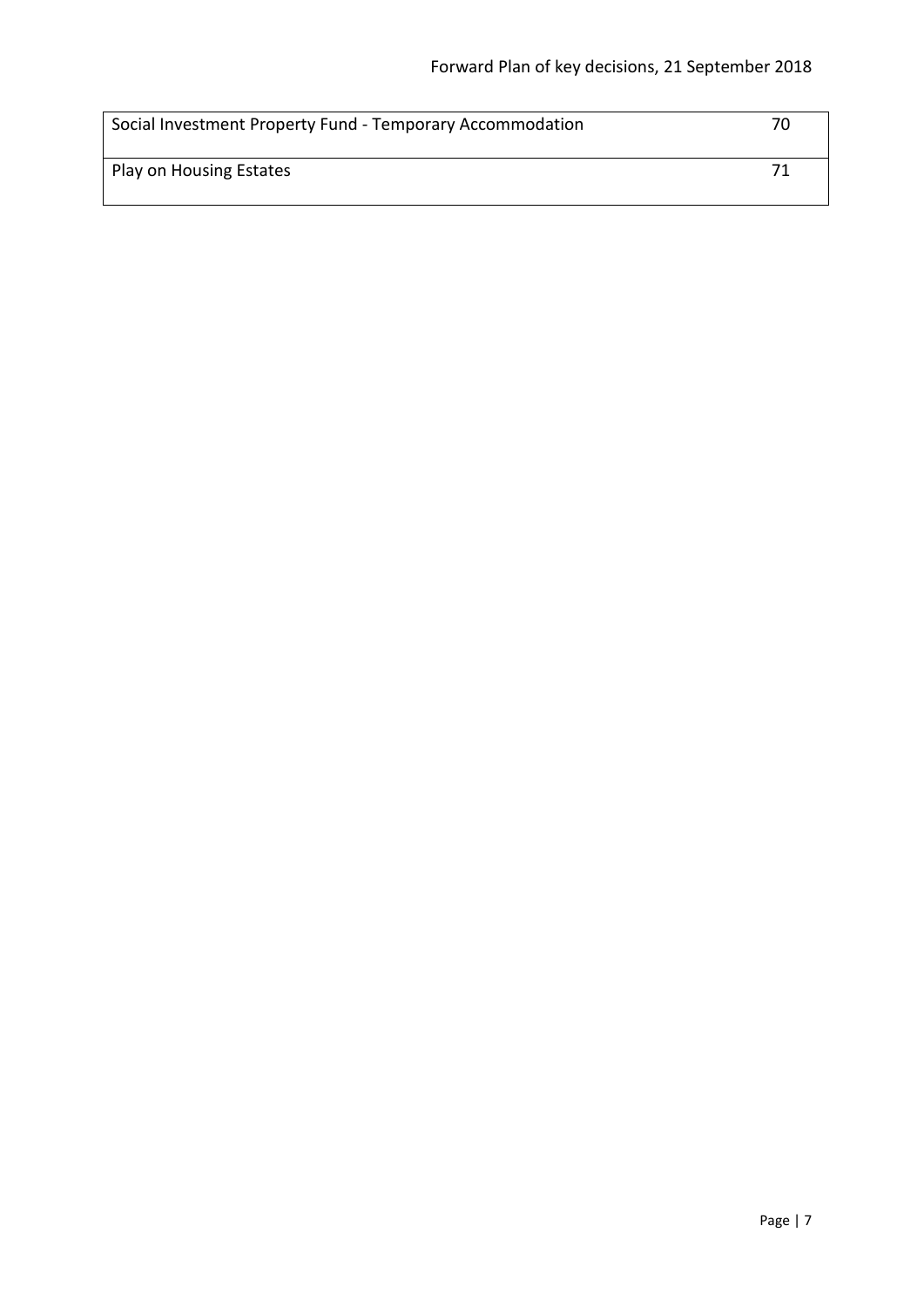| | |
|---|---|
| Social Investment Property Fund - Temporary Accommodation | 70 |
| Play on Housing Estates | 71 |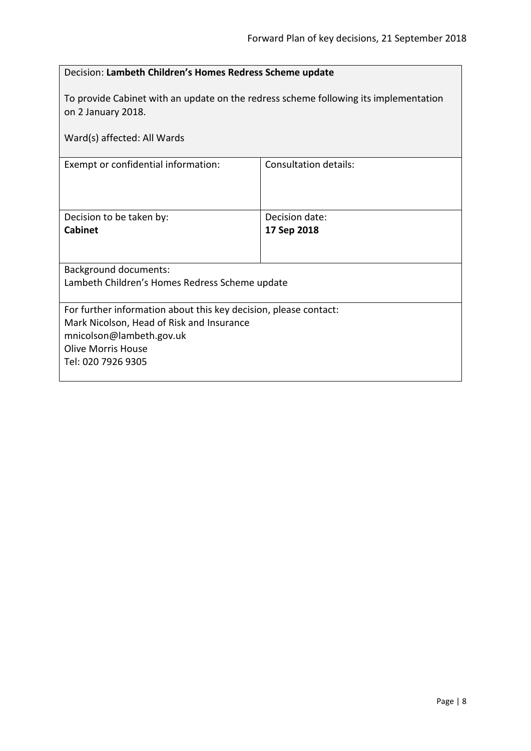| Decision: **Lambeth Children's Homes Redress Scheme update**<br><br>To provide Cabinet with an update on the redress scheme following its implementation on 2 January 2018.<br><br>Ward(s) affected: All Wards | |
|---|---|
| Exempt or confidential information: | Consultation details: |
| Decision to be taken by:<br>**Cabinet** | Decision date:<br>**17 Sep 2018** |
| Background documents:<br>Lambeth Children's Homes Redress Scheme update | |
| For further information about this key decision, please contact:<br>Mark Nicolson, Head of Risk and Insurance<br>mnicolson@lambeth.gov.uk<br>Olive Morris House<br>Tel: 020 7926 9305 | |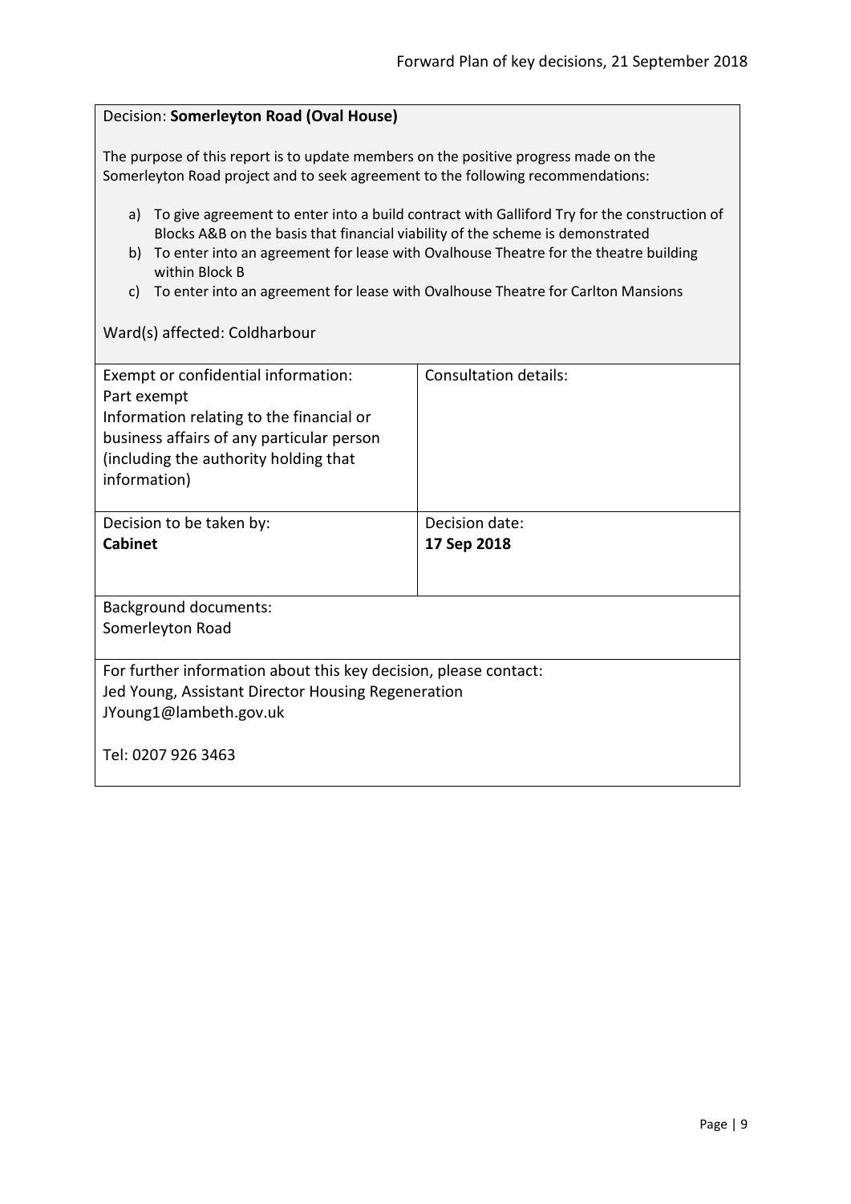Decision: **Somerleyton Road (Oval House)**

The purpose of this report is to update members on the positive progress made on the Somerleyton Road project and to seek agreement to the following recommendations:

a) To give agreement to enter into a build contract with Galliford Try for the construction of Blocks A&B on the basis that financial viability of the scheme is demonstrated
b) To enter into an agreement for lease with Ovalhouse Theatre for the theatre building within Block B
c) To enter into an agreement for lease with Ovalhouse Theatre for Carlton Mansions

Ward(s) affected: Coldharbour

| Exempt or confidential information:<br>Part exempt<br>Information relating to the financial or business affairs of any particular person (including the authority holding that information) | Consultation details: |
|---|---|
| Decision to be taken by:<br>**Cabinet** | Decision date:<br>**17 Sep 2018** |

Background documents:
Somerleyton Road

For further information about this key decision, please contact:
Jed Young, Assistant Director Housing Regeneration
JYoung1@lambeth.gov.uk

Tel: 0207 926 3463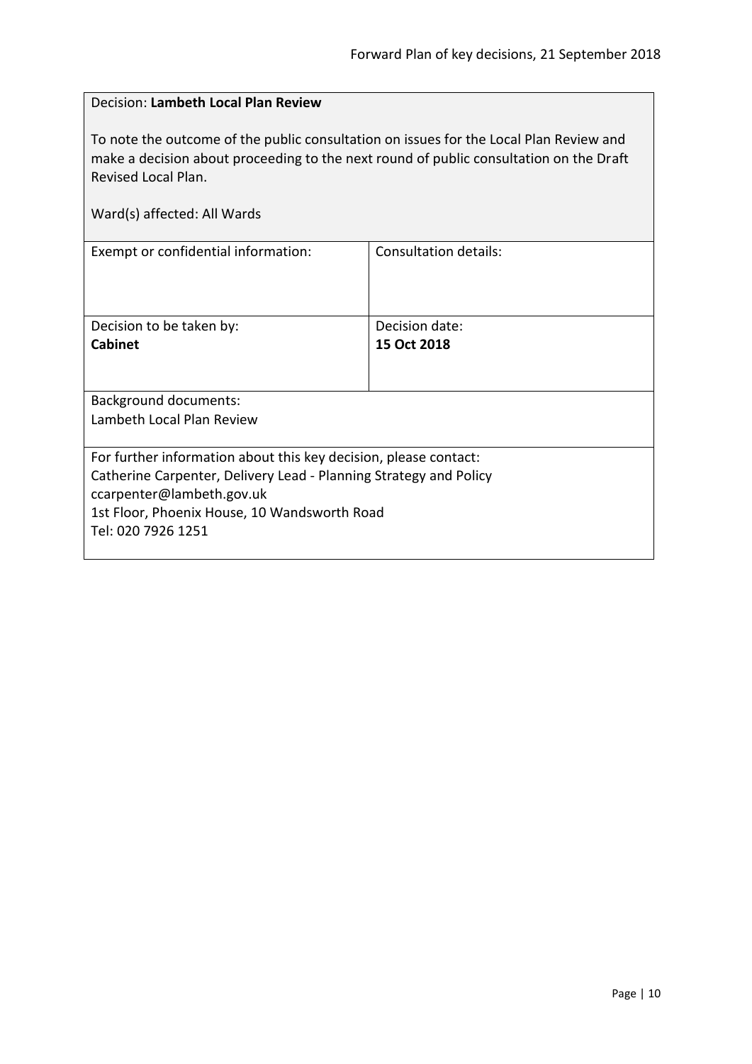Decision: **Lambeth Local Plan Review**

To note the outcome of the public consultation on issues for the Local Plan Review and make a decision about proceeding to the next round of public consultation on the Draft Revised Local Plan.

Ward(s) affected: All Wards

| Exempt or confidential information: | Consultation details: |
|---|---|
| Decision to be taken by: **Cabinet** | Decision date: **15 Oct 2018** |

Background documents:
Lambeth Local Plan Review

For further information about this key decision, please contact:
Catherine Carpenter, Delivery Lead - Planning Strategy and Policy
ccarpenter@lambeth.gov.uk
1st Floor, Phoenix House, 10 Wandsworth Road
Tel: 020 7926 1251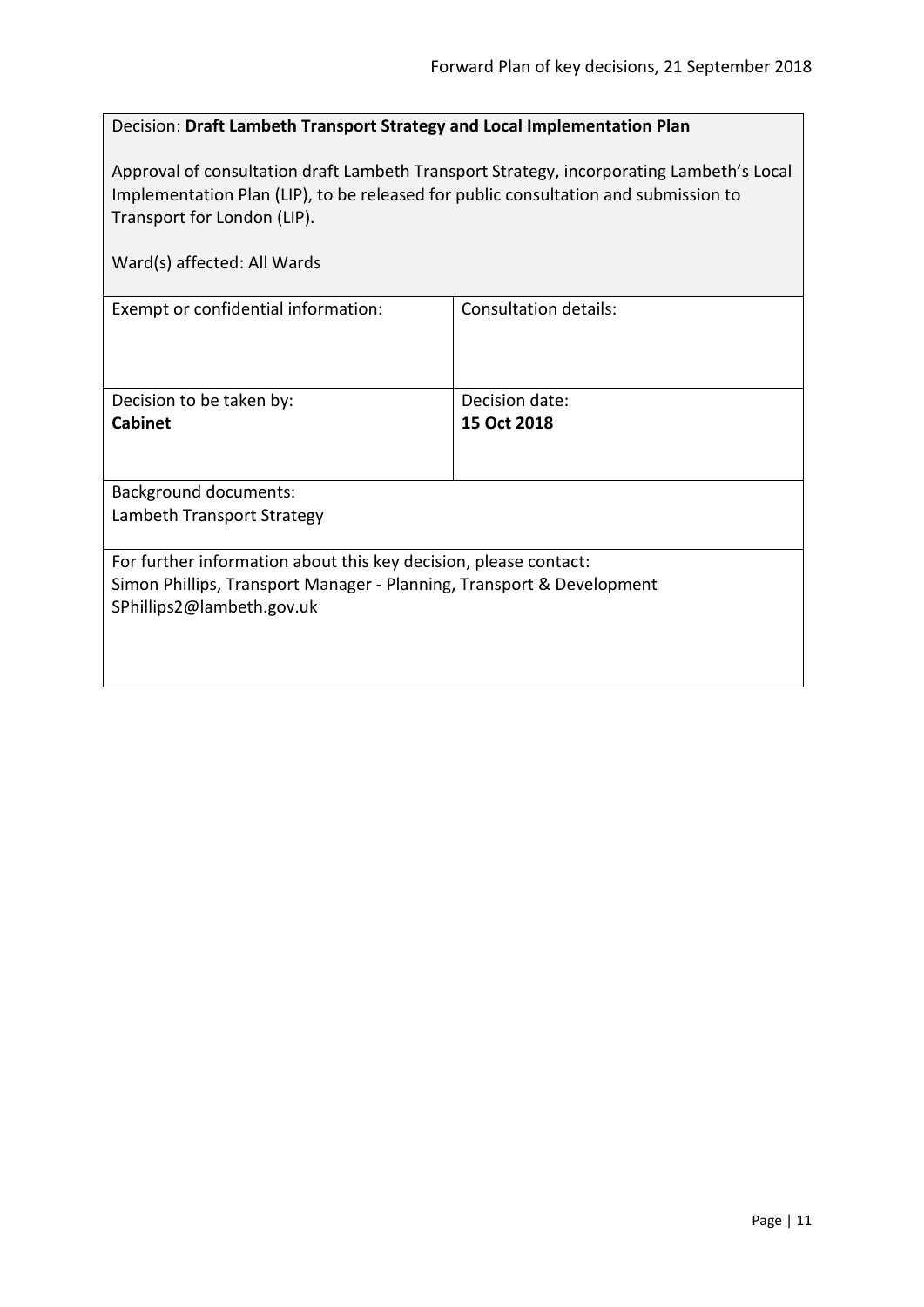Decision: **Draft Lambeth Transport Strategy and Local Implementation Plan**

Approval of consultation draft Lambeth Transport Strategy, incorporating Lambeth's Local Implementation Plan (LIP), to be released for public consultation and submission to Transport for London (LIP).

Ward(s) affected: All Wards

| Exempt or confidential information: | Consultation details: |
| --- | --- |
| Decision to be taken by: **Cabinet** | Decision date: **15 Oct 2018** |

Background documents:
Lambeth Transport Strategy

For further information about this key decision, please contact:
Simon Phillips, Transport Manager - Planning, Transport & Development
SPhillips2@lambeth.gov.uk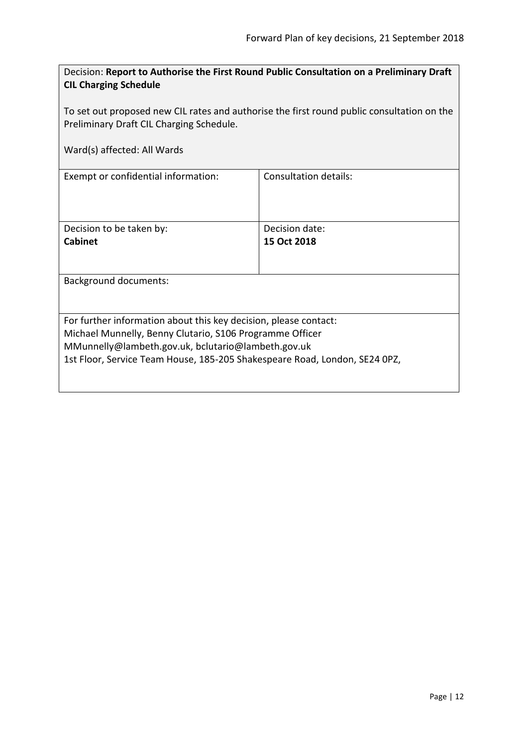Decision: **Report to Authorise the First Round Public Consultation on a Preliminary Draft CIL Charging Schedule**

To set out proposed new CIL rates and authorise the first round public consultation on the Preliminary Draft CIL Charging Schedule.

Ward(s) affected: All Wards

| Exempt or confidential information: | Consultation details: |
|---|---|
| Decision to be taken by:<br>**Cabinet** | Decision date:<br>**15 Oct 2018** |

Background documents:

For further information about this key decision, please contact:
Michael Munnelly, Benny Clutario, S106 Programme Officer
MMunnelly@lambeth.gov.uk, bclutario@lambeth.gov.uk
1st Floor, Service Team House, 185-205 Shakespeare Road, London, SE24 0PZ,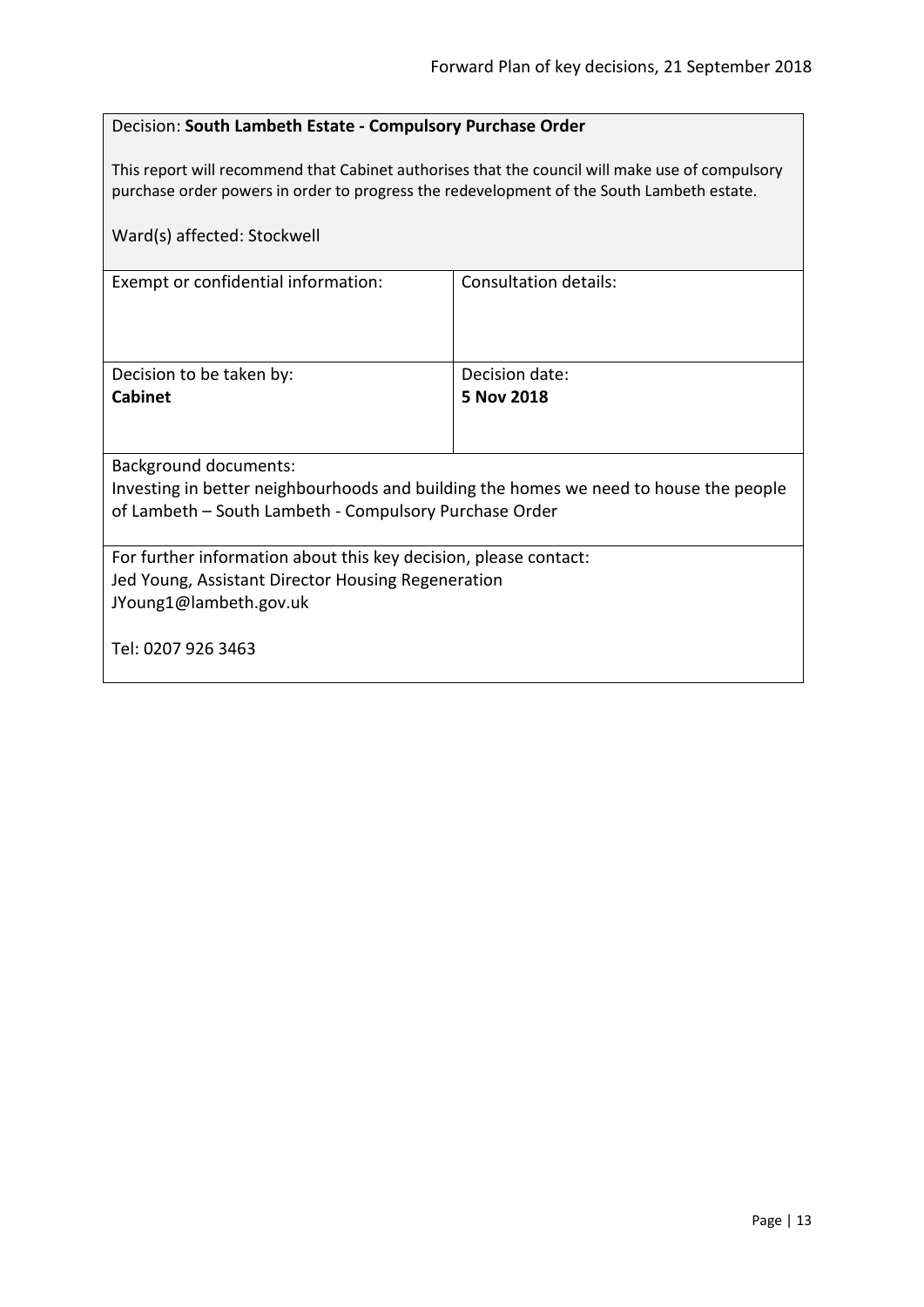Decision: **South Lambeth Estate - Compulsory Purchase Order**

This report will recommend that Cabinet authorises that the council will make use of compulsory purchase order powers in order to progress the redevelopment of the South Lambeth estate.

Ward(s) affected: Stockwell

| Exempt or confidential information: | Consultation details: |
|---|---|
| Decision to be taken by:<br>**Cabinet** | Decision date:<br>**5 Nov 2018** |

Background documents:
Investing in better neighbourhoods and building the homes we need to house the people of Lambeth – South Lambeth - Compulsory Purchase Order

For further information about this key decision, please contact:
Jed Young, Assistant Director Housing Regeneration
JYoung1@lambeth.gov.uk

Tel: 0207 926 3463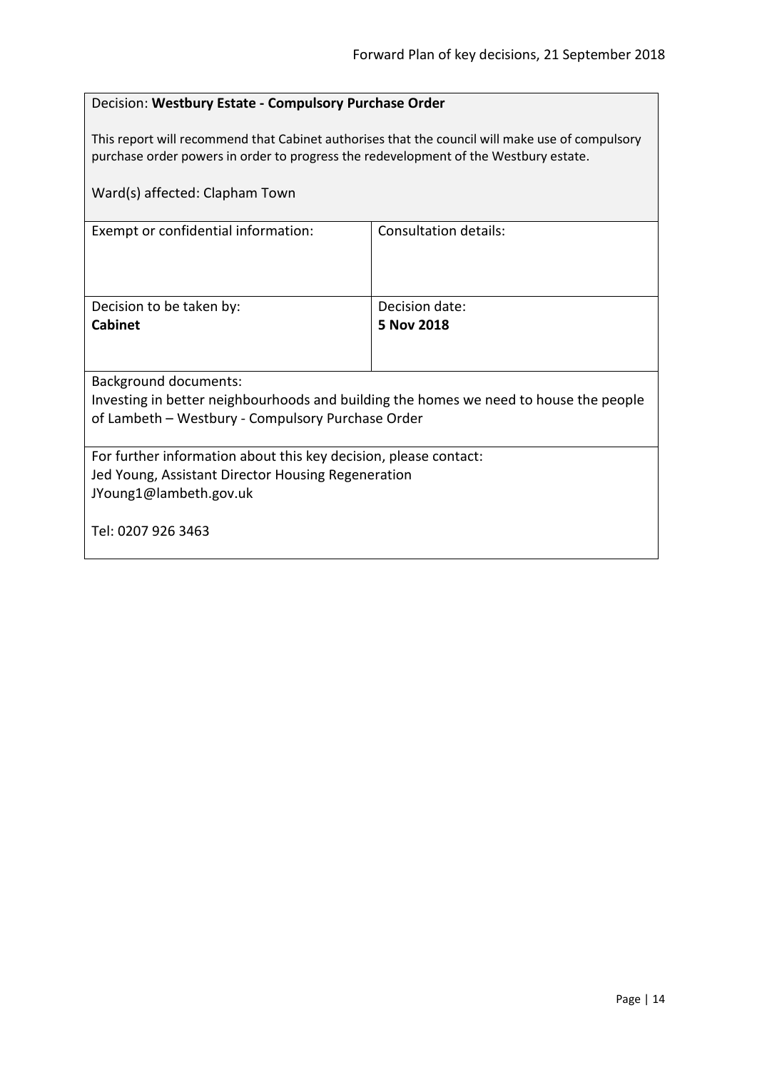Decision: **Westbury Estate - Compulsory Purchase Order**

This report will recommend that Cabinet authorises that the council will make use of compulsory purchase order powers in order to progress the redevelopment of the Westbury estate.

Ward(s) affected: Clapham Town

| Exempt or confidential information: | Consultation details: |
| --- | --- |
| Decision to be taken by:<br>**Cabinet** | Decision date:<br>**5 Nov 2018** |

Background documents:
Investing in better neighbourhoods and building the homes we need to house the people of Lambeth – Westbury - Compulsory Purchase Order

For further information about this key decision, please contact:
Jed Young, Assistant Director Housing Regeneration
JYoung1@lambeth.gov.uk

Tel: 0207 926 3463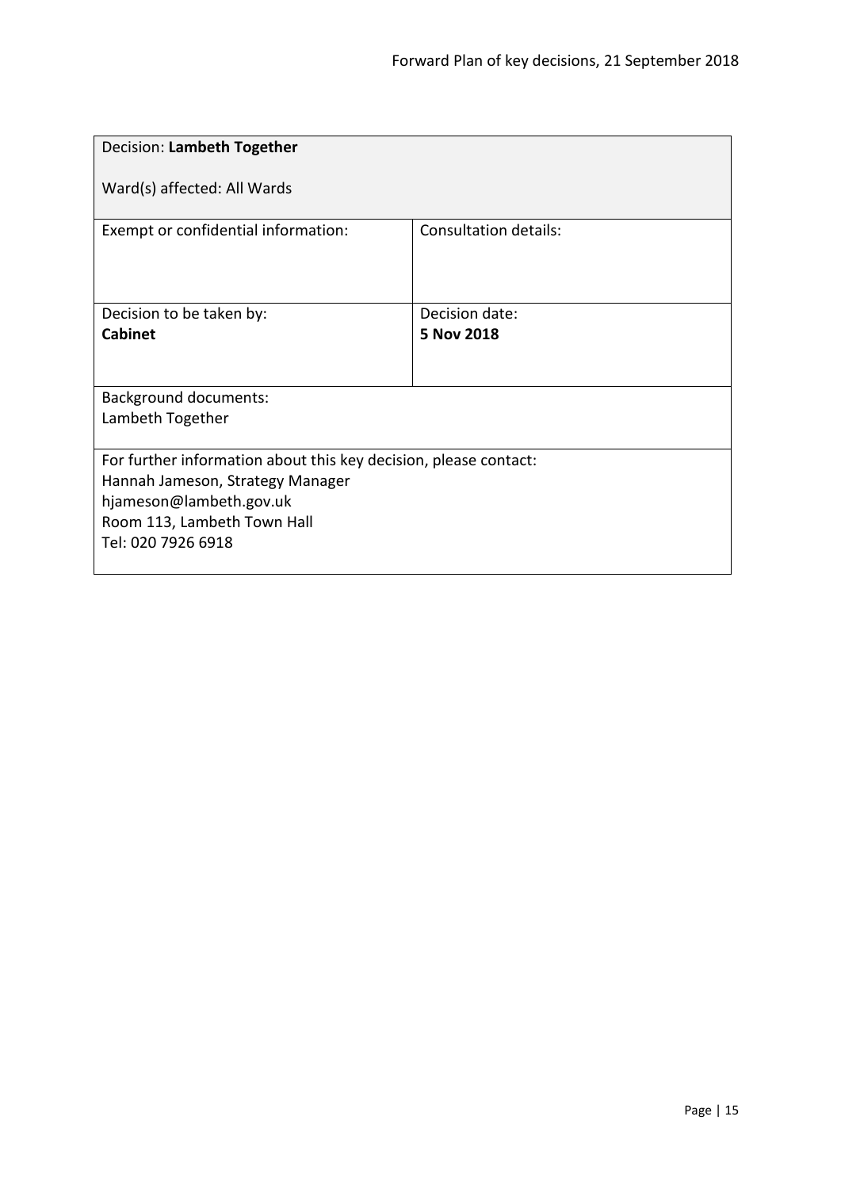| Decision: **Lambeth Together**<br><br>Ward(s) affected: All Wards | |
|---|---|
| Exempt or confidential information: | Consultation details: |
| Decision to be taken by:<br>**Cabinet** | Decision date:<br>**5 Nov 2018** |
| Background documents:<br>Lambeth Together | |
| For further information about this key decision, please contact:<br>Hannah Jameson, Strategy Manager<br>hjameson@lambeth.gov.uk<br>Room 113, Lambeth Town Hall<br>Tel: 020 7926 6918 | |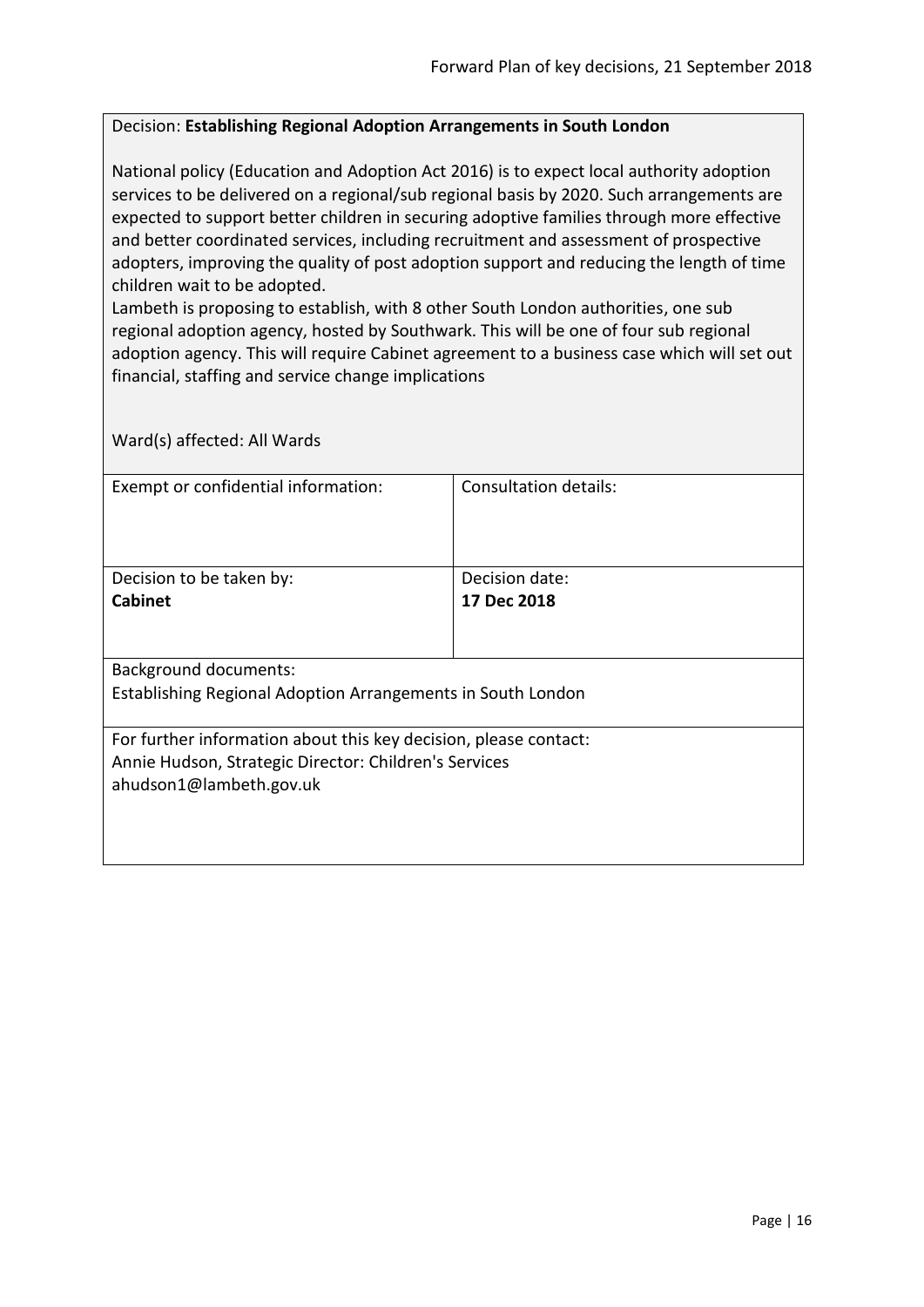Decision: **Establishing Regional Adoption Arrangements in South London**

National policy (Education and Adoption Act 2016) is to expect local authority adoption services to be delivered on a regional/sub regional basis by 2020. Such arrangements are expected to support better children in securing adoptive families through more effective and better coordinated services, including recruitment and assessment of prospective adopters, improving the quality of post adoption support and reducing the length of time children wait to be adopted.

Lambeth is proposing to establish, with 8 other South London authorities, one sub regional adoption agency, hosted by Southwark. This will be one of four sub regional adoption agency. This will require Cabinet agreement to a business case which will set out financial, staffing and service change implications

Ward(s) affected: All Wards

| Exempt or confidential information: | Consultation details: |
| --- | --- |
| Decision to be taken by:<br>**Cabinet** | Decision date:<br>**17 Dec 2018** |

Background documents:
Establishing Regional Adoption Arrangements in South London

For further information about this key decision, please contact:
Annie Hudson, Strategic Director: Children's Services
ahudson1@lambeth.gov.uk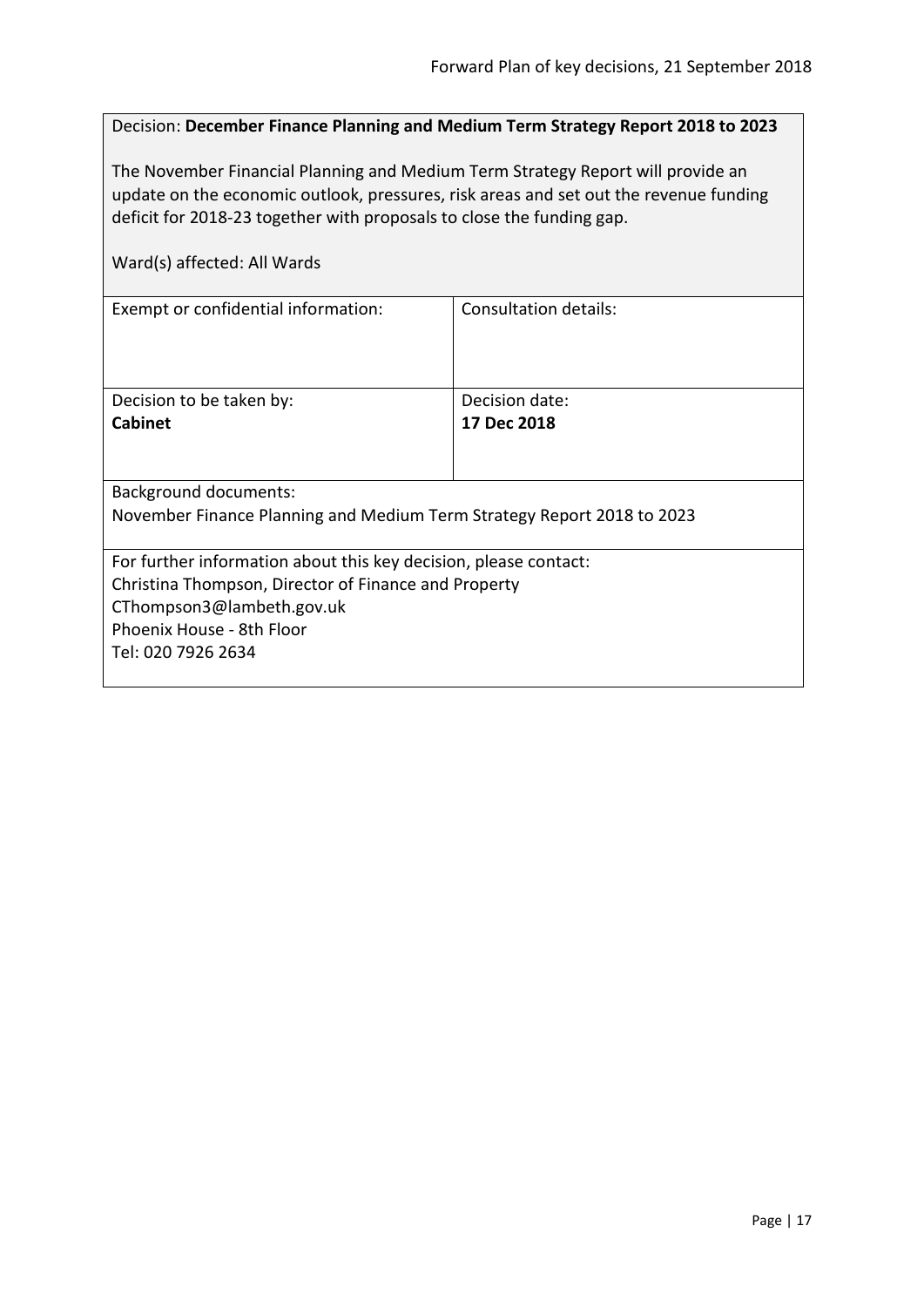Decision: **December Finance Planning and Medium Term Strategy Report 2018 to 2023**

The November Financial Planning and Medium Term Strategy Report will provide an update on the economic outlook, pressures, risk areas and set out the revenue funding deficit for 2018-23 together with proposals to close the funding gap.

Ward(s) affected: All Wards

| Exempt or confidential information: | Consultation details: |
| --- | --- |
| Decision to be taken by:<br>**Cabinet** | Decision date:<br>**17 Dec 2018** |

Background documents:
November Finance Planning and Medium Term Strategy Report 2018 to 2023

For further information about this key decision, please contact:
Christina Thompson, Director of Finance and Property
CThompson3@lambeth.gov.uk
Phoenix House - 8th Floor
Tel: 020 7926 2634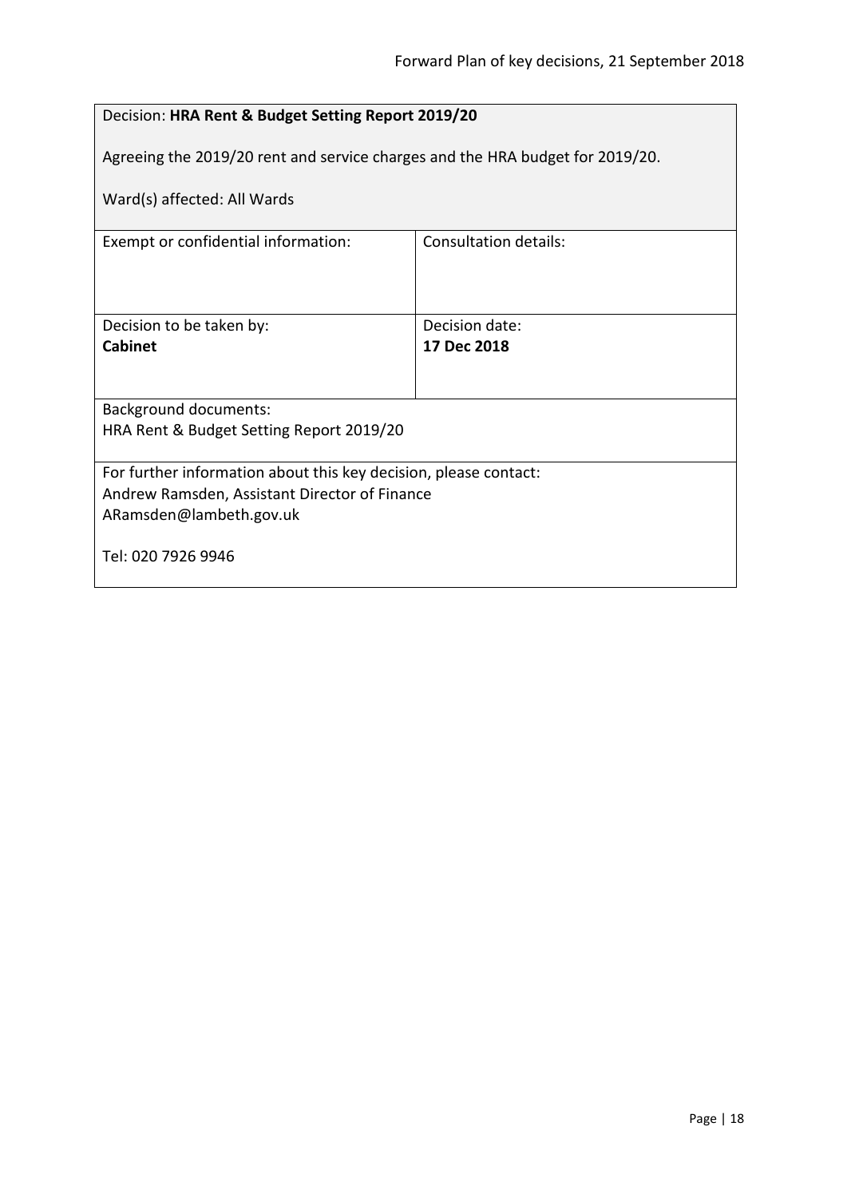| Decision: **HRA Rent & Budget Setting Report 2019/20**<br><br>Agreeing the 2019/20 rent and service charges and the HRA budget for 2019/20.<br><br>Ward(s) affected: All Wards | |
|---|---|
| Exempt or confidential information: | Consultation details: |
| Decision to be taken by:<br>**Cabinet** | Decision date:<br>**17 Dec 2018** |
| Background documents:<br>HRA Rent & Budget Setting Report 2019/20 | |
| For further information about this key decision, please contact:<br>Andrew Ramsden, Assistant Director of Finance<br>ARamsden@lambeth.gov.uk<br><br>Tel: 020 7926 9946 | |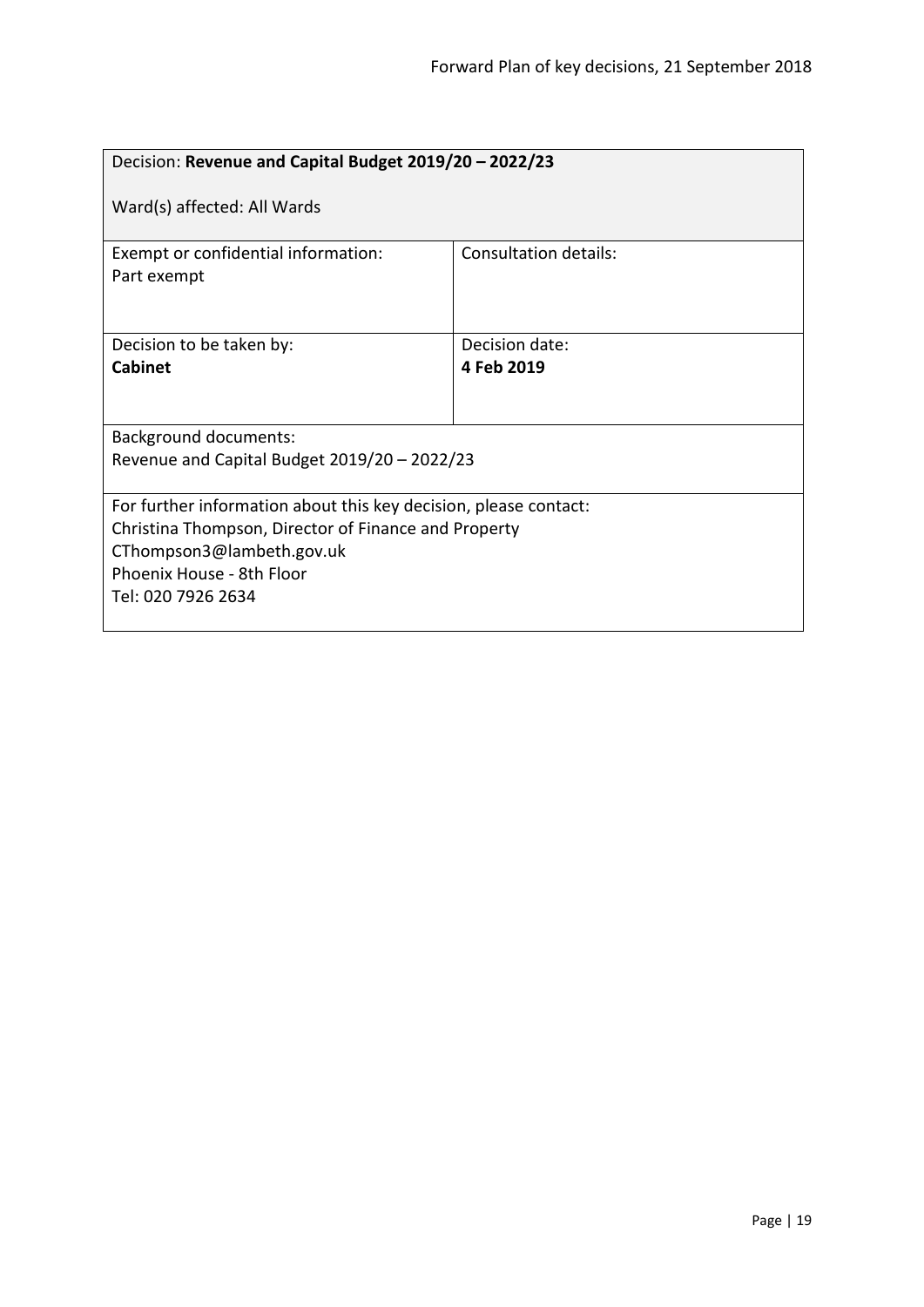| Decision: **Revenue and Capital Budget 2019/20 – 2022/23**<br><br>Ward(s) affected: All Wards | |
|---|---|
| Exempt or confidential information:<br>Part exempt | Consultation details: |
| Decision to be taken by:<br>**Cabinet** | Decision date:<br>**4 Feb 2019** |
| Background documents:<br>Revenue and Capital Budget 2019/20 – 2022/23 | |
| For further information about this key decision, please contact:<br>Christina Thompson, Director of Finance and Property<br>CThompson3@lambeth.gov.uk<br>Phoenix House - 8th Floor<br>Tel: 020 7926 2634 | |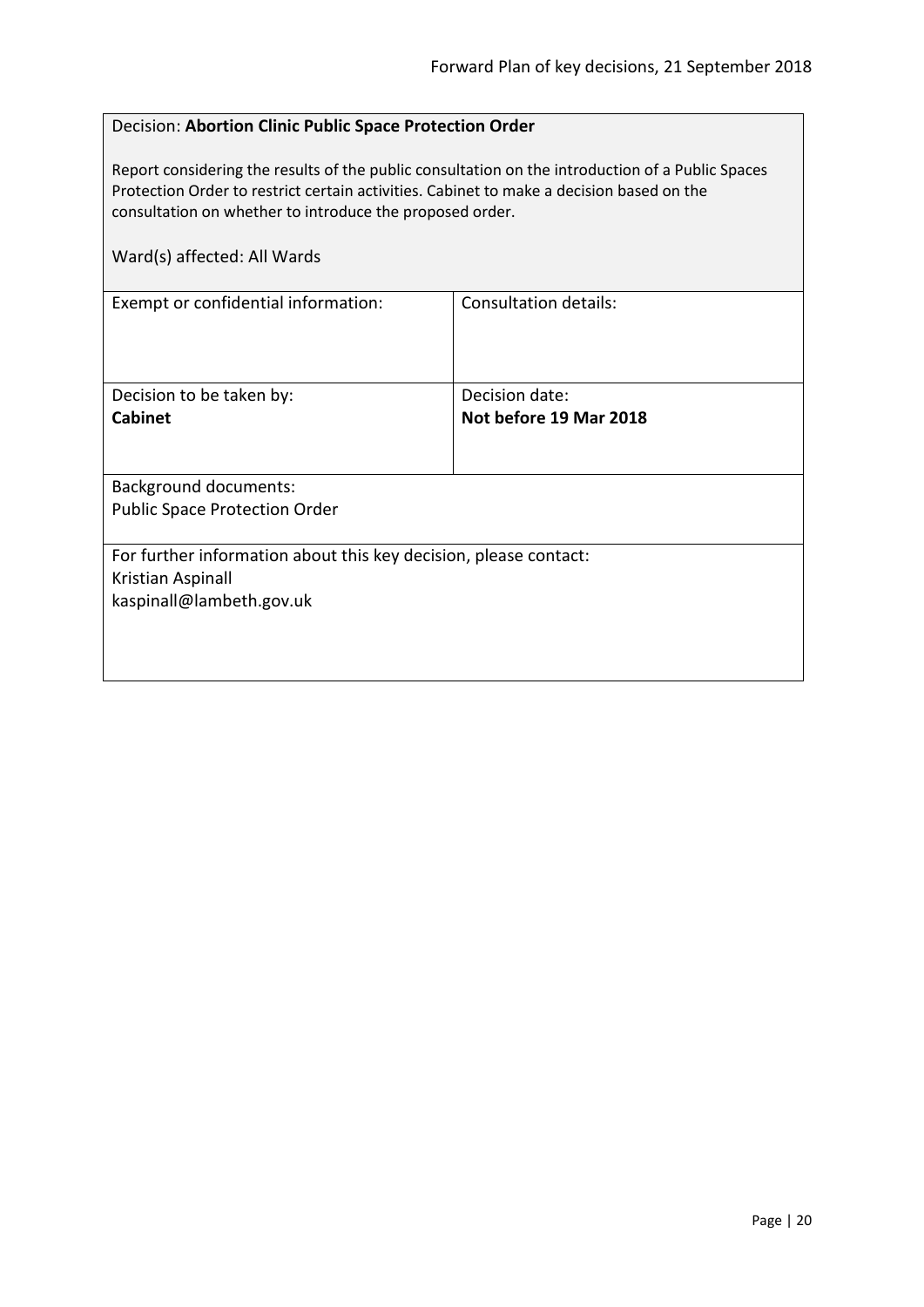Decision: **Abortion Clinic Public Space Protection Order**

Report considering the results of the public consultation on the introduction of a Public Spaces Protection Order to restrict certain activities. Cabinet to make a decision based on the consultation on whether to introduce the proposed order.

Ward(s) affected: All Wards

| Exempt or confidential information: | Consultation details: |
|---|---|
| Decision to be taken by: **Cabinet** | Decision date: **Not before 19 Mar 2018** |

Background documents:
Public Space Protection Order

For further information about this key decision, please contact:
Kristian Aspinall
kaspinall@lambeth.gov.uk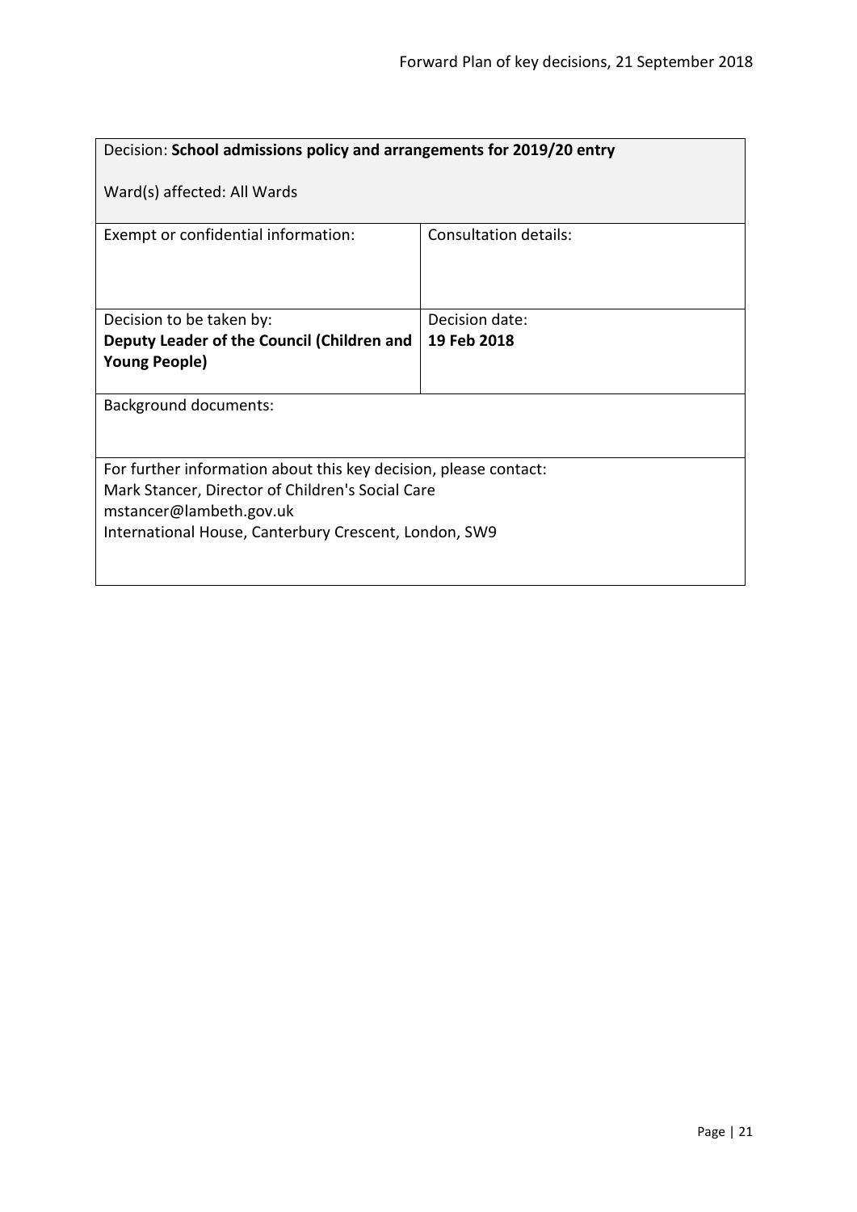| Decision: **School admissions policy and arrangements for 2019/20 entry**<br><br>Ward(s) affected: All Wards | |
|---|---|
| Exempt or confidential information: | Consultation details: |
| Decision to be taken by:<br>**Deputy Leader of the Council (Children and Young People)** | Decision date:<br>**19 Feb 2018** |
| Background documents: | |
| For further information about this key decision, please contact:<br>Mark Stancer, Director of Children's Social Care<br>mstancer@lambeth.gov.uk<br>International House, Canterbury Crescent, London, SW9 | |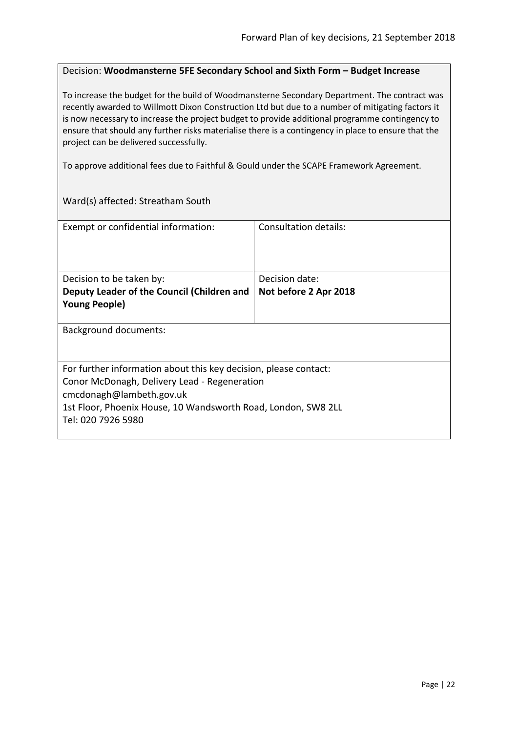Decision: **Woodmansterne 5FE Secondary School and Sixth Form – Budget Increase**

To increase the budget for the build of Woodmansterne Secondary Department. The contract was recently awarded to Willmott Dixon Construction Ltd but due to a number of mitigating factors it is now necessary to increase the project budget to provide additional programme contingency to ensure that should any further risks materialise there is a contingency in place to ensure that the project can be delivered successfully.

To approve additional fees due to Faithful & Gould under the SCAPE Framework Agreement.

Ward(s) affected: Streatham South

| Exempt or confidential information: | Consultation details: |
|---|---|
| Decision to be taken by:<br>**Deputy Leader of the Council (Children and Young People)** | Decision date:<br>**Not before 2 Apr 2018** |

Background documents:

For further information about this key decision, please contact:
Conor McDonagh, Delivery Lead - Regeneration
cmcdonagh@lambeth.gov.uk
1st Floor, Phoenix House, 10 Wandsworth Road, London, SW8 2LL
Tel: 020 7926 5980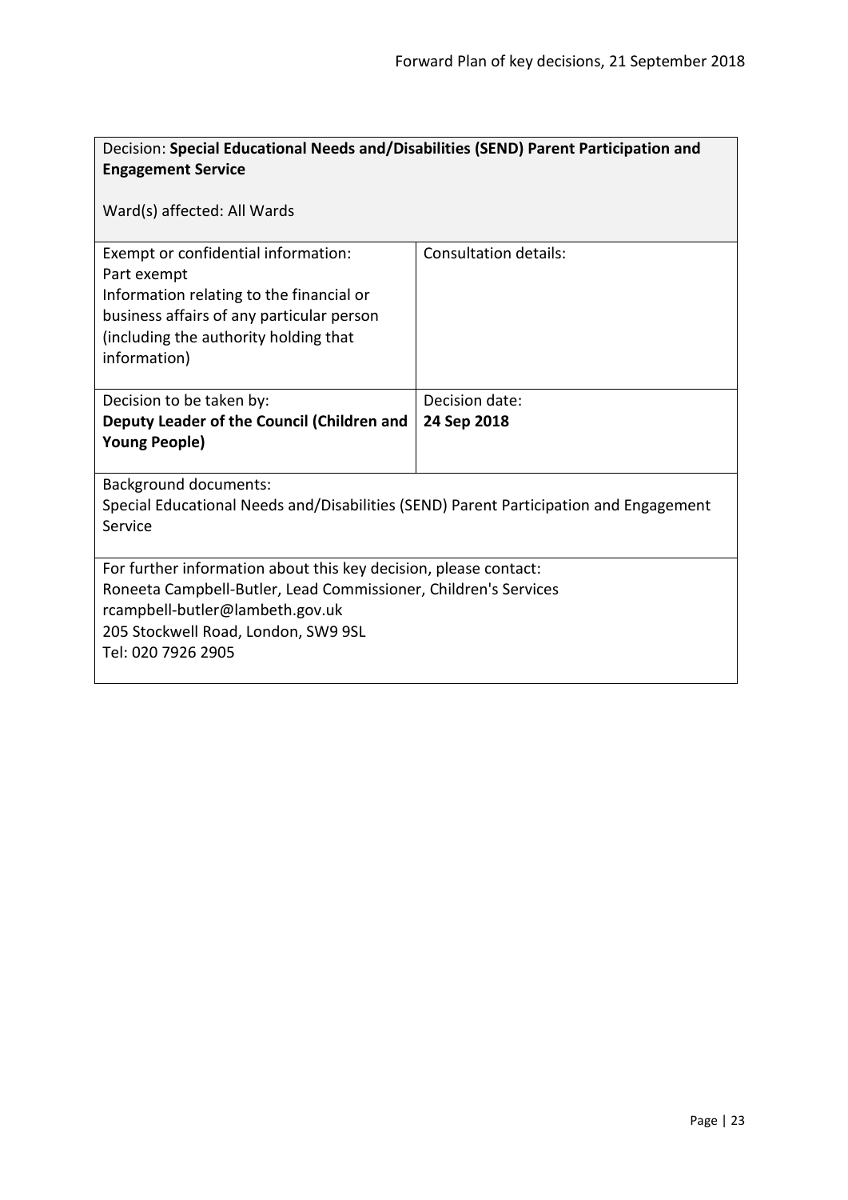Decision: **Special Educational Needs and/Disabilities (SEND) Parent Participation and Engagement Service**

Ward(s) affected: All Wards

| Exempt or confidential information:<br>Part exempt<br>Information relating to the financial or business affairs of any particular person (including the authority holding that information) | Consultation details: |
|---|---|
| Decision to be taken by:<br>**Deputy Leader of the Council (Children and Young People)** | Decision date:<br>**24 Sep 2018** |

Background documents:
Special Educational Needs and/Disabilities (SEND) Parent Participation and Engagement Service

For further information about this key decision, please contact:
Roneeta Campbell-Butler, Lead Commissioner, Children's Services
rcampbell-butler@lambeth.gov.uk
205 Stockwell Road, London, SW9 9SL
Tel: 020 7926 2905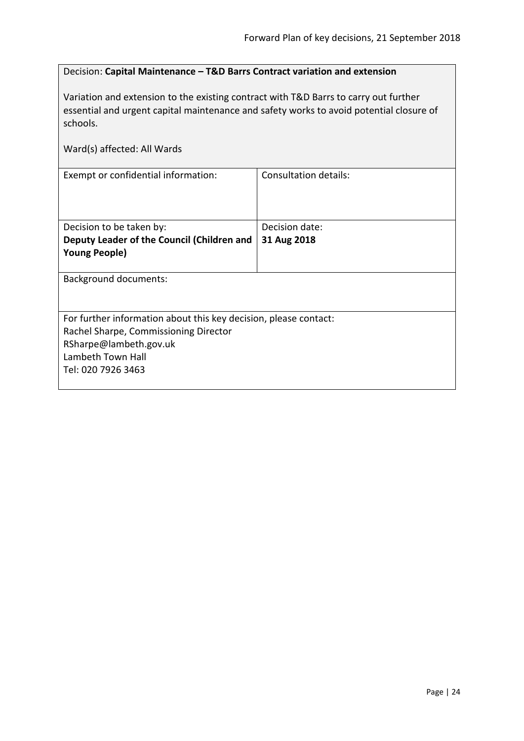Decision: **Capital Maintenance – T&D Barrs Contract variation and extension**

Variation and extension to the existing contract with T&D Barrs to carry out further essential and urgent capital maintenance and safety works to avoid potential closure of schools.

Ward(s) affected: All Wards

| Exempt or confidential information: | Consultation details: |
| --- | --- |
| Decision to be taken by:<br>**Deputy Leader of the Council (Children and Young People)** | Decision date:<br>**31 Aug 2018** |

Background documents:

For further information about this key decision, please contact:
Rachel Sharpe, Commissioning Director
RSharpe@lambeth.gov.uk
Lambeth Town Hall
Tel: 020 7926 3463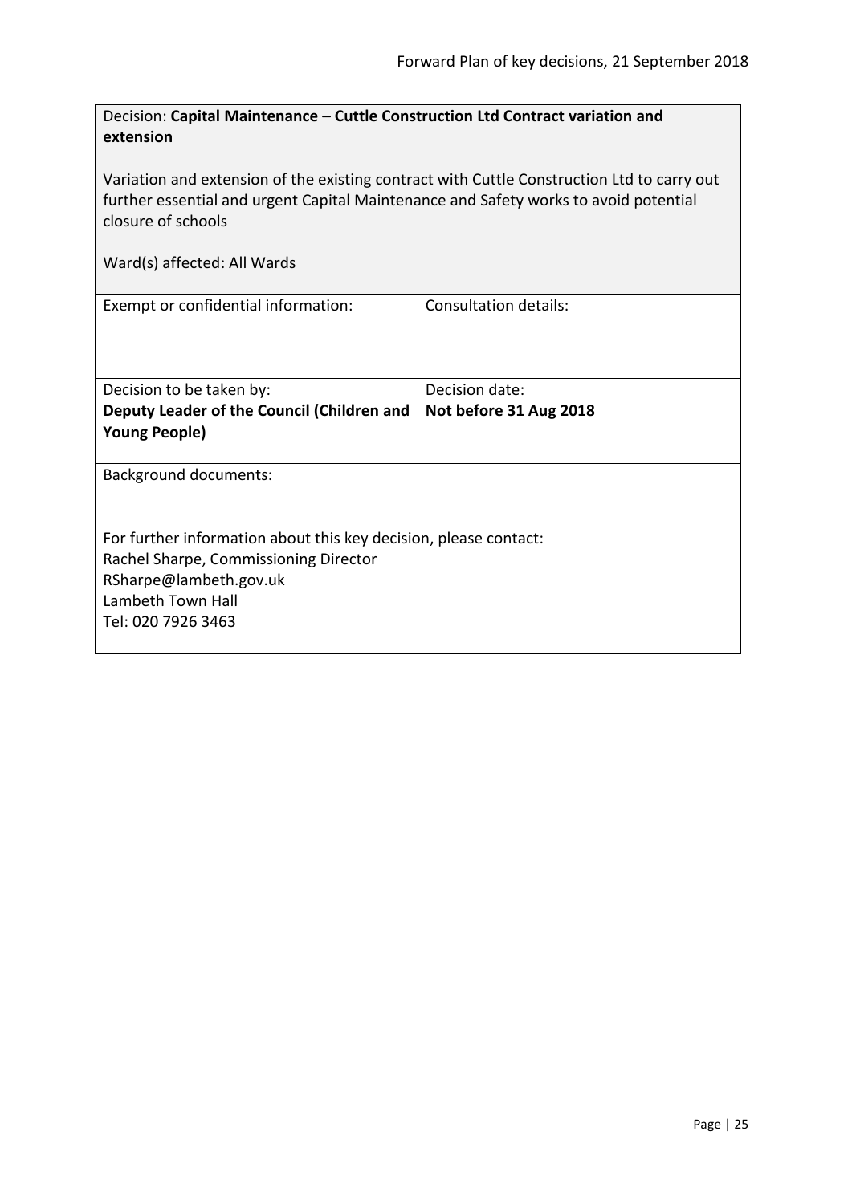Decision: **Capital Maintenance – Cuttle Construction Ltd Contract variation and extension**

Variation and extension of the existing contract with Cuttle Construction Ltd to carry out further essential and urgent Capital Maintenance and Safety works to avoid potential closure of schools

Ward(s) affected: All Wards

| Exempt or confidential information: | Consultation details: |
| --- | --- |
| Decision to be taken by:<br>**Deputy Leader of the Council (Children and Young People)** | Decision date:<br>**Not before 31 Aug 2018** |

Background documents:

For further information about this key decision, please contact:
Rachel Sharpe, Commissioning Director
RSharpe@lambeth.gov.uk
Lambeth Town Hall
Tel: 020 7926 3463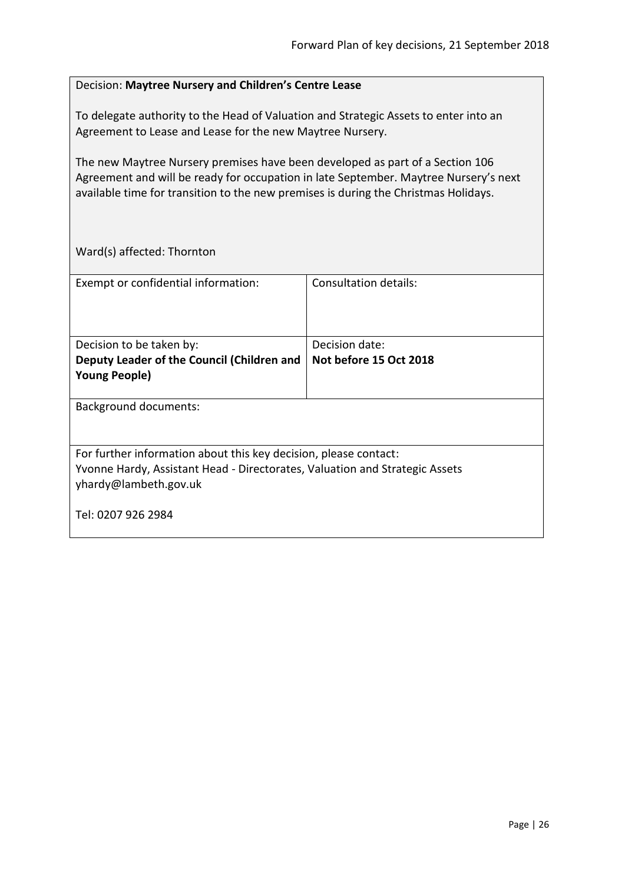Decision: **Maytree Nursery and Children's Centre Lease**

To delegate authority to the Head of Valuation and Strategic Assets to enter into an Agreement to Lease and Lease for the new Maytree Nursery.

The new Maytree Nursery premises have been developed as part of a Section 106 Agreement and will be ready for occupation in late September. Maytree Nursery's next available time for transition to the new premises is during the Christmas Holidays.

Ward(s) affected: Thornton

| Exempt or confidential information: | Consultation details: |
|---|---|
| Decision to be taken by:<br>**Deputy Leader of the Council (Children and Young People)** | Decision date:<br>**Not before 15 Oct 2018** |

Background documents:

For further information about this key decision, please contact:
Yvonne Hardy, Assistant Head - Directorates, Valuation and Strategic Assets
yhardy@lambeth.gov.uk

Tel: 0207 926 2984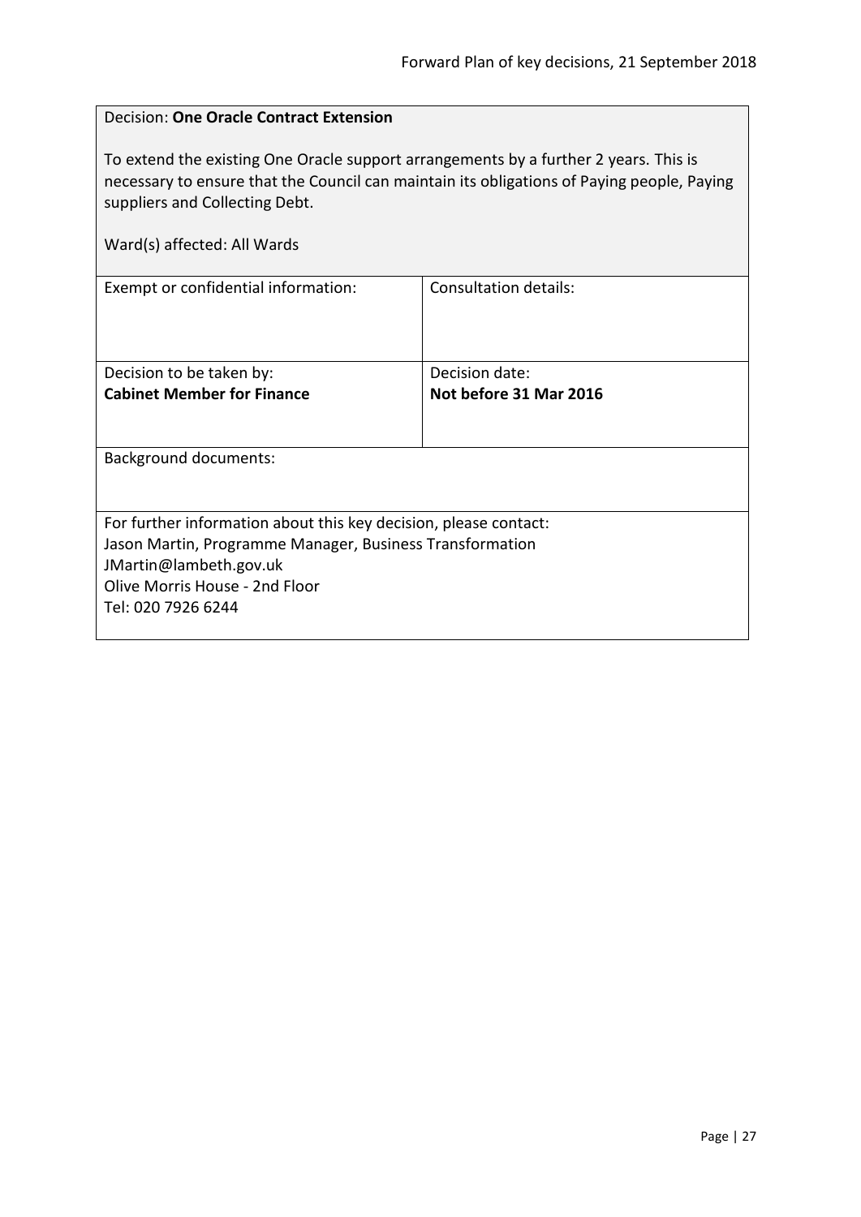Decision: **One Oracle Contract Extension**

To extend the existing One Oracle support arrangements by a further 2 years. This is necessary to ensure that the Council can maintain its obligations of Paying people, Paying suppliers and Collecting Debt.

Ward(s) affected: All Wards

| Exempt or confidential information: | Consultation details: |
|---|---|
| Decision to be taken by:<br>**Cabinet Member for Finance** | Decision date:<br>**Not before 31 Mar 2016** |

Background documents:

For further information about this key decision, please contact:
Jason Martin, Programme Manager, Business Transformation
JMartin@lambeth.gov.uk
Olive Morris House - 2nd Floor
Tel: 020 7926 6244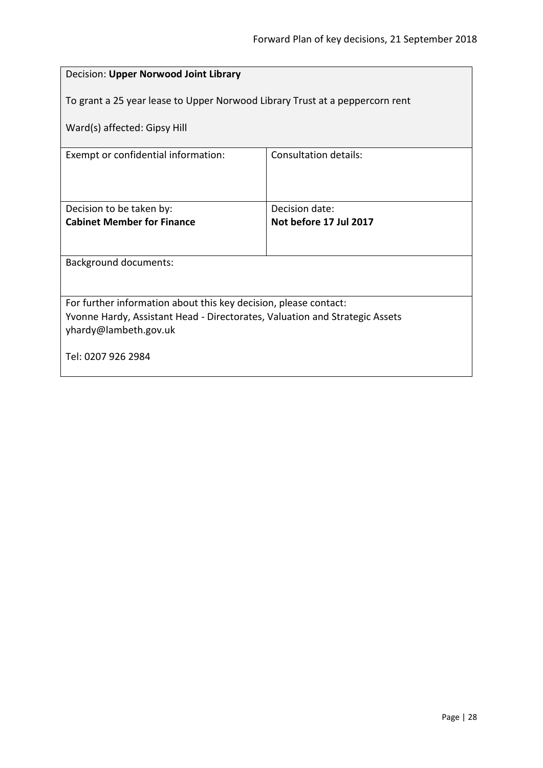Decision: **Upper Norwood Joint Library**

To grant a 25 year lease to Upper Norwood Library Trust at a peppercorn rent

Ward(s) affected: Gipsy Hill

| Exempt or confidential information: | Consultation details: |
| --- | --- |
| Decision to be taken by:<br>**Cabinet Member for Finance** | Decision date:<br>**Not before 17 Jul 2017** |

Background documents:

For further information about this key decision, please contact:
Yvonne Hardy, Assistant Head - Directorates, Valuation and Strategic Assets
yhardy@lambeth.gov.uk

Tel: 0207 926 2984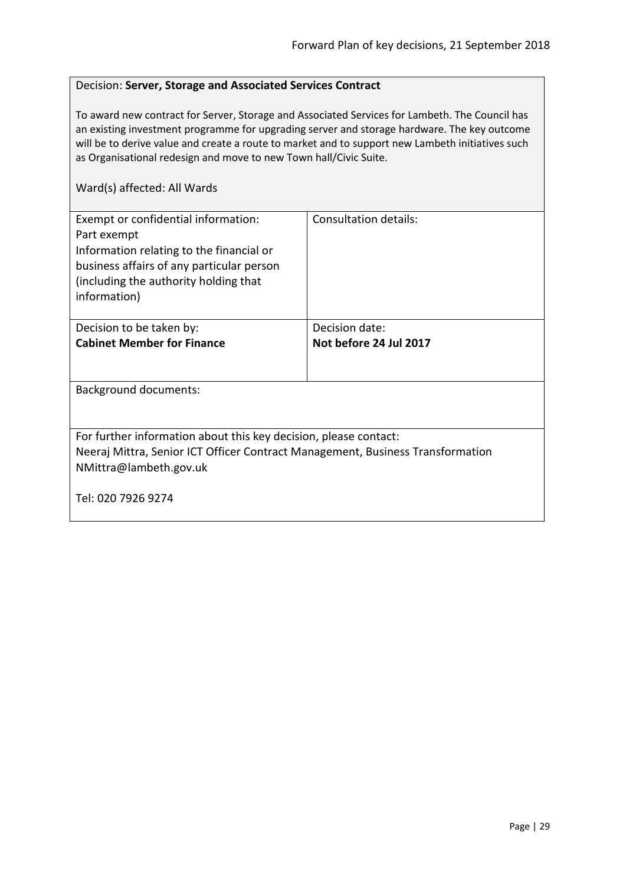Decision: **Server, Storage and Associated Services Contract**

To award new contract for Server, Storage and Associated Services for Lambeth. The Council has an existing investment programme for upgrading server and storage hardware. The key outcome will be to derive value and create a route to market and to support new Lambeth initiatives such as Organisational redesign and move to new Town hall/Civic Suite.

Ward(s) affected: All Wards

| Exempt or confidential information:<br>Part exempt<br>Information relating to the financial or business affairs of any particular person (including the authority holding that information) | Consultation details: |
|---|---|
| Decision to be taken by:<br>**Cabinet Member for Finance** | Decision date:<br>**Not before 24 Jul 2017** |

Background documents:

For further information about this key decision, please contact:
Neeraj Mittra, Senior ICT Officer Contract Management, Business Transformation
NMittra@lambeth.gov.uk

Tel: 020 7926 9274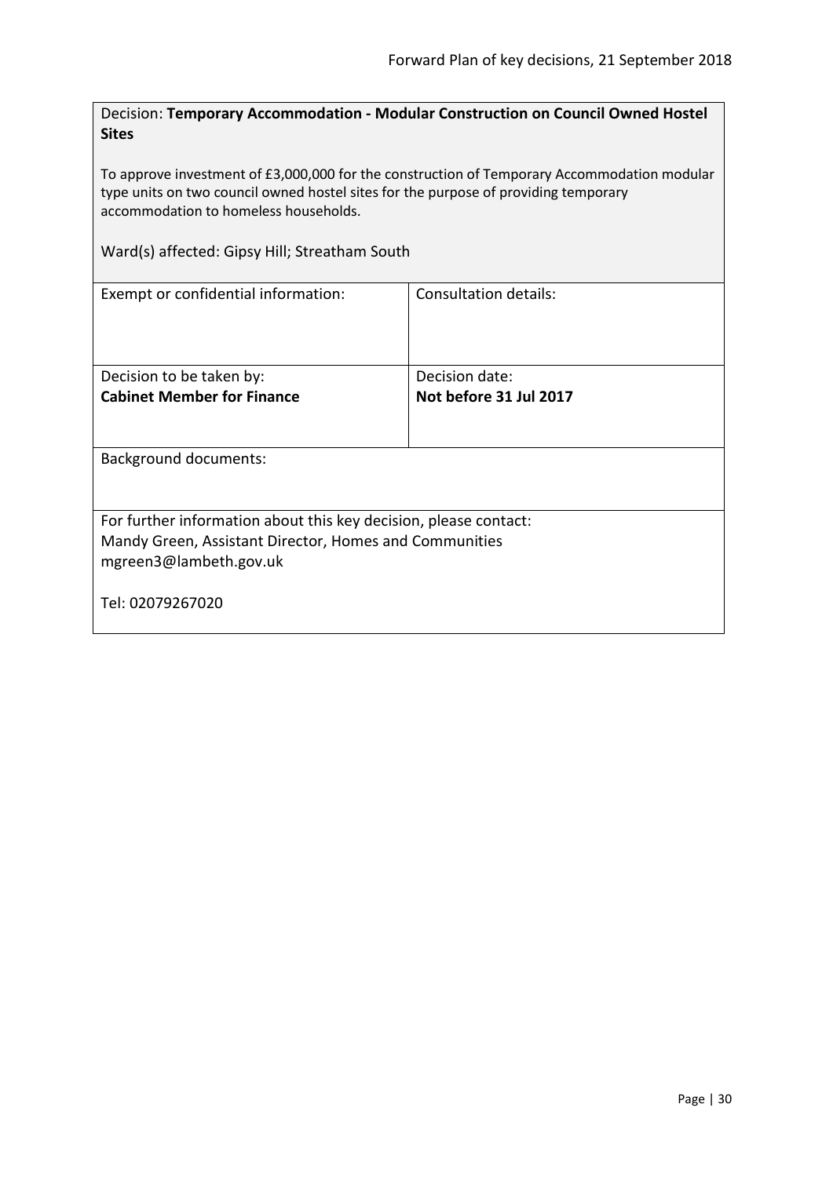Decision: **Temporary Accommodation - Modular Construction on Council Owned Hostel Sites**

To approve investment of £3,000,000 for the construction of Temporary Accommodation modular type units on two council owned hostel sites for the purpose of providing temporary accommodation to homeless households.

Ward(s) affected: Gipsy Hill; Streatham South

| Exempt or confidential information: | Consultation details: |
|---|---|
| Decision to be taken by:<br>**Cabinet Member for Finance** | Decision date:<br>**Not before 31 Jul 2017** |

Background documents:

For further information about this key decision, please contact:
Mandy Green, Assistant Director, Homes and Communities
mgreen3@lambeth.gov.uk

Tel: 02079267020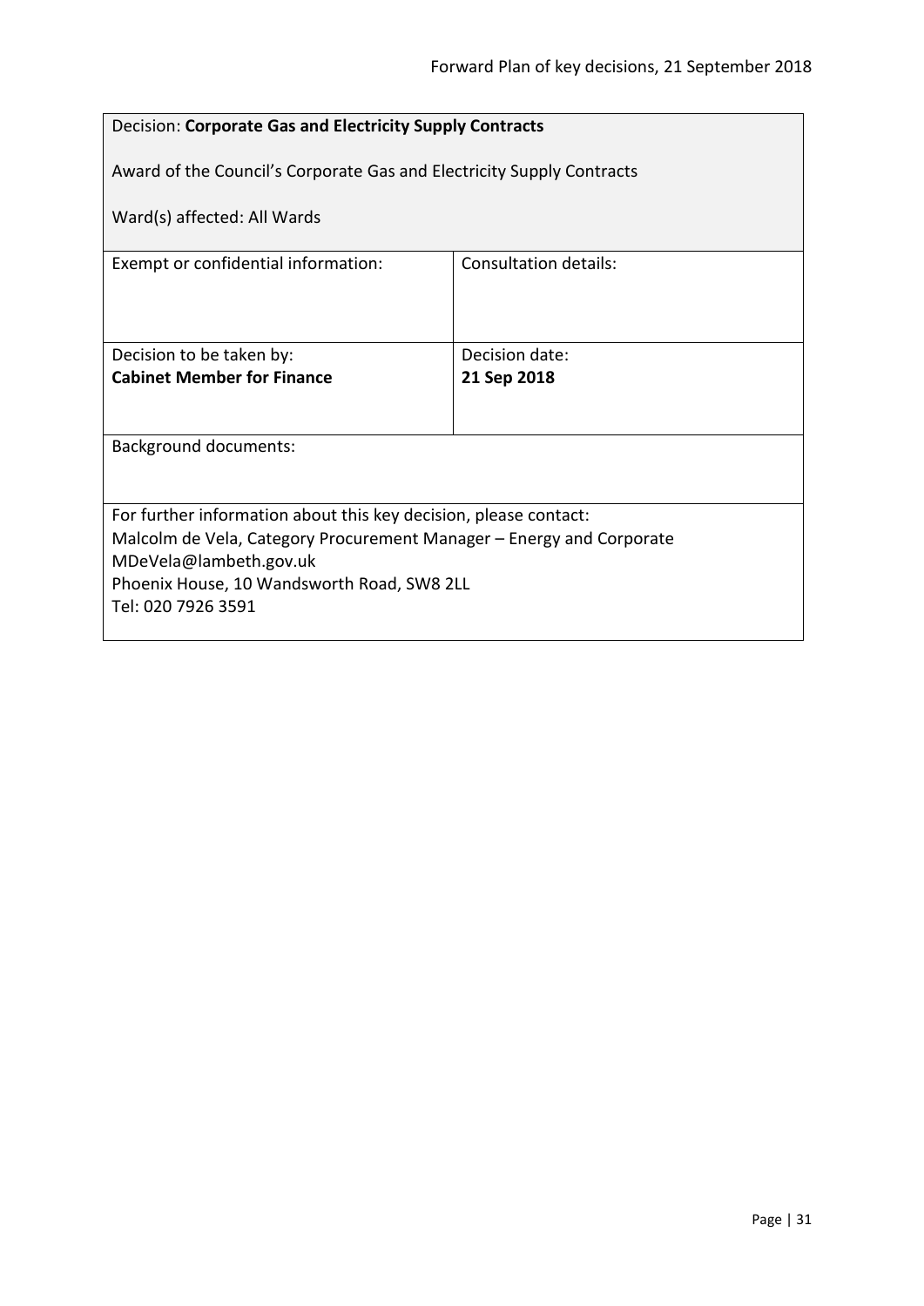Decision: **Corporate Gas and Electricity Supply Contracts**

Award of the Council's Corporate Gas and Electricity Supply Contracts

Ward(s) affected: All Wards

| Exempt or confidential information: | Consultation details: |
| --- | --- |
| Decision to be taken by:<br>**Cabinet Member for Finance** | Decision date:<br>**21 Sep 2018** |

Background documents:

For further information about this key decision, please contact:
Malcolm de Vela, Category Procurement Manager – Energy and Corporate
MDeVela@lambeth.gov.uk
Phoenix House, 10 Wandsworth Road, SW8 2LL
Tel: 020 7926 3591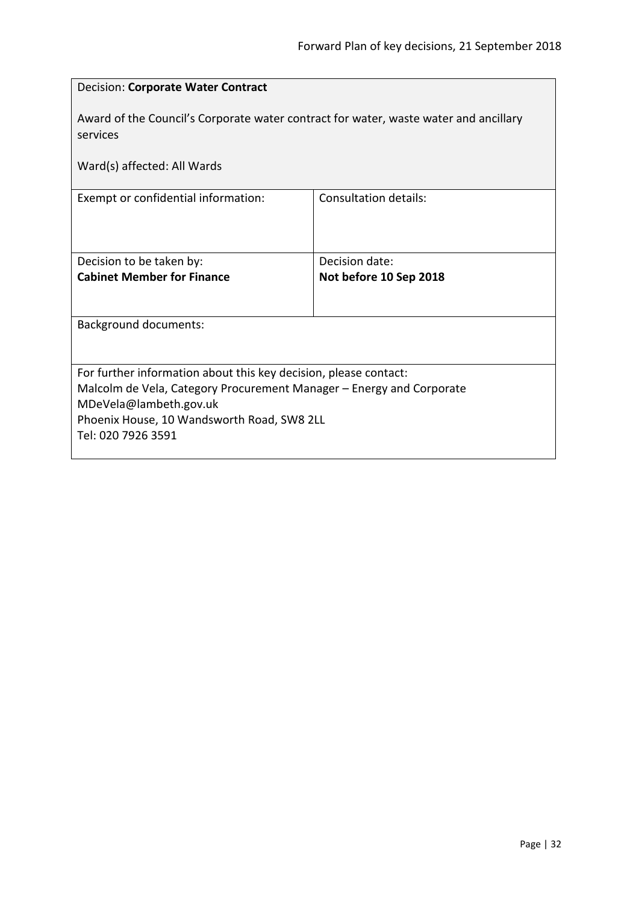Decision: **Corporate Water Contract**

Award of the Council's Corporate water contract for water, waste water and ancillary services

Ward(s) affected: All Wards

| Exempt or confidential information: | Consultation details: |
| --- | --- |
| Decision to be taken by:<br>**Cabinet Member for Finance** | Decision date:<br>**Not before 10 Sep 2018** |

Background documents:

For further information about this key decision, please contact:
Malcolm de Vela, Category Procurement Manager – Energy and Corporate
MDeVela@lambeth.gov.uk
Phoenix House, 10 Wandsworth Road, SW8 2LL
Tel: 020 7926 3591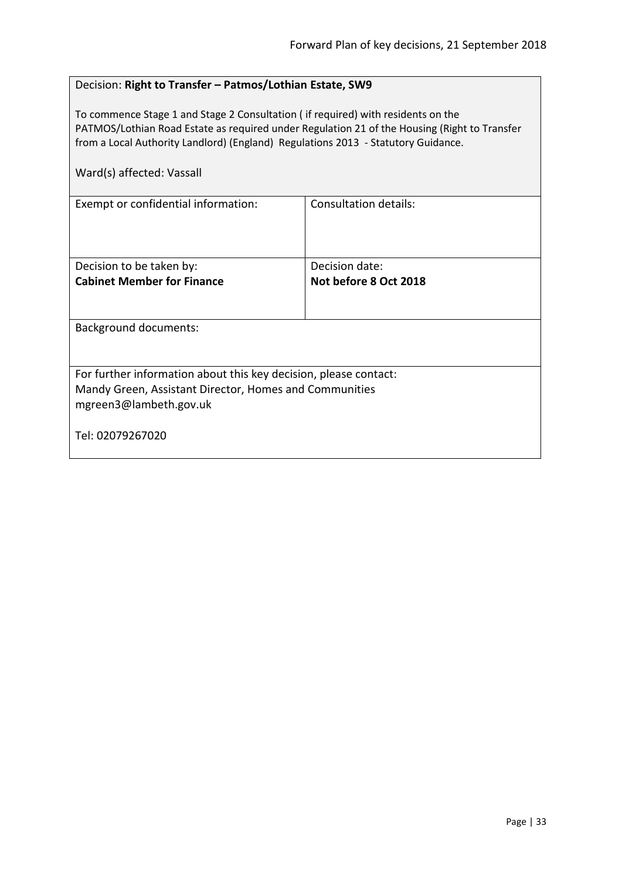Decision: **Right to Transfer – Patmos/Lothian Estate, SW9**

To commence Stage 1 and Stage 2 Consultation ( if required) with residents on the PATMOS/Lothian Road Estate as required under Regulation 21 of the Housing (Right to Transfer from a Local Authority Landlord) (England) Regulations 2013 - Statutory Guidance.

Ward(s) affected: Vassall

| Exempt or confidential information: | Consultation details: |
|---|---|
| | |
| Decision to be taken by:<br>**Cabinet Member for Finance** | Decision date:<br>**Not before 8 Oct 2018** |

Background documents:

For further information about this key decision, please contact:
Mandy Green, Assistant Director, Homes and Communities
mgreen3@lambeth.gov.uk

Tel: 02079267020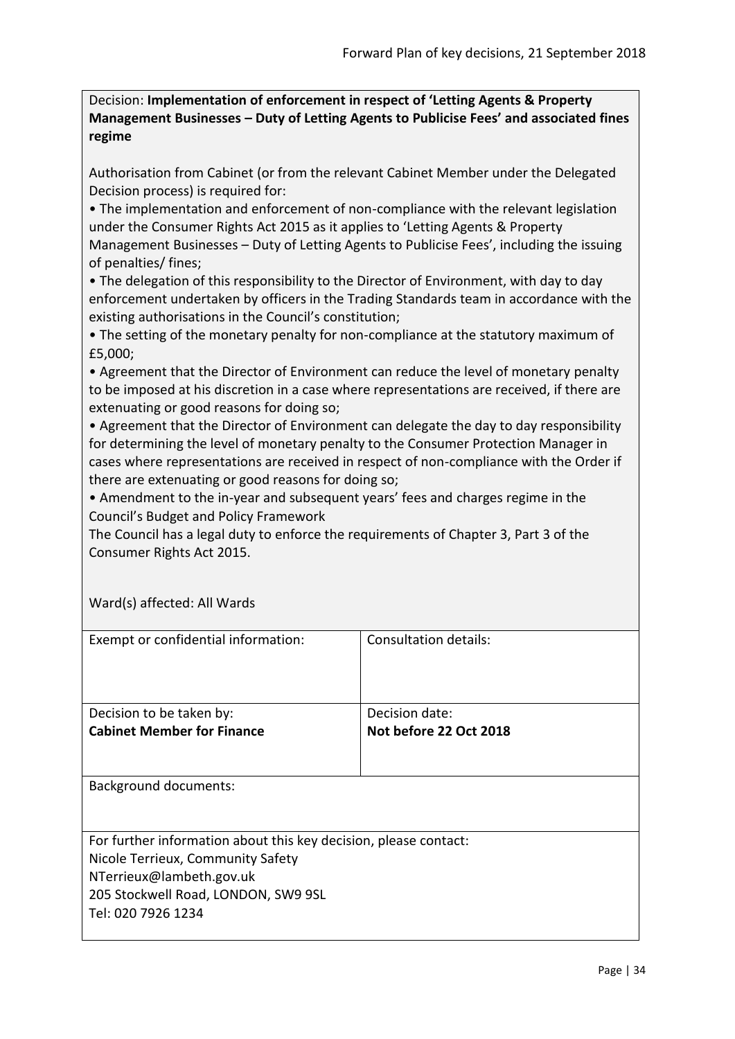Decision: **Implementation of enforcement in respect of 'Letting Agents & Property Management Businesses – Duty of Letting Agents to Publicise Fees' and associated fines regime**

Authorisation from Cabinet (or from the relevant Cabinet Member under the Delegated Decision process) is required for:

- The implementation and enforcement of non-compliance with the relevant legislation under the Consumer Rights Act 2015 as it applies to 'Letting Agents & Property Management Businesses – Duty of Letting Agents to Publicise Fees', including the issuing of penalties/ fines;
- The delegation of this responsibility to the Director of Environment, with day to day enforcement undertaken by officers in the Trading Standards team in accordance with the existing authorisations in the Council's constitution;
- The setting of the monetary penalty for non-compliance at the statutory maximum of £5,000;
- Agreement that the Director of Environment can reduce the level of monetary penalty to be imposed at his discretion in a case where representations are received, if there are extenuating or good reasons for doing so;
- Agreement that the Director of Environment can delegate the day to day responsibility for determining the level of monetary penalty to the Consumer Protection Manager in cases where representations are received in respect of non-compliance with the Order if there are extenuating or good reasons for doing so;
- Amendment to the in-year and subsequent years' fees and charges regime in the Council's Budget and Policy Framework

The Council has a legal duty to enforce the requirements of Chapter 3, Part 3 of the Consumer Rights Act 2015.

Ward(s) affected: All Wards

| Exempt or confidential information: | Consultation details: |
|---|---|
| Decision to be taken by:<br>**Cabinet Member for Finance** | Decision date:<br>**Not before 22 Oct 2018** |

Background documents:

For further information about this key decision, please contact:
Nicole Terrieux, Community Safety
NTerrieux@lambeth.gov.uk
205 Stockwell Road, LONDON, SW9 9SL
Tel: 020 7926 1234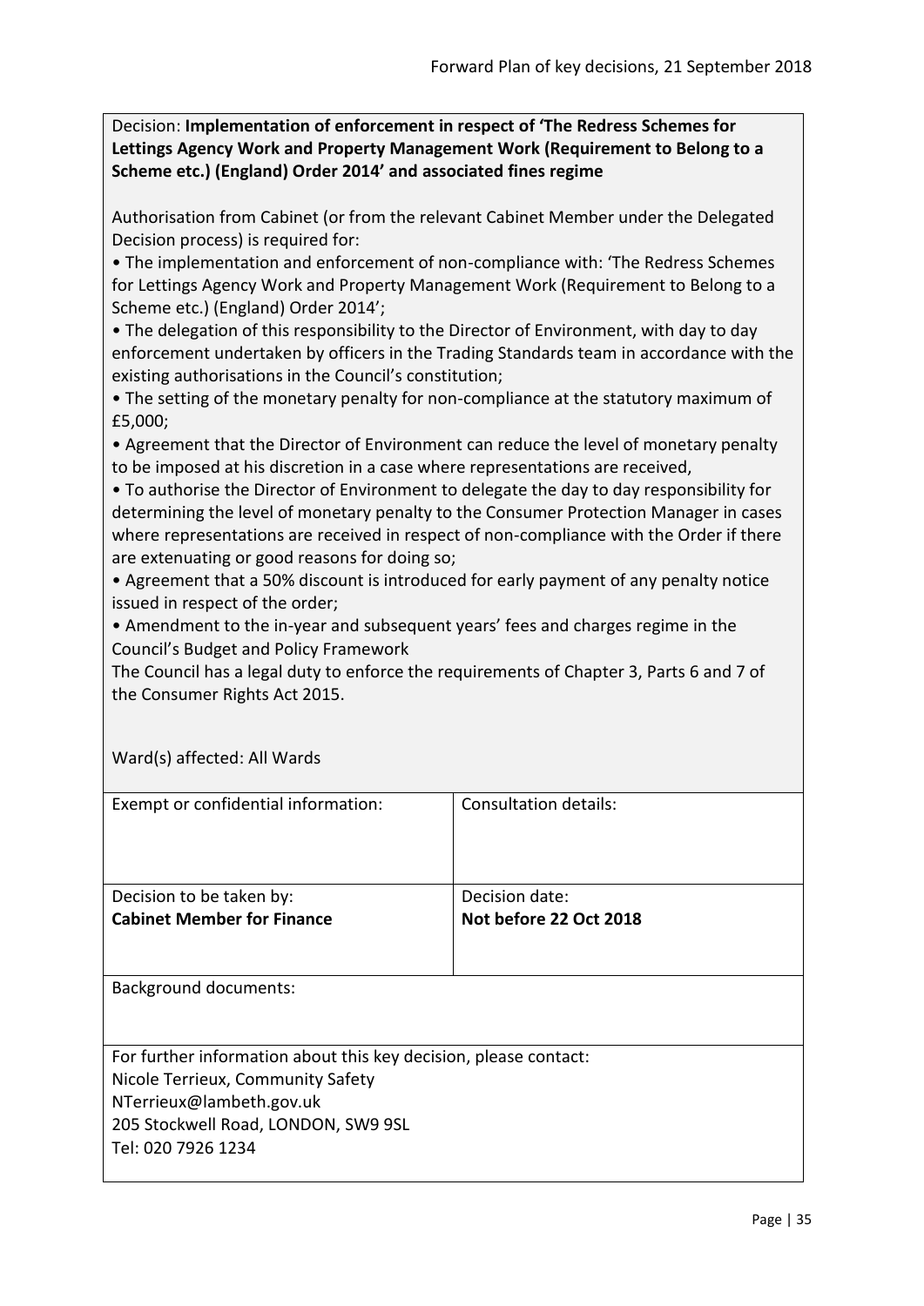Decision: **Implementation of enforcement in respect of 'The Redress Schemes for Lettings Agency Work and Property Management Work (Requirement to Belong to a Scheme etc.) (England) Order 2014' and associated fines regime**

Authorisation from Cabinet (or from the relevant Cabinet Member under the Delegated Decision process) is required for:

- The implementation and enforcement of non-compliance with: 'The Redress Schemes for Lettings Agency Work and Property Management Work (Requirement to Belong to a Scheme etc.) (England) Order 2014';
- The delegation of this responsibility to the Director of Environment, with day to day enforcement undertaken by officers in the Trading Standards team in accordance with the existing authorisations in the Council's constitution;
- The setting of the monetary penalty for non-compliance at the statutory maximum of £5,000;
- Agreement that the Director of Environment can reduce the level of monetary penalty to be imposed at his discretion in a case where representations are received,
- To authorise the Director of Environment to delegate the day to day responsibility for determining the level of monetary penalty to the Consumer Protection Manager in cases where representations are received in respect of non-compliance with the Order if there are extenuating or good reasons for doing so;
- Agreement that a 50% discount is introduced for early payment of any penalty notice issued in respect of the order;
- Amendment to the in-year and subsequent years' fees and charges regime in the Council's Budget and Policy Framework

The Council has a legal duty to enforce the requirements of Chapter 3, Parts 6 and 7 of the Consumer Rights Act 2015.

Ward(s) affected: All Wards

| Exempt or confidential information: | Consultation details: |
|---|---|
| Decision to be taken by:<br>**Cabinet Member for Finance** | Decision date:<br>**Not before 22 Oct 2018** |

Background documents:

For further information about this key decision, please contact:
Nicole Terrieux, Community Safety
NTerrieux@lambeth.gov.uk
205 Stockwell Road, LONDON, SW9 9SL
Tel: 020 7926 1234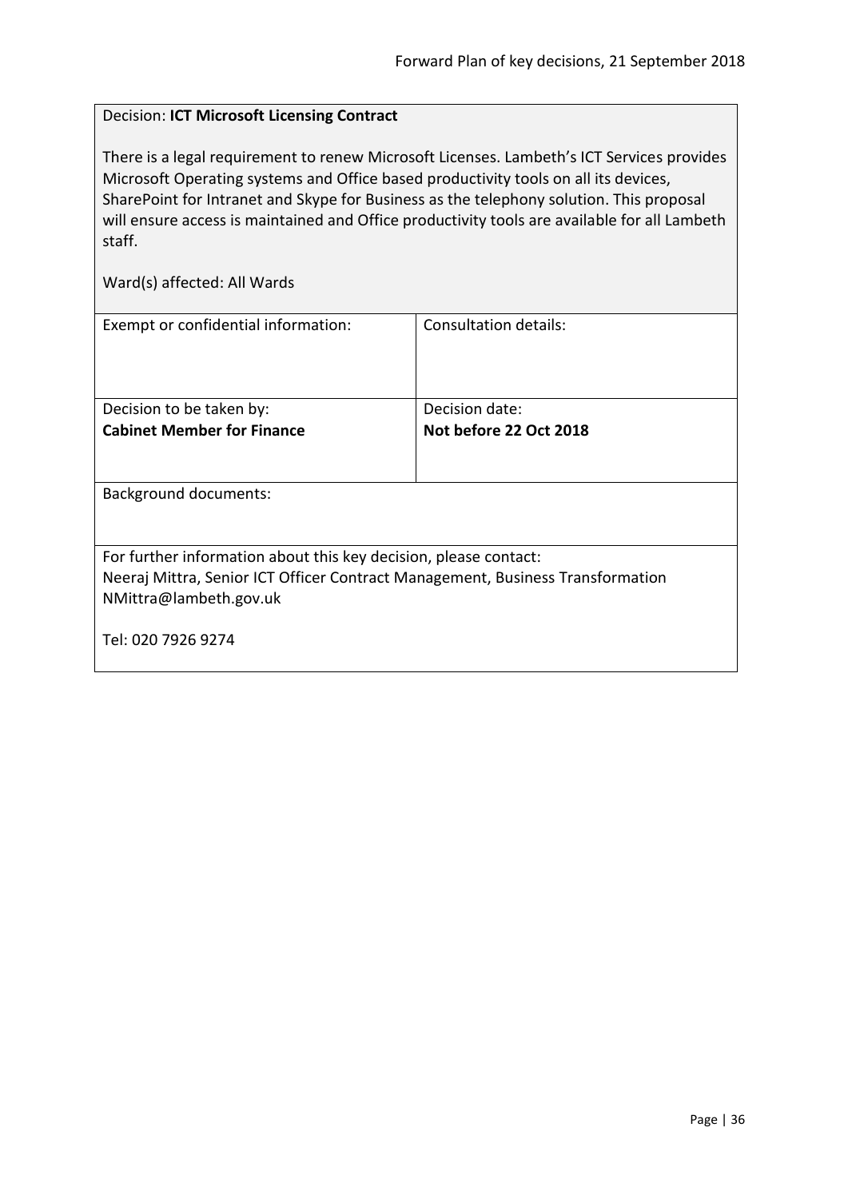Decision: **ICT Microsoft Licensing Contract**

There is a legal requirement to renew Microsoft Licenses. Lambeth's ICT Services provides Microsoft Operating systems and Office based productivity tools on all its devices, SharePoint for Intranet and Skype for Business as the telephony solution. This proposal will ensure access is maintained and Office productivity tools are available for all Lambeth staff.

Ward(s) affected: All Wards

| Exempt or confidential information: | Consultation details: |
|---|---|
| Decision to be taken by:<br>**Cabinet Member for Finance** | Decision date:<br>**Not before 22 Oct 2018** |

Background documents:

For further information about this key decision, please contact:
Neeraj Mittra, Senior ICT Officer Contract Management, Business Transformation
NMittra@lambeth.gov.uk

Tel: 020 7926 9274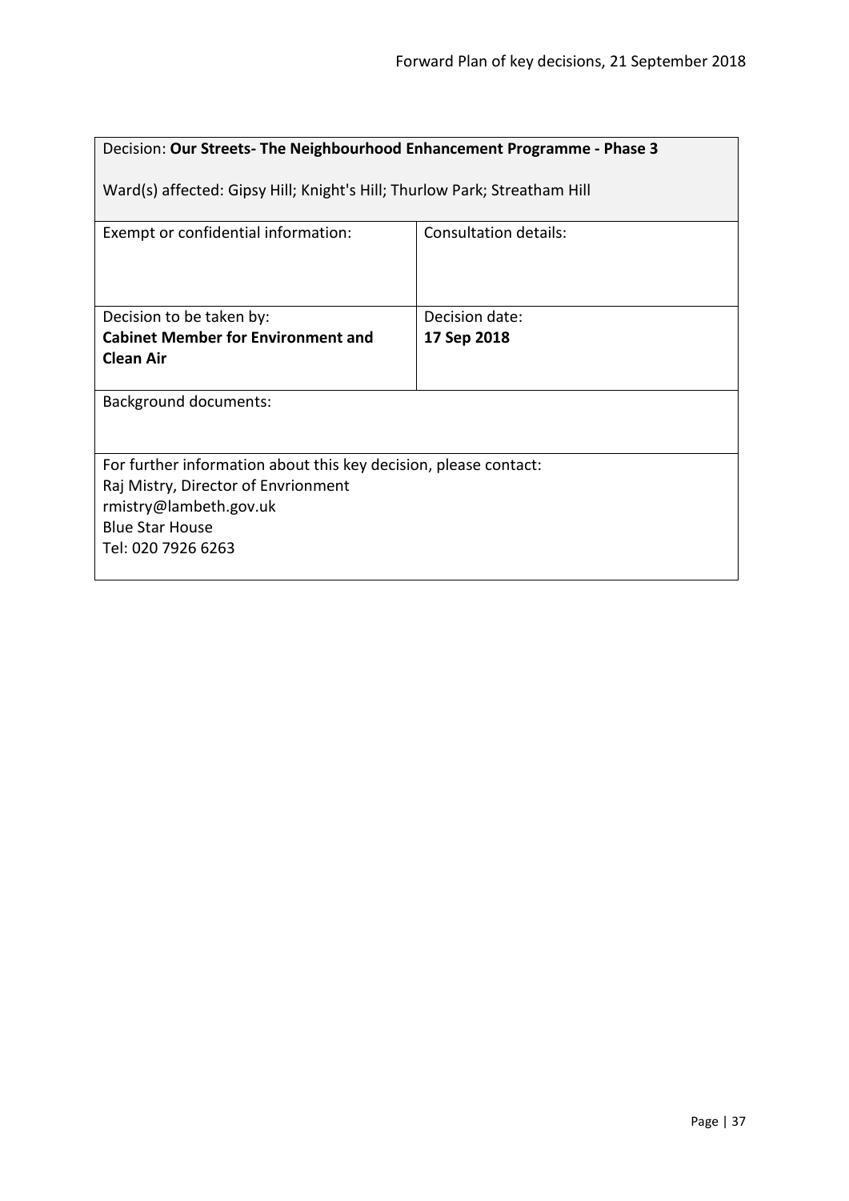| Decision: **Our Streets- The Neighbourhood Enhancement Programme - Phase 3**<br><br>Ward(s) affected: Gipsy Hill; Knight's Hill; Thurlow Park; Streatham Hill | |
|---|---|
| Exempt or confidential information: | Consultation details: |
| Decision to be taken by:<br>**Cabinet Member for Environment and Clean Air** | Decision date:<br>**17 Sep 2018** |
| Background documents: | |
| For further information about this key decision, please contact:<br>Raj Mistry, Director of Envrionment<br>rmistry@lambeth.gov.uk<br>Blue Star House<br>Tel: 020 7926 6263 | |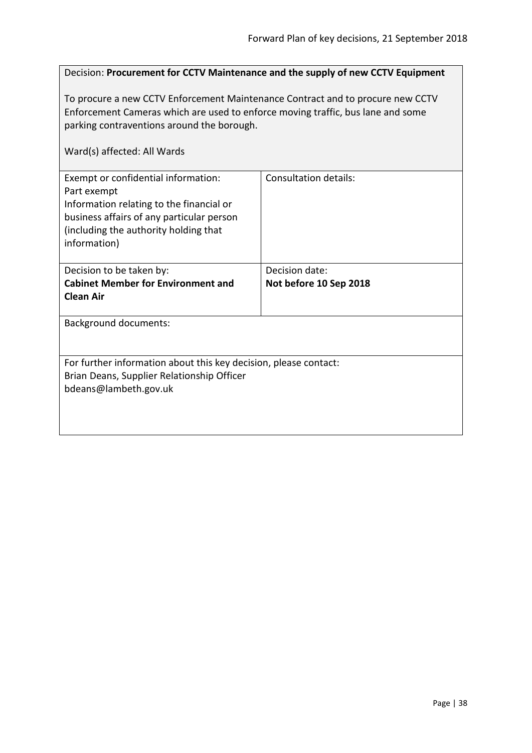Decision: **Procurement for CCTV Maintenance and the supply of new CCTV Equipment**

To procure a new CCTV Enforcement Maintenance Contract and to procure new CCTV Enforcement Cameras which are used to enforce moving traffic, bus lane and some parking contraventions around the borough.

Ward(s) affected: All Wards

| Exempt or confidential information: Part exempt Information relating to the financial or business affairs of any particular person (including the authority holding that information) | Consultation details: |
| --- | --- |
| Decision to be taken by: **Cabinet Member for Environment and Clean Air** | Decision date: **Not before 10 Sep 2018** |

Background documents:

For further information about this key decision, please contact:
Brian Deans, Supplier Relationship Officer
bdeans@lambeth.gov.uk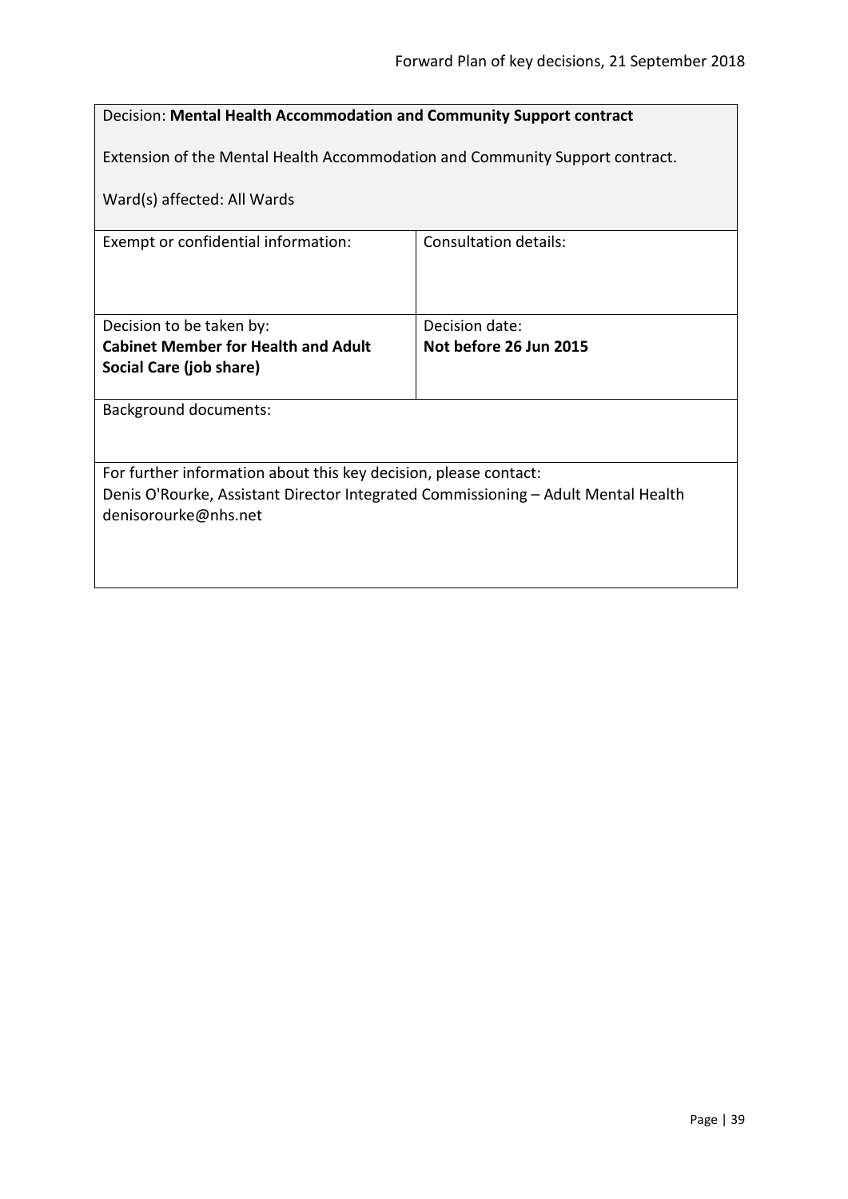Decision: **Mental Health Accommodation and Community Support contract**

Extension of the Mental Health Accommodation and Community Support contract.

Ward(s) affected: All Wards

| Exempt or confidential information: | Consultation details: |
| --- | --- |
| Decision to be taken by:<br>**Cabinet Member for Health and Adult Social Care (job share)** | Decision date:<br>**Not before 26 Jun 2015** |

Background documents:

For further information about this key decision, please contact:
Denis O'Rourke, Assistant Director Integrated Commissioning – Adult Mental Health
denisorourke@nhs.net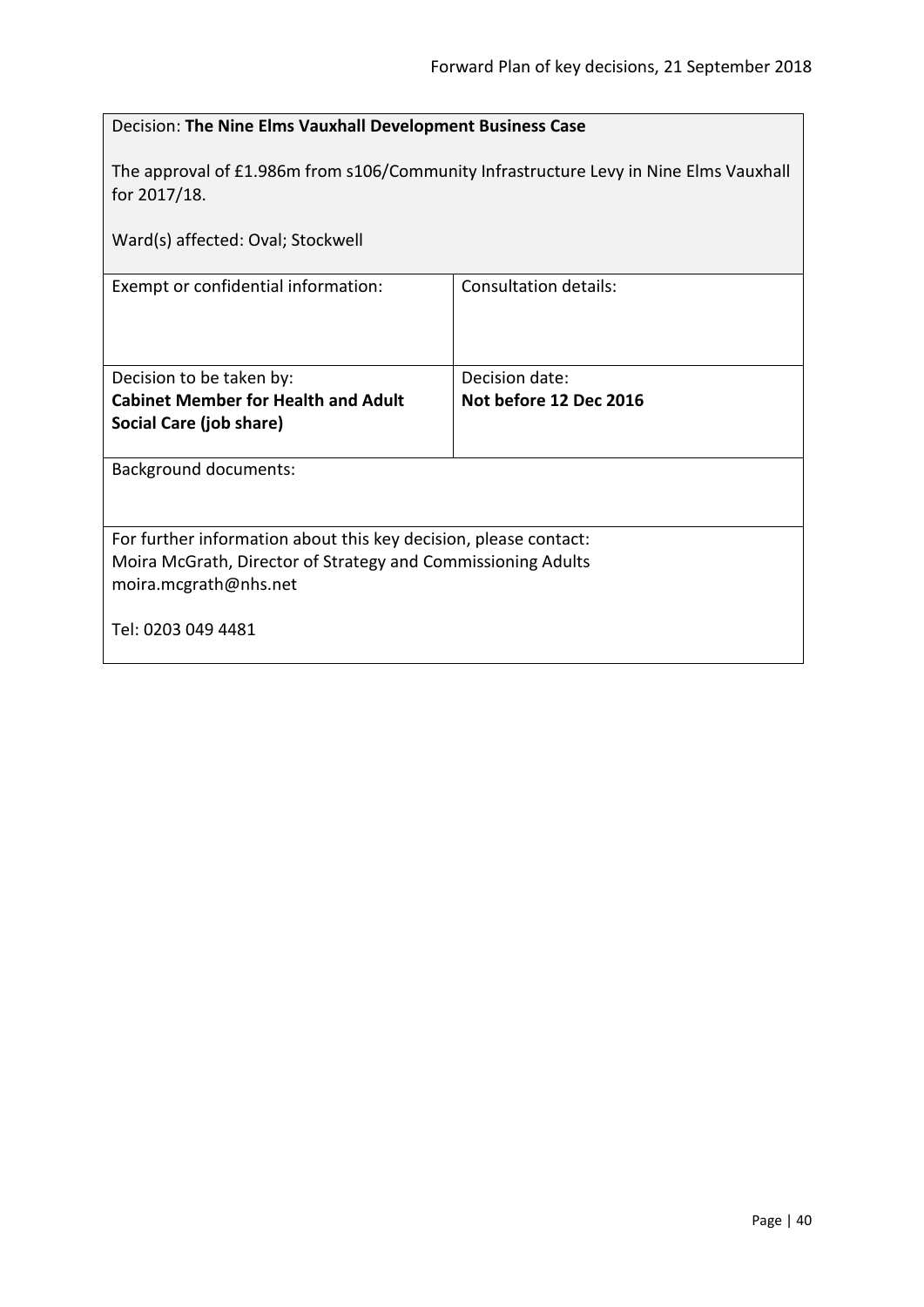| Decision: **The Nine Elms Vauxhall Development Business Case**<br><br>The approval of £1.986m from s106/Community Infrastructure Levy in Nine Elms Vauxhall for 2017/18.<br><br>Ward(s) affected: Oval; Stockwell | |
|---|---|
| Exempt or confidential information: | Consultation details: |
| Decision to be taken by:<br>**Cabinet Member for Health and Adult Social Care (job share)** | Decision date:<br>**Not before 12 Dec 2016** |
| Background documents: | |
| For further information about this key decision, please contact:<br>Moira McGrath, Director of Strategy and Commissioning Adults<br>moira.mcgrath@nhs.net<br><br>Tel: 0203 049 4481 | |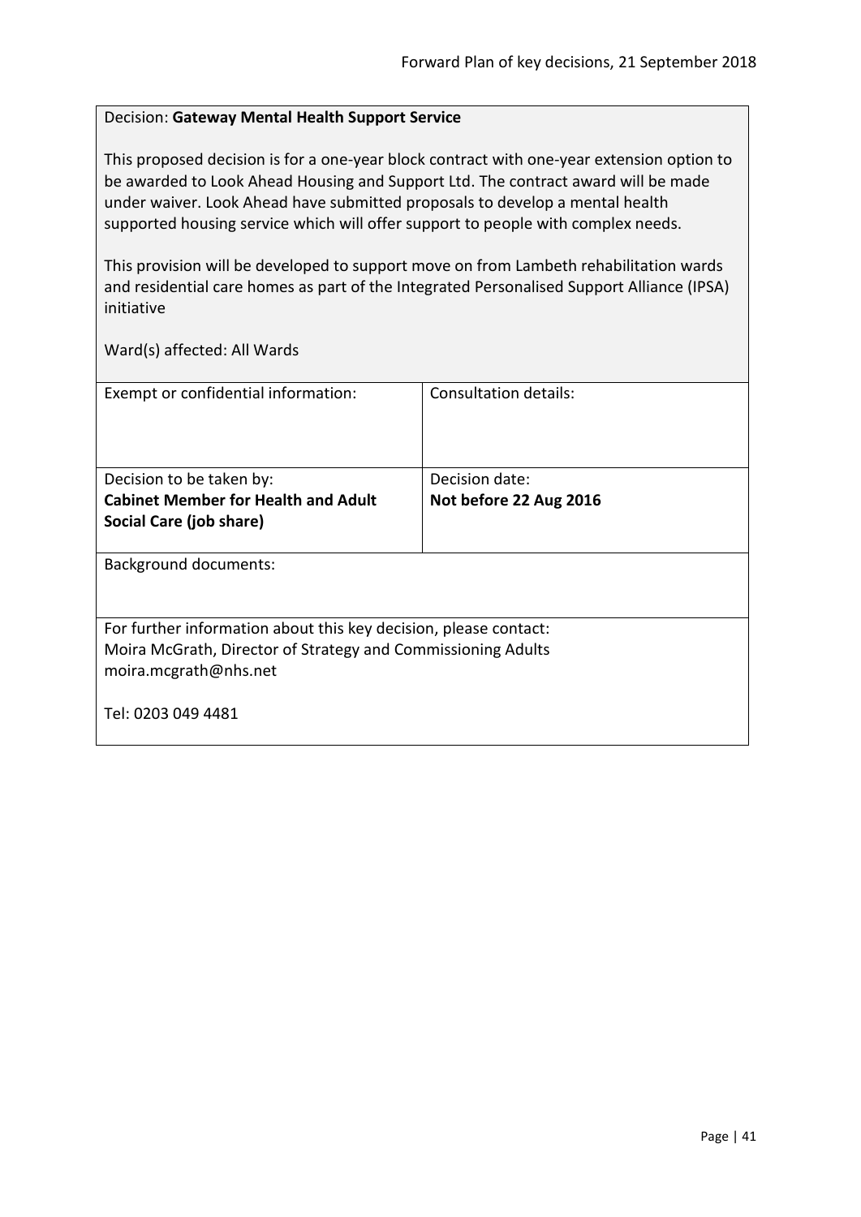Decision: **Gateway Mental Health Support Service**

This proposed decision is for a one-year block contract with one-year extension option to be awarded to Look Ahead Housing and Support Ltd. The contract award will be made under waiver. Look Ahead have submitted proposals to develop a mental health supported housing service which will offer support to people with complex needs.

This provision will be developed to support move on from Lambeth rehabilitation wards and residential care homes as part of the Integrated Personalised Support Alliance (IPSA) initiative

Ward(s) affected: All Wards

| Exempt or confidential information: | Consultation details: |
|---|---|
| Decision to be taken by:<br>**Cabinet Member for Health and Adult Social Care (job share)** | Decision date:<br>**Not before 22 Aug 2016** |

Background documents:

For further information about this key decision, please contact:
Moira McGrath, Director of Strategy and Commissioning Adults
moira.mcgrath@nhs.net

Tel: 0203 049 4481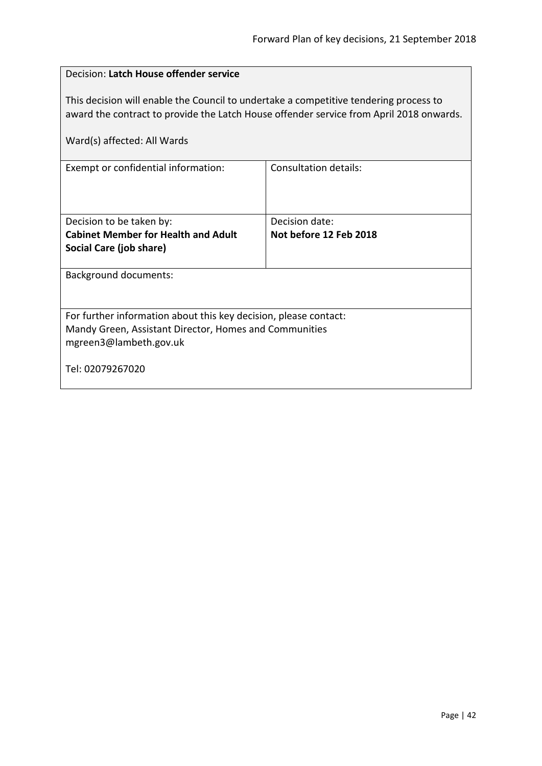| Decision: **Latch House offender service**<br><br>This decision will enable the Council to undertake a competitive tendering process to award the contract to provide the Latch House offender service from April 2018 onwards.<br><br>Ward(s) affected: All Wards | |
|---|---|
| Exempt or confidential information: | Consultation details: |
| Decision to be taken by:<br>**Cabinet Member for Health and Adult Social Care (job share)** | Decision date:<br>**Not before 12 Feb 2018** |
| Background documents: | |
| For further information about this key decision, please contact:<br>Mandy Green, Assistant Director, Homes and Communities<br>mgreen3@lambeth.gov.uk<br><br>Tel: 02079267020 | |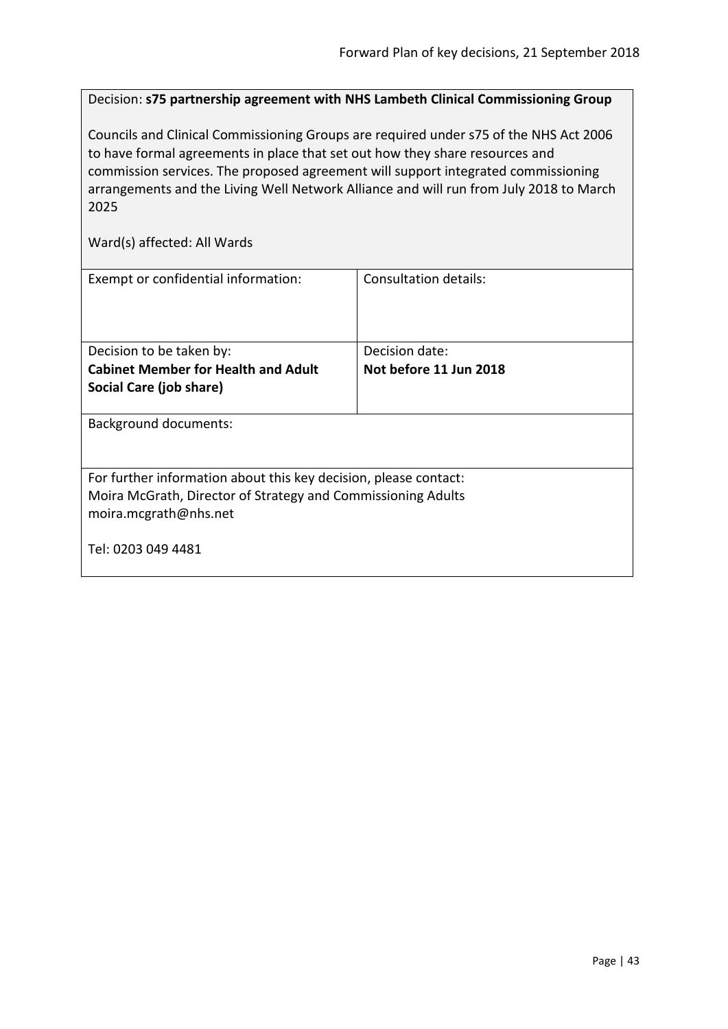Decision: **s75 partnership agreement with NHS Lambeth Clinical Commissioning Group**

Councils and Clinical Commissioning Groups are required under s75 of the NHS Act 2006 to have formal agreements in place that set out how they share resources and commission services. The proposed agreement will support integrated commissioning arrangements and the Living Well Network Alliance and will run from July 2018 to March 2025

Ward(s) affected: All Wards

| Exempt or confidential information: | Consultation details: |
|---|---|
| Decision to be taken by:<br>**Cabinet Member for Health and Adult Social Care (job share)** | Decision date:<br>**Not before 11 Jun 2018** |

Background documents:

For further information about this key decision, please contact:
Moira McGrath, Director of Strategy and Commissioning Adults
moira.mcgrath@nhs.net

Tel: 0203 049 4481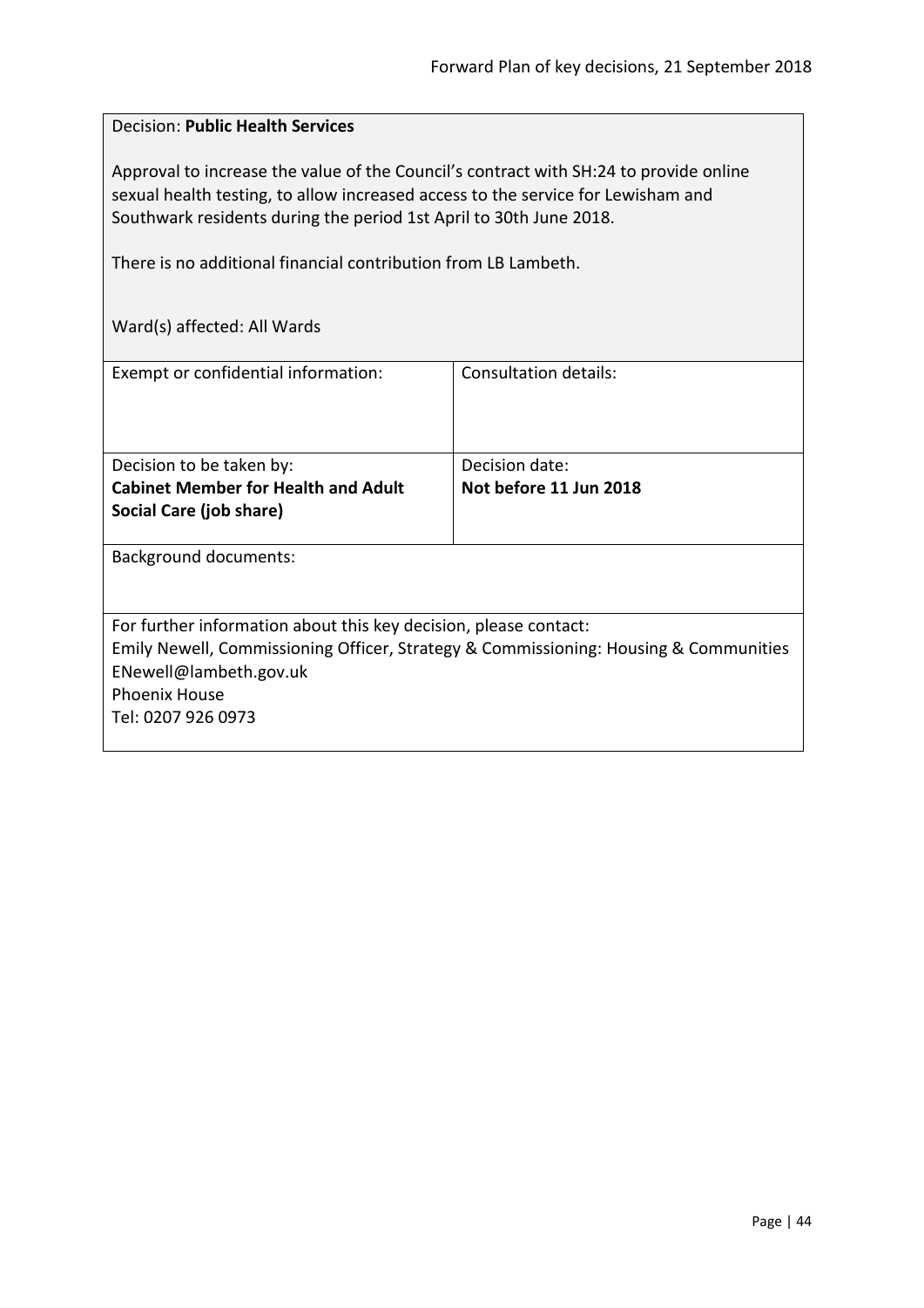Decision: **Public Health Services**

Approval to increase the value of the Council's contract with SH:24 to provide online sexual health testing, to allow increased access to the service for Lewisham and Southwark residents during the period 1st April to 30th June 2018.

There is no additional financial contribution from LB Lambeth.

Ward(s) affected: All Wards

| Exempt or confidential information: | Consultation details: |
|---|---|
| Decision to be taken by:<br>**Cabinet Member for Health and Adult Social Care (job share)** | Decision date:<br>**Not before 11 Jun 2018** |

Background documents:

For further information about this key decision, please contact:
Emily Newell, Commissioning Officer, Strategy & Commissioning: Housing & Communities
ENewell@lambeth.gov.uk
Phoenix House
Tel: 0207 926 0973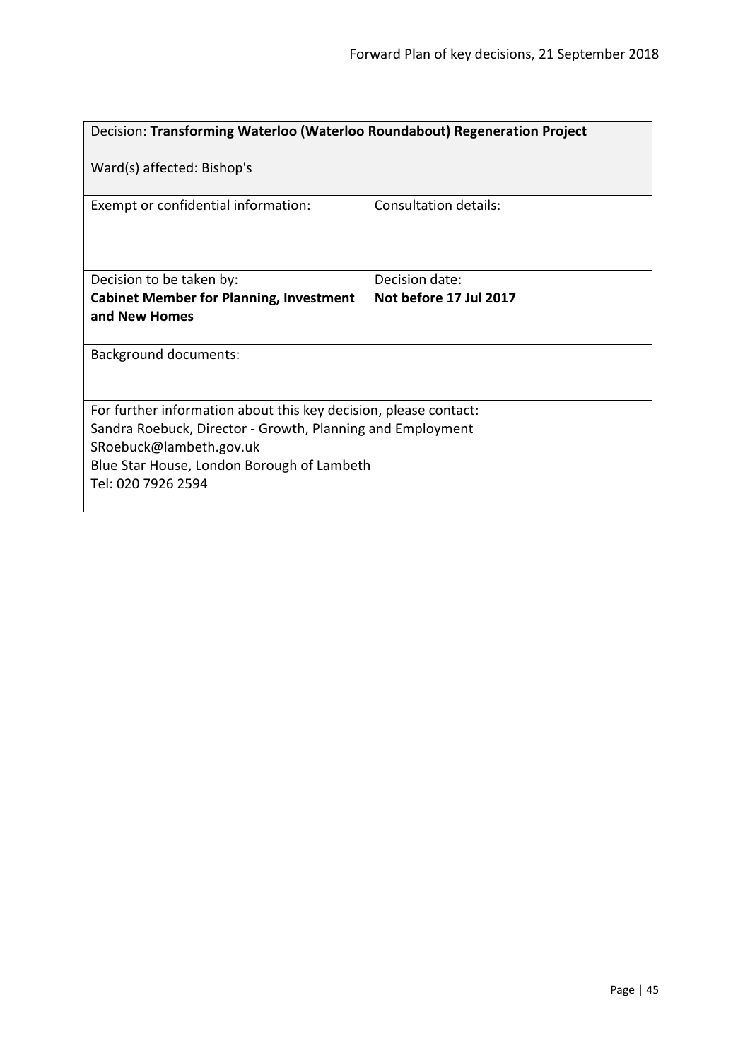| Decision: **Transforming Waterloo (Waterloo Roundabout) Regeneration Project**<br><br>Ward(s) affected: Bishop's | |
|---|---|
| Exempt or confidential information: | Consultation details: |
| Decision to be taken by:<br>**Cabinet Member for Planning, Investment and New Homes** | Decision date:<br>**Not before 17 Jul 2017** |
| Background documents: | |
| For further information about this key decision, please contact:<br>Sandra Roebuck, Director - Growth, Planning and Employment<br>SRoebuck@lambeth.gov.uk<br>Blue Star House, London Borough of Lambeth<br>Tel: 020 7926 2594 | |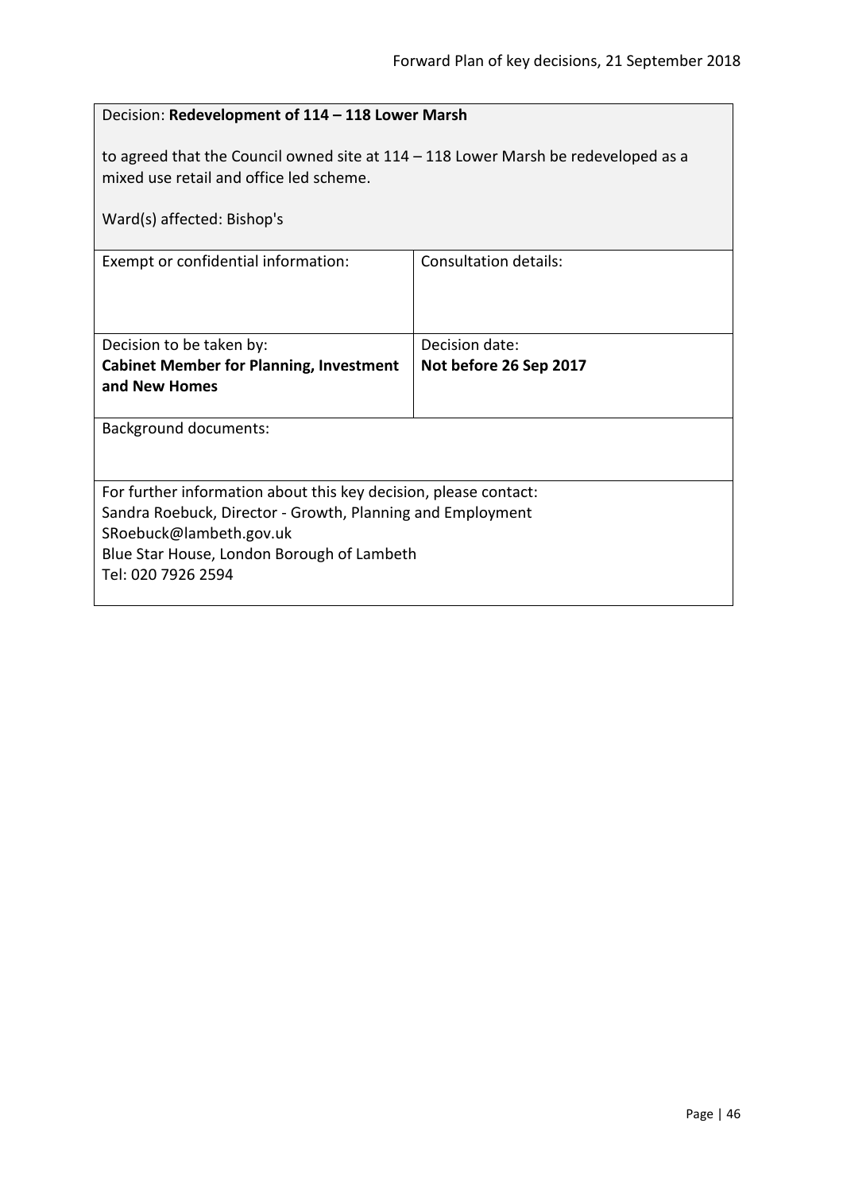Decision: **Redevelopment of 114 – 118 Lower Marsh**

to agreed that the Council owned site at 114 – 118 Lower Marsh be redeveloped as a mixed use retail and office led scheme.

Ward(s) affected: Bishop's

| Exempt or confidential information: | Consultation details: |
| --- | --- |
| Decision to be taken by:<br>**Cabinet Member for Planning, Investment and New Homes** | Decision date:<br>**Not before 26 Sep 2017** |

Background documents:

For further information about this key decision, please contact:
Sandra Roebuck, Director - Growth, Planning and Employment
SRoebuck@lambeth.gov.uk
Blue Star House, London Borough of Lambeth
Tel: 020 7926 2594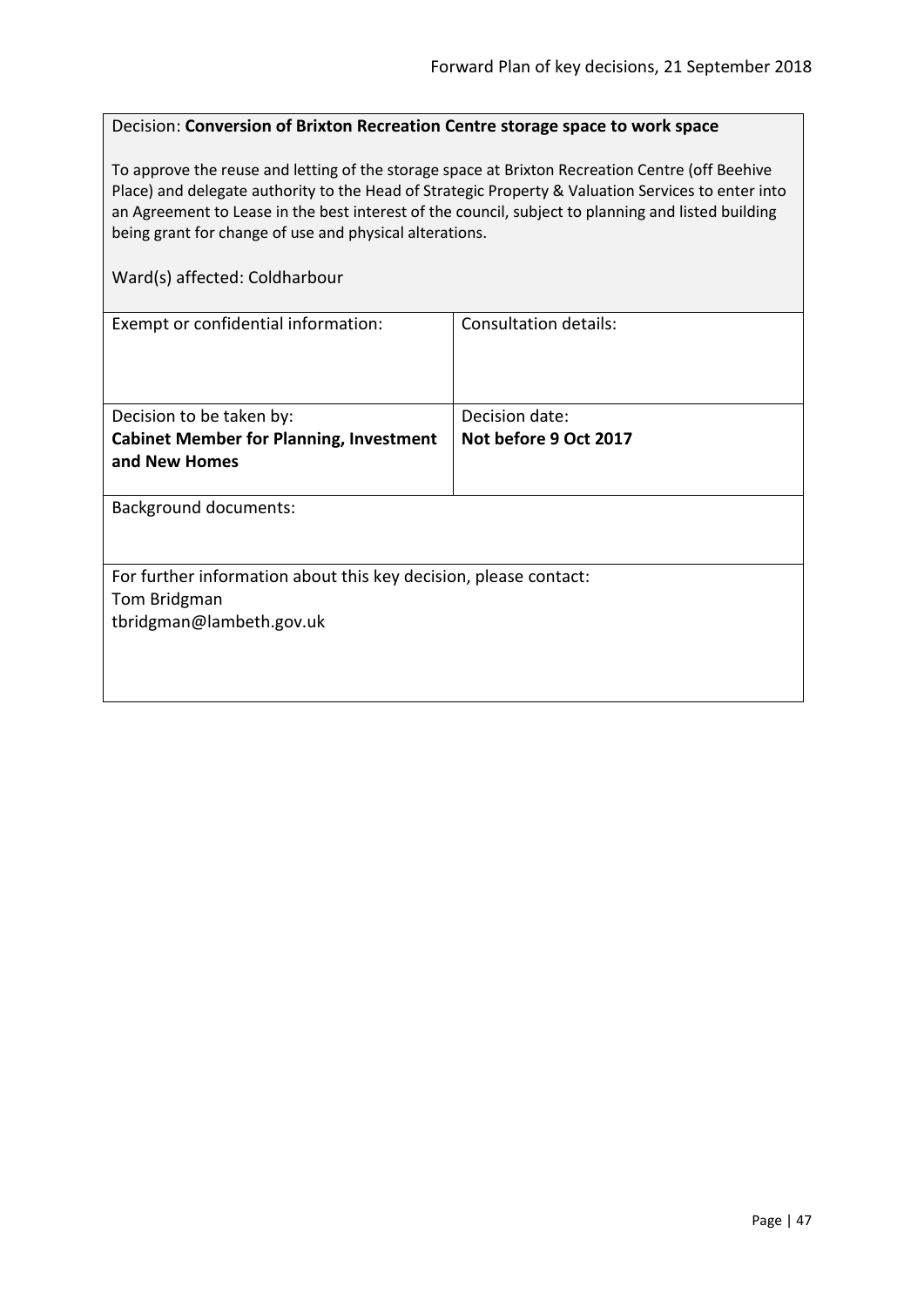Decision: **Conversion of Brixton Recreation Centre storage space to work space**

To approve the reuse and letting of the storage space at Brixton Recreation Centre (off Beehive Place) and delegate authority to the Head of Strategic Property & Valuation Services to enter into an Agreement to Lease in the best interest of the council, subject to planning and listed building being grant for change of use and physical alterations.

Ward(s) affected: Coldharbour

| Exempt or confidential information: | Consultation details: |
|---|---|
| Decision to be taken by: **Cabinet Member for Planning, Investment and New Homes** | Decision date: **Not before 9 Oct 2017** |

Background documents:

For further information about this key decision, please contact:
Tom Bridgman
tbridgman@lambeth.gov.uk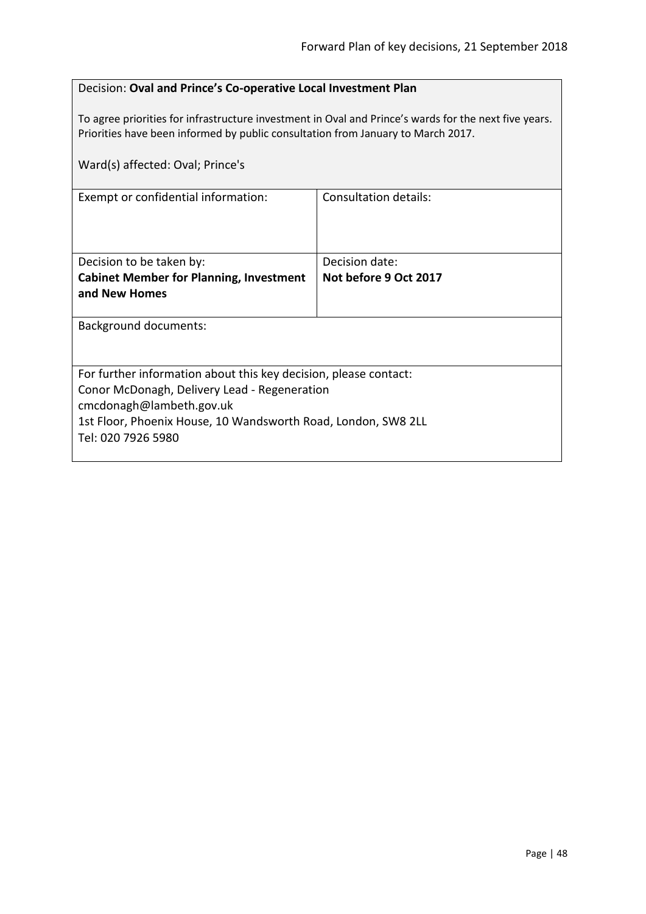Decision: **Oval and Prince's Co-operative Local Investment Plan**

To agree priorities for infrastructure investment in Oval and Prince's wards for the next five years. Priorities have been informed by public consultation from January to March 2017.

Ward(s) affected: Oval; Prince's

| Exempt or confidential information: | Consultation details: |
|---|---|
| Decision to be taken by:<br>**Cabinet Member for Planning, Investment and New Homes** | Decision date:<br>**Not before 9 Oct 2017** |

Background documents:

For further information about this key decision, please contact:
Conor McDonagh, Delivery Lead - Regeneration
cmcdonagh@lambeth.gov.uk
1st Floor, Phoenix House, 10 Wandsworth Road, London, SW8 2LL
Tel: 020 7926 5980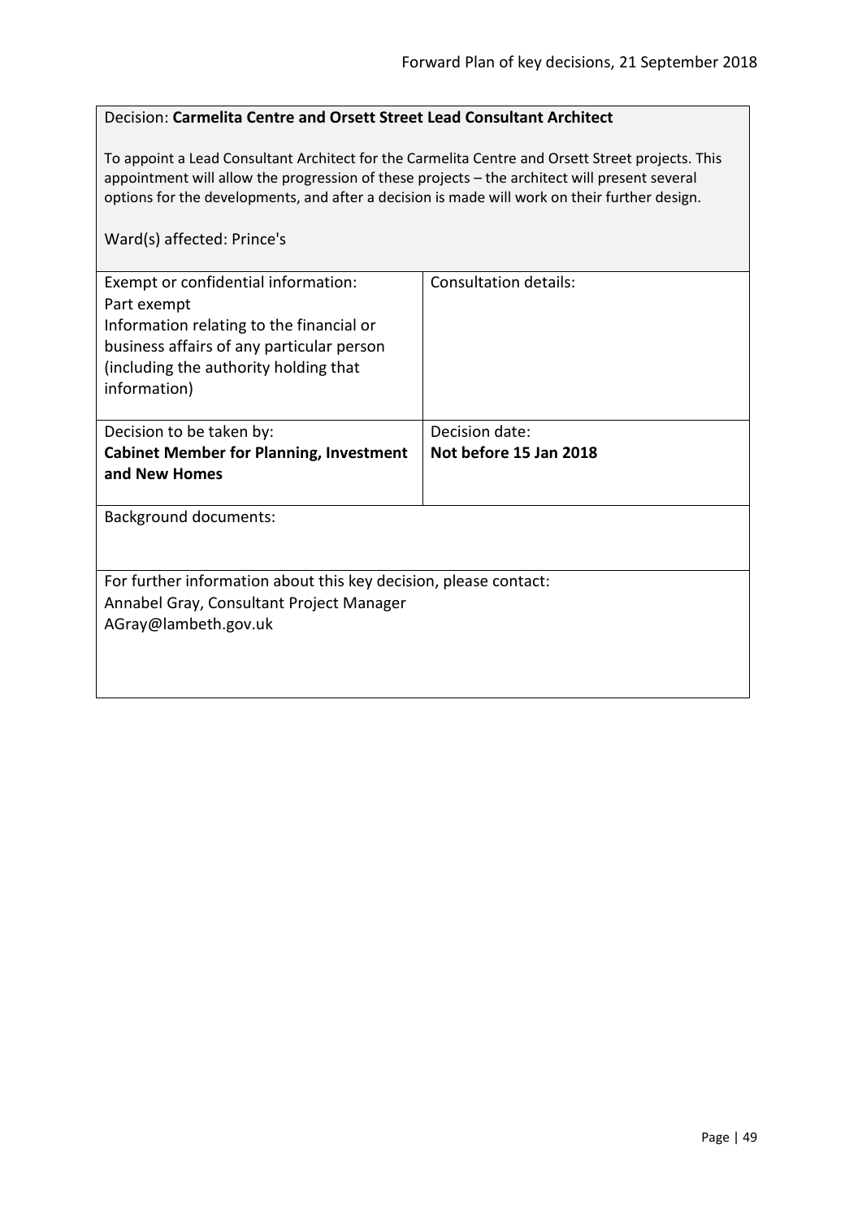Decision: **Carmelita Centre and Orsett Street Lead Consultant Architect**

To appoint a Lead Consultant Architect for the Carmelita Centre and Orsett Street projects. This appointment will allow the progression of these projects – the architect will present several options for the developments, and after a decision is made will work on their further design.

Ward(s) affected: Prince's

| Exempt or confidential information: Part exempt Information relating to the financial or business affairs of any particular person (including the authority holding that information) | Consultation details: |
|---|---|
| Decision to be taken by: **Cabinet Member for Planning, Investment and New Homes** | Decision date: **Not before 15 Jan 2018** |

Background documents:

For further information about this key decision, please contact:
Annabel Gray, Consultant Project Manager
AGray@lambeth.gov.uk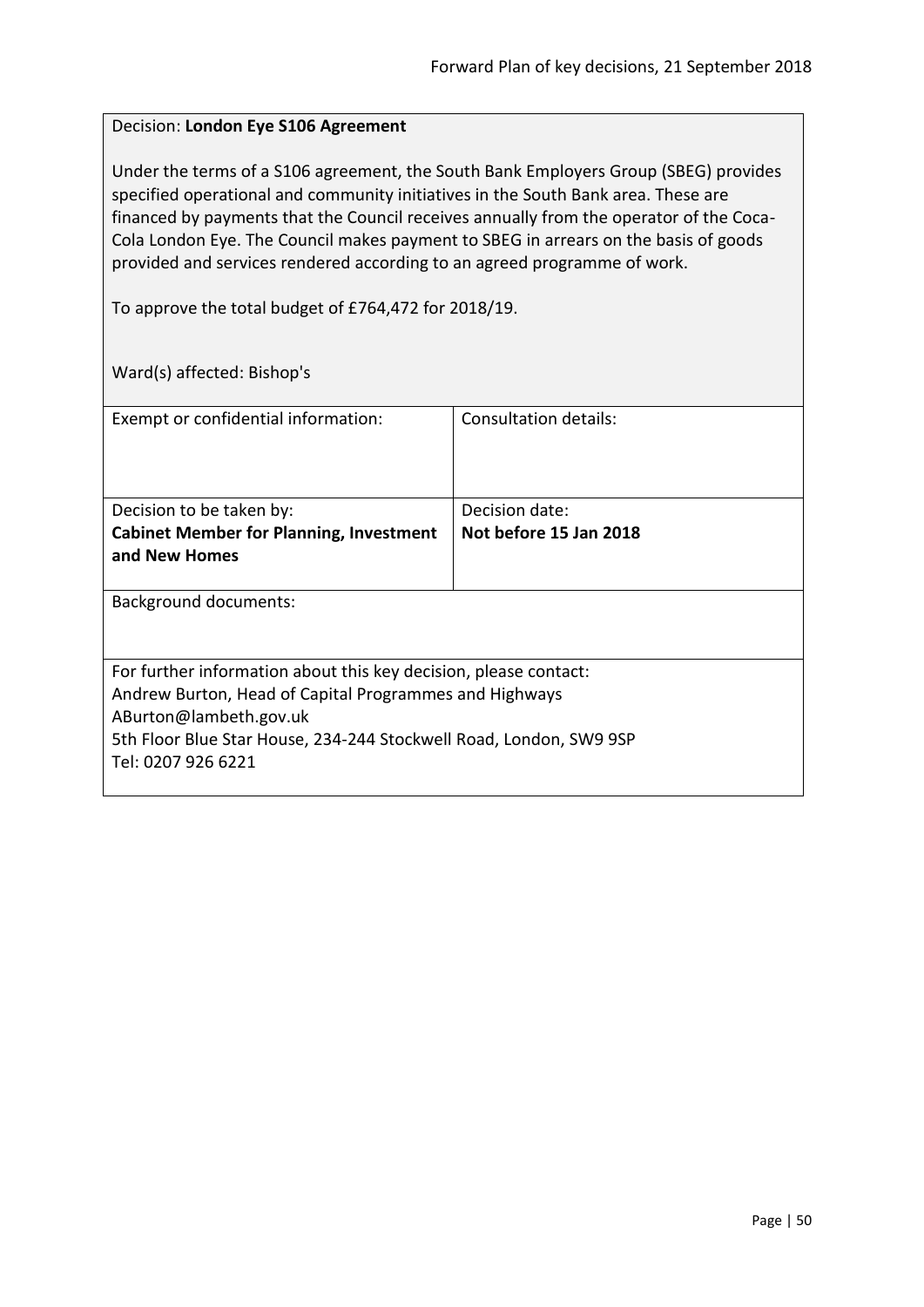Decision: **London Eye S106 Agreement**

Under the terms of a S106 agreement, the South Bank Employers Group (SBEG) provides specified operational and community initiatives in the South Bank area. These are financed by payments that the Council receives annually from the operator of the Coca-Cola London Eye. The Council makes payment to SBEG in arrears on the basis of goods provided and services rendered according to an agreed programme of work.

To approve the total budget of £764,472 for 2018/19.

Ward(s) affected: Bishop's

| Exempt or confidential information: | Consultation details: |
|---|---|
| Decision to be taken by: **Cabinet Member for Planning, Investment and New Homes** | Decision date: **Not before 15 Jan 2018** |

Background documents:

For further information about this key decision, please contact:
Andrew Burton, Head of Capital Programmes and Highways
ABurton@lambeth.gov.uk
5th Floor Blue Star House, 234-244 Stockwell Road, London, SW9 9SP
Tel: 0207 926 6221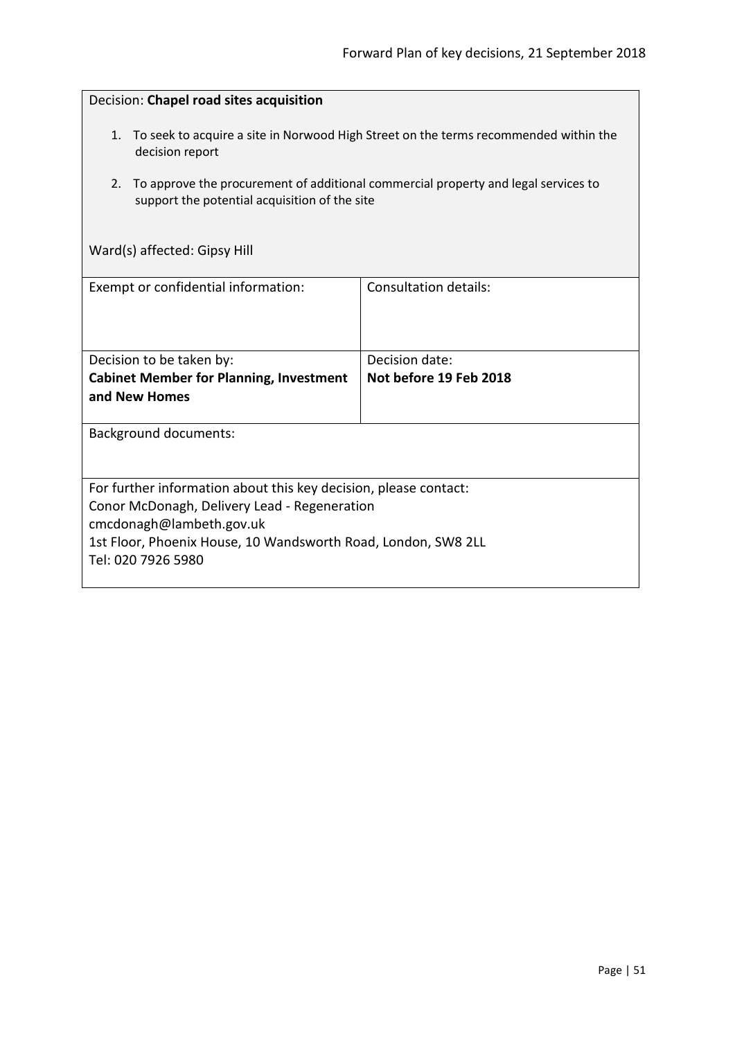Decision: **Chapel road sites acquisition**

1. To seek to acquire a site in Norwood High Street on the terms recommended within the decision report
2. To approve the procurement of additional commercial property and legal services to support the potential acquisition of the site

Ward(s) affected: Gipsy Hill

| Exempt or confidential information: | Consultation details: |
| --- | --- |
| Decision to be taken by:<br>**Cabinet Member for Planning, Investment and New Homes** | Decision date:<br>**Not before 19 Feb 2018** |

Background documents:

For further information about this key decision, please contact:
Conor McDonagh, Delivery Lead - Regeneration
cmcdonagh@lambeth.gov.uk
1st Floor, Phoenix House, 10 Wandsworth Road, London, SW8 2LL
Tel: 020 7926 5980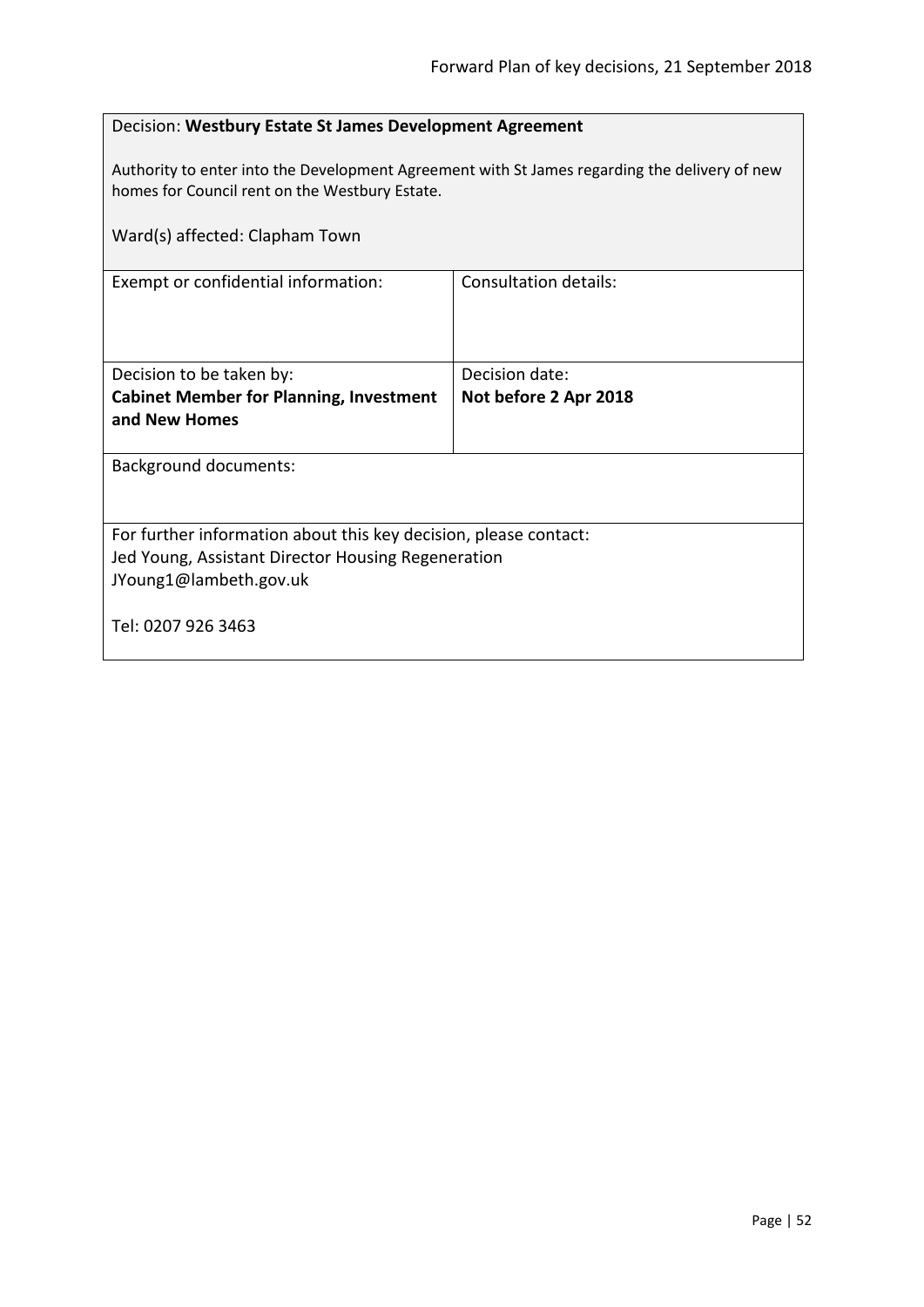Decision: **Westbury Estate St James Development Agreement**

Authority to enter into the Development Agreement with St James regarding the delivery of new homes for Council rent on the Westbury Estate.

Ward(s) affected: Clapham Town

| Exempt or confidential information: | Consultation details: |
|---|---|
| Decision to be taken by:<br>**Cabinet Member for Planning, Investment and New Homes** | Decision date:<br>**Not before 2 Apr 2018** |

Background documents:

For further information about this key decision, please contact:
Jed Young, Assistant Director Housing Regeneration
JYoung1@lambeth.gov.uk

Tel: 0207 926 3463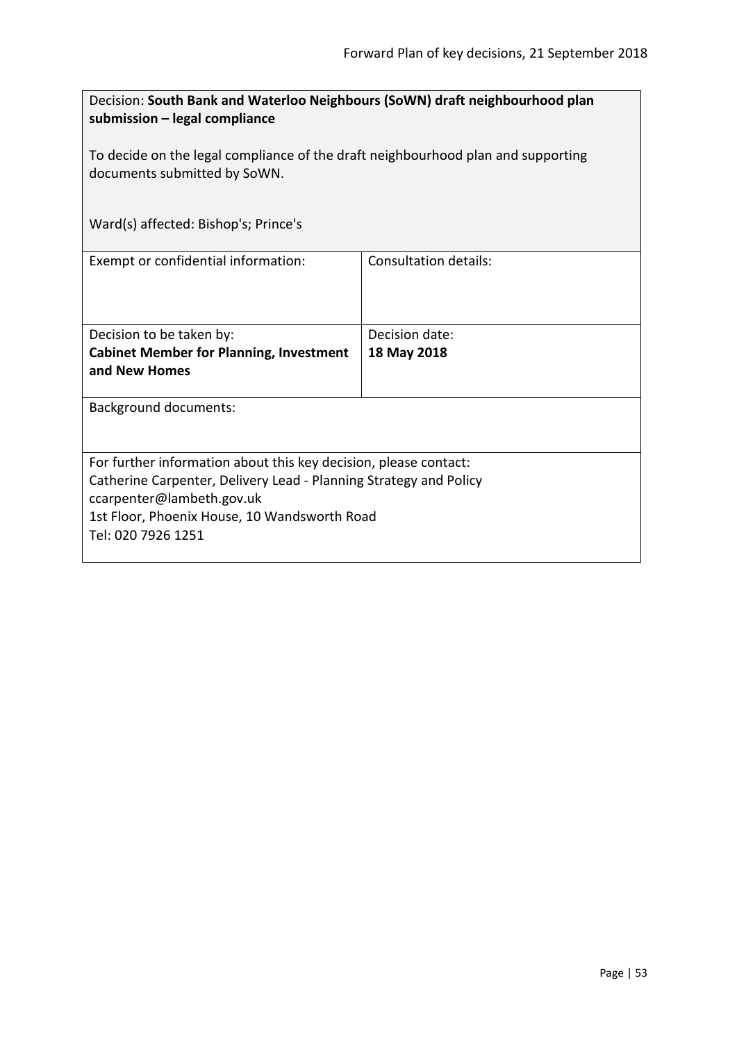Decision: **South Bank and Waterloo Neighbours (SoWN) draft neighbourhood plan submission – legal compliance**

To decide on the legal compliance of the draft neighbourhood plan and supporting documents submitted by SoWN.

Ward(s) affected: Bishop's; Prince's

| Exempt or confidential information: | Consultation details: |
|---|---|
| Decision to be taken by:<br>**Cabinet Member for Planning, Investment and New Homes** | Decision date:<br>**18 May 2018** |

Background documents:

For further information about this key decision, please contact:
Catherine Carpenter, Delivery Lead - Planning Strategy and Policy
ccarpenter@lambeth.gov.uk
1st Floor, Phoenix House, 10 Wandsworth Road
Tel: 020 7926 1251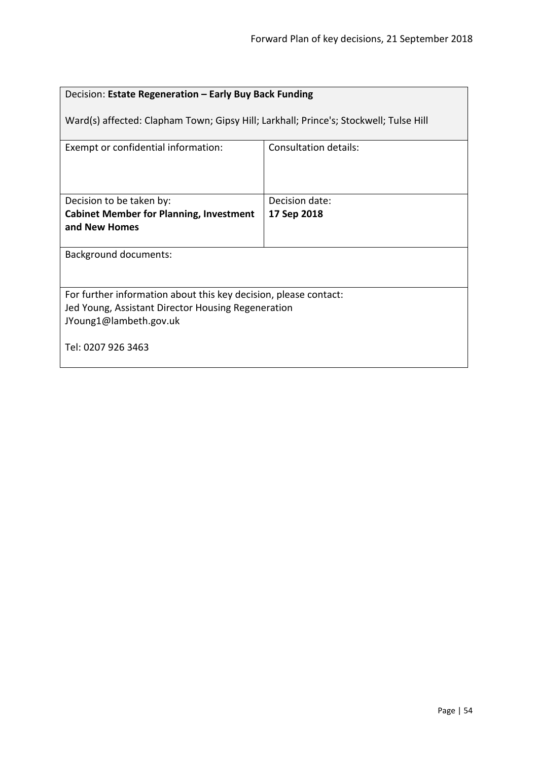| Decision: **Estate Regeneration – Early Buy Back Funding**<br><br>Ward(s) affected: Clapham Town; Gipsy Hill; Larkhall; Prince's; Stockwell; Tulse Hill | |
|---|---|
| Exempt or confidential information: | Consultation details: |
| Decision to be taken by:<br>**Cabinet Member for Planning, Investment and New Homes** | Decision date:<br>**17 Sep 2018** |
| Background documents: | |
| For further information about this key decision, please contact:<br>Jed Young, Assistant Director Housing Regeneration<br>JYoung1@lambeth.gov.uk<br><br>Tel: 0207 926 3463 | |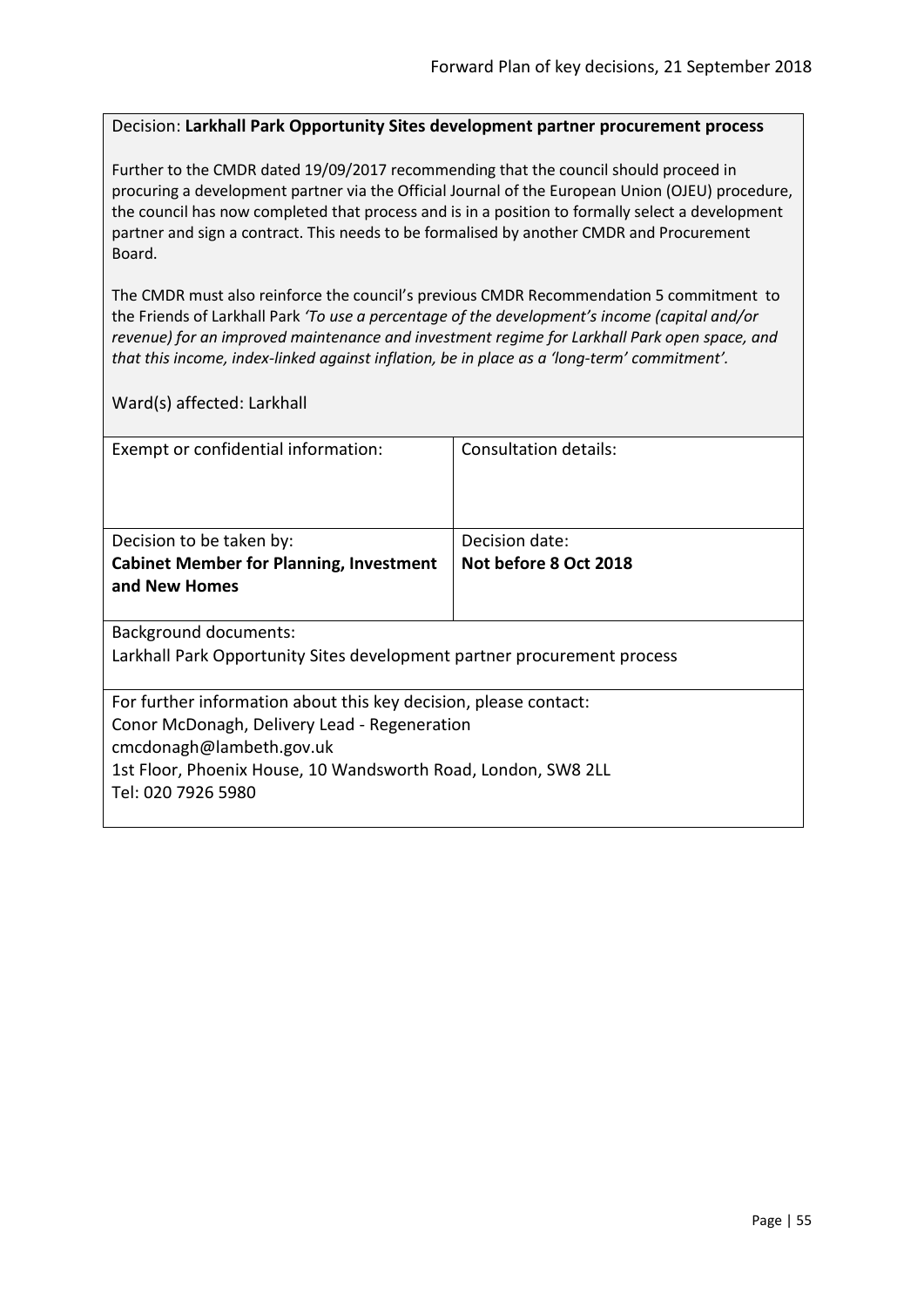Decision: **Larkhall Park Opportunity Sites development partner procurement process**

Further to the CMDR dated 19/09/2017 recommending that the council should proceed in procuring a development partner via the Official Journal of the European Union (OJEU) procedure, the council has now completed that process and is in a position to formally select a development partner and sign a contract. This needs to be formalised by another CMDR and Procurement Board.

The CMDR must also reinforce the council's previous CMDR Recommendation 5 commitment to the Friends of Larkhall Park *'To use a percentage of the development's income (capital and/or revenue) for an improved maintenance and investment regime for Larkhall Park open space, and that this income, index-linked against inflation, be in place as a 'long-term' commitment'.*

Ward(s) affected: Larkhall

| Exempt or confidential information: | Consultation details: |
|---|---|
| Decision to be taken by:<br>**Cabinet Member for Planning, Investment and New Homes** | Decision date:<br>**Not before 8 Oct 2018** |

Background documents:
Larkhall Park Opportunity Sites development partner procurement process

For further information about this key decision, please contact:
Conor McDonagh, Delivery Lead - Regeneration
cmcdonagh@lambeth.gov.uk
1st Floor, Phoenix House, 10 Wandsworth Road, London, SW8 2LL
Tel: 020 7926 5980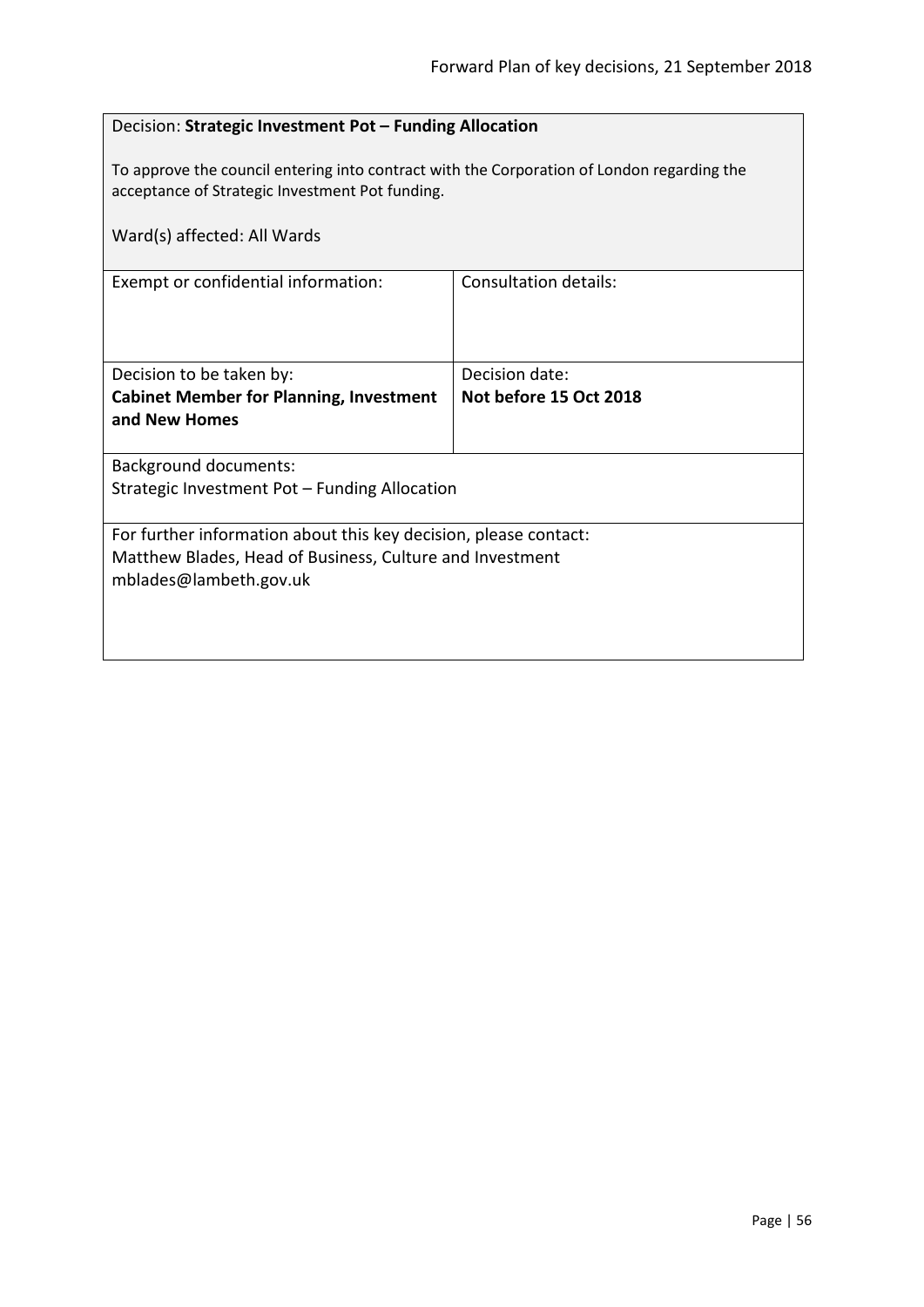Decision: **Strategic Investment Pot – Funding Allocation**

To approve the council entering into contract with the Corporation of London regarding the acceptance of Strategic Investment Pot funding.

Ward(s) affected: All Wards

| Exempt or confidential information: | Consultation details: |
| --- | --- |
| Decision to be taken by:<br>**Cabinet Member for Planning, Investment and New Homes** | Decision date:<br>**Not before 15 Oct 2018** |

Background documents:
Strategic Investment Pot – Funding Allocation

For further information about this key decision, please contact:
Matthew Blades, Head of Business, Culture and Investment
mblades@lambeth.gov.uk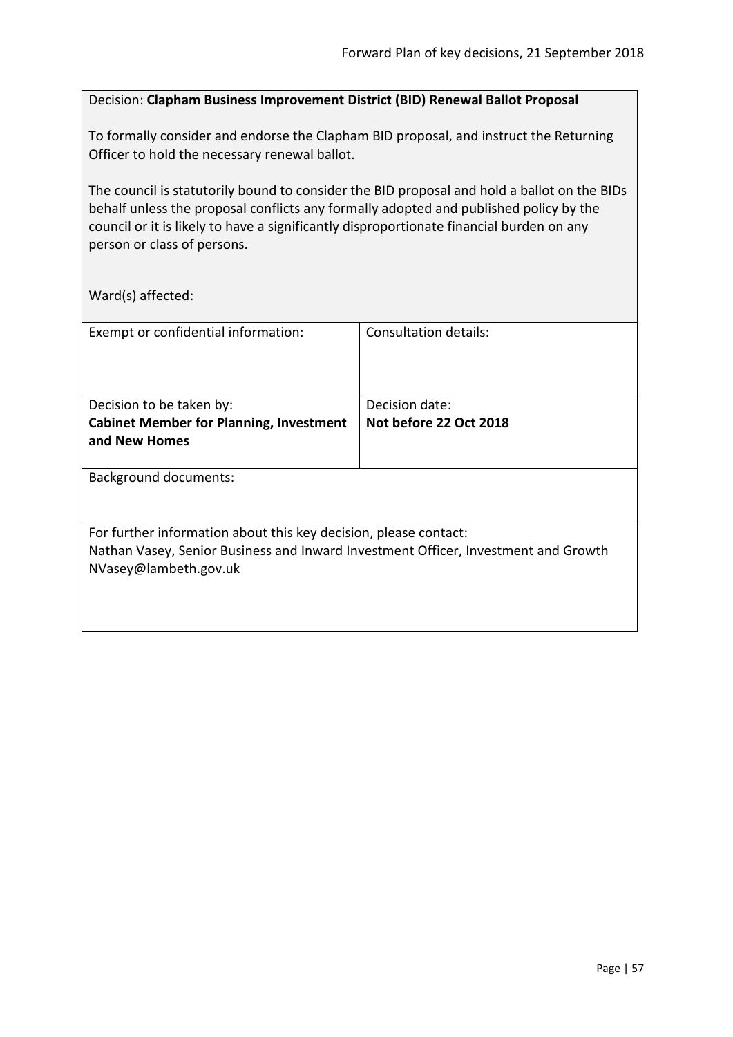Decision: **Clapham Business Improvement District (BID) Renewal Ballot Proposal**

To formally consider and endorse the Clapham BID proposal, and instruct the Returning Officer to hold the necessary renewal ballot.

The council is statutorily bound to consider the BID proposal and hold a ballot on the BIDs behalf unless the proposal conflicts any formally adopted and published policy by the council or it is likely to have a significantly disproportionate financial burden on any person or class of persons.

Ward(s) affected:

| Exempt or confidential information: | Consultation details: |
|---|---|
| Decision to be taken by:<br>**Cabinet Member for Planning, Investment and New Homes** | Decision date:<br>**Not before 22 Oct 2018** |

Background documents:

For further information about this key decision, please contact:
Nathan Vasey, Senior Business and Inward Investment Officer, Investment and Growth
NVasey@lambeth.gov.uk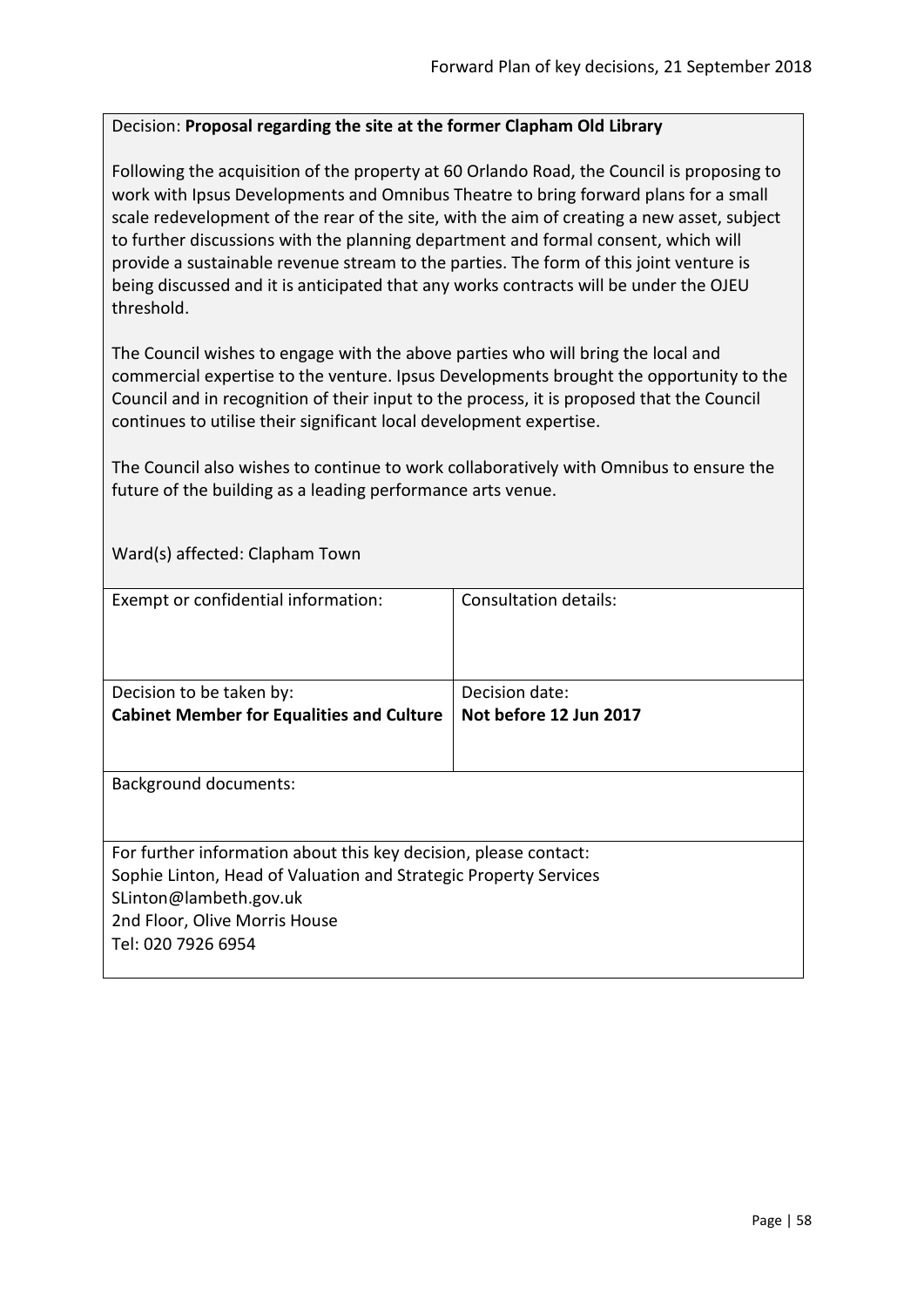Decision: **Proposal regarding the site at the former Clapham Old Library**

Following the acquisition of the property at 60 Orlando Road, the Council is proposing to work with Ipsus Developments and Omnibus Theatre to bring forward plans for a small scale redevelopment of the rear of the site, with the aim of creating a new asset, subject to further discussions with the planning department and formal consent, which will provide a sustainable revenue stream to the parties. The form of this joint venture is being discussed and it is anticipated that any works contracts will be under the OJEU threshold.

The Council wishes to engage with the above parties who will bring the local and commercial expertise to the venture. Ipsus Developments brought the opportunity to the Council and in recognition of their input to the process, it is proposed that the Council continues to utilise their significant local development expertise.

The Council also wishes to continue to work collaboratively with Omnibus to ensure the future of the building as a leading performance arts venue.

Ward(s) affected: Clapham Town

| Exempt or confidential information: | Consultation details: |
|---|---|
| Decision to be taken by:<br>**Cabinet Member for Equalities and Culture** | Decision date:<br>**Not before 12 Jun 2017** |

Background documents:

For further information about this key decision, please contact:
Sophie Linton, Head of Valuation and Strategic Property Services
SLinton@lambeth.gov.uk
2nd Floor, Olive Morris House
Tel: 020 7926 6954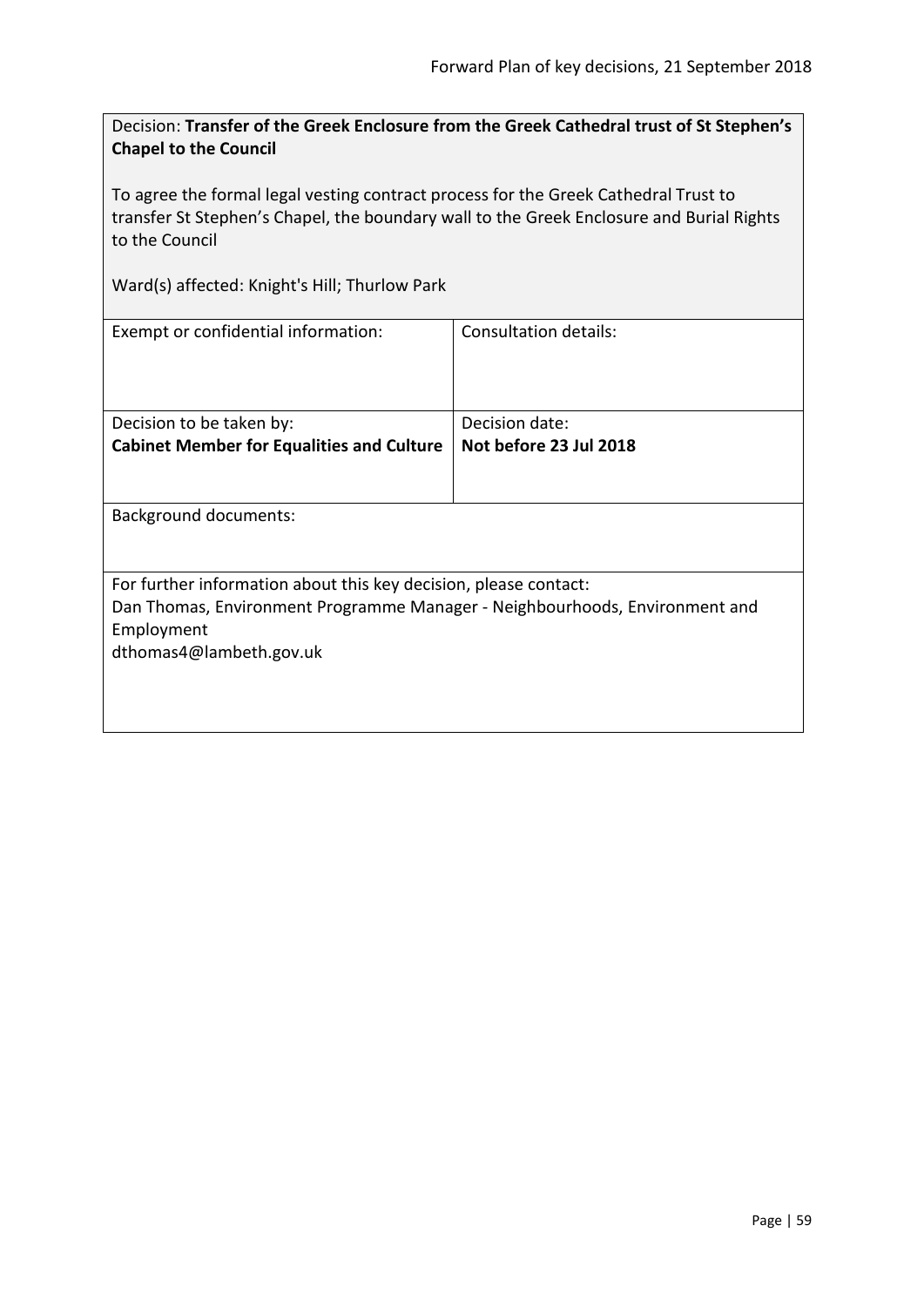Decision: **Transfer of the Greek Enclosure from the Greek Cathedral trust of St Stephen's Chapel to the Council**

To agree the formal legal vesting contract process for the Greek Cathedral Trust to transfer St Stephen's Chapel, the boundary wall to the Greek Enclosure and Burial Rights to the Council

Ward(s) affected: Knight's Hill; Thurlow Park

| Exempt or confidential information: | Consultation details: |
| --- | --- |
| Decision to be taken by:<br>**Cabinet Member for Equalities and Culture** | Decision date:<br>**Not before 23 Jul 2018** |

Background documents:

For further information about this key decision, please contact:
Dan Thomas, Environment Programme Manager - Neighbourhoods, Environment and Employment
dthomas4@lambeth.gov.uk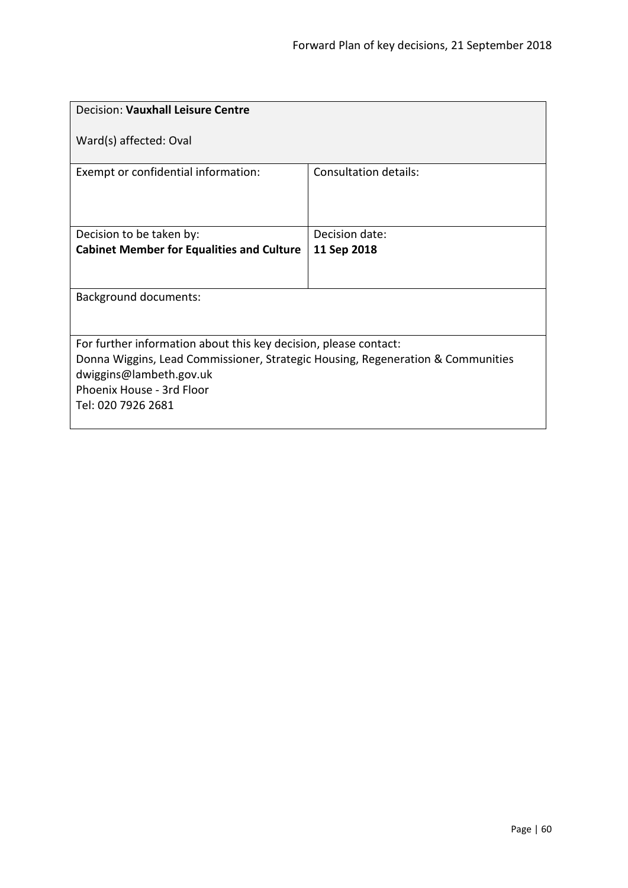| Decision: **Vauxhall Leisure Centre**<br><br>Ward(s) affected: Oval | |
|---|---|
| Exempt or confidential information: | Consultation details: |
| Decision to be taken by:<br>**Cabinet Member for Equalities and Culture** | Decision date:<br>**11 Sep 2018** |
| Background documents: | |
| For further information about this key decision, please contact:<br>Donna Wiggins, Lead Commissioner, Strategic Housing, Regeneration & Communities<br>dwiggins@lambeth.gov.uk<br>Phoenix House - 3rd Floor<br>Tel: 020 7926 2681 | |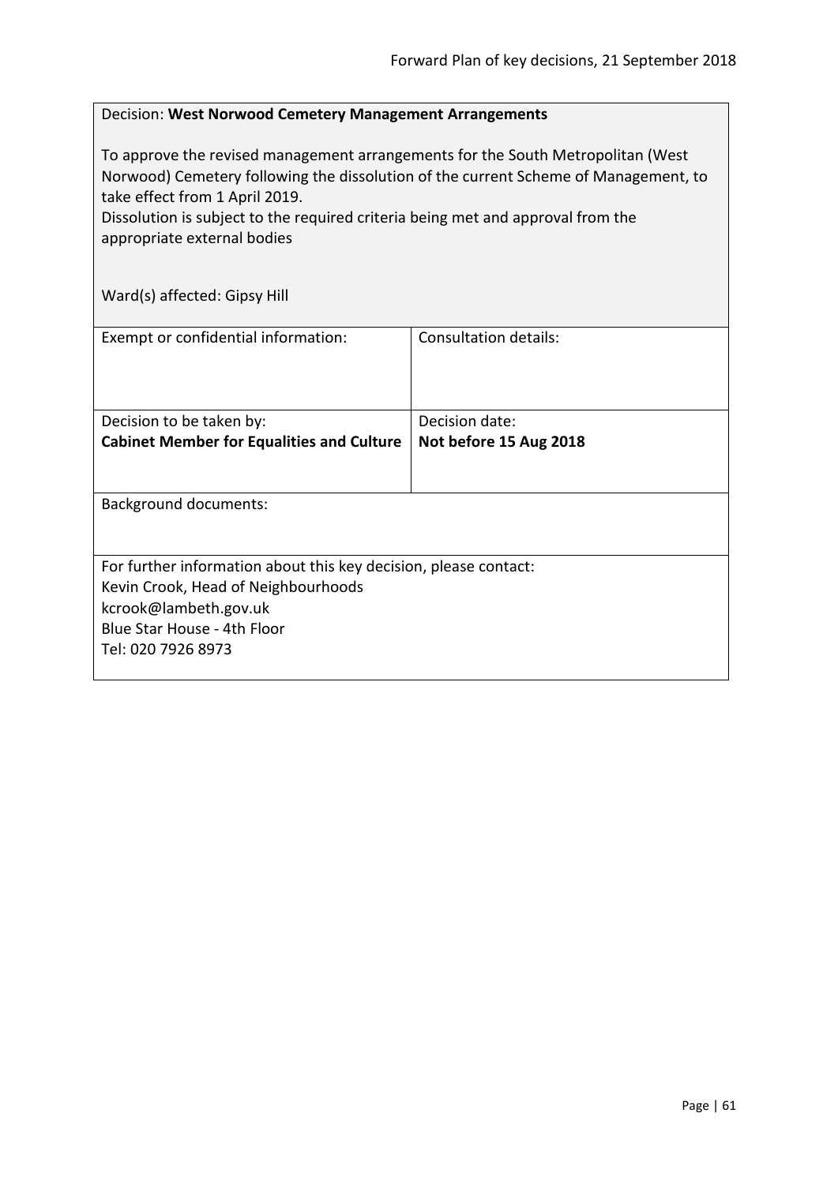| Decision: **West Norwood Cemetery Management Arrangements**<br><br>To approve the revised management arrangements for the South Metropolitan (West Norwood) Cemetery following the dissolution of the current Scheme of Management, to take effect from 1 April 2019.<br>Dissolution is subject to the required criteria being met and approval from the appropriate external bodies<br><br>Ward(s) affected: Gipsy Hill | |
|---|---|
| Exempt or confidential information: | Consultation details: |
| Decision to be taken by:<br>**Cabinet Member for Equalities and Culture** | Decision date:<br>**Not before 15 Aug 2018** |
| Background documents: | |
| For further information about this key decision, please contact:<br>Kevin Crook, Head of Neighbourhoods<br>kcrook@lambeth.gov.uk<br>Blue Star House - 4th Floor<br>Tel: 020 7926 8973 | |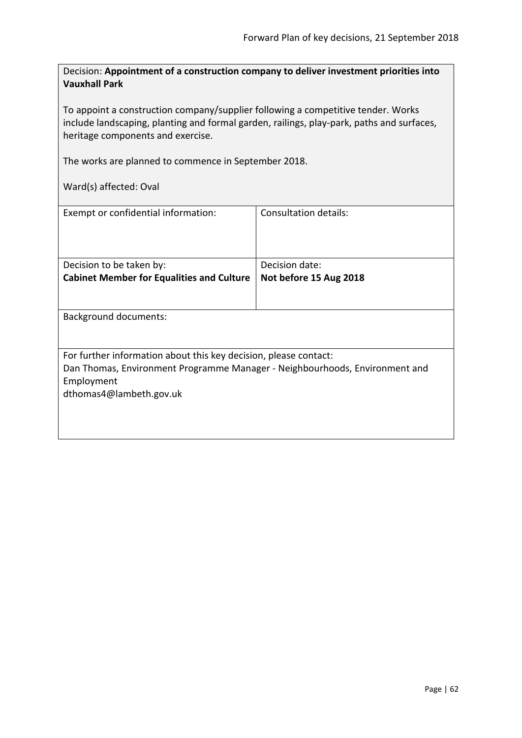Decision: **Appointment of a construction company to deliver investment priorities into Vauxhall Park**

To appoint a construction company/supplier following a competitive tender. Works include landscaping, planting and formal garden, railings, play-park, paths and surfaces, heritage components and exercise.

The works are planned to commence in September 2018.

Ward(s) affected: Oval

| Exempt or confidential information: | Consultation details: |
| --- | --- |
| Decision to be taken by:<br>**Cabinet Member for Equalities and Culture** | Decision date:<br>**Not before 15 Aug 2018** |

Background documents:

For further information about this key decision, please contact:
Dan Thomas, Environment Programme Manager - Neighbourhoods, Environment and Employment
dthomas4@lambeth.gov.uk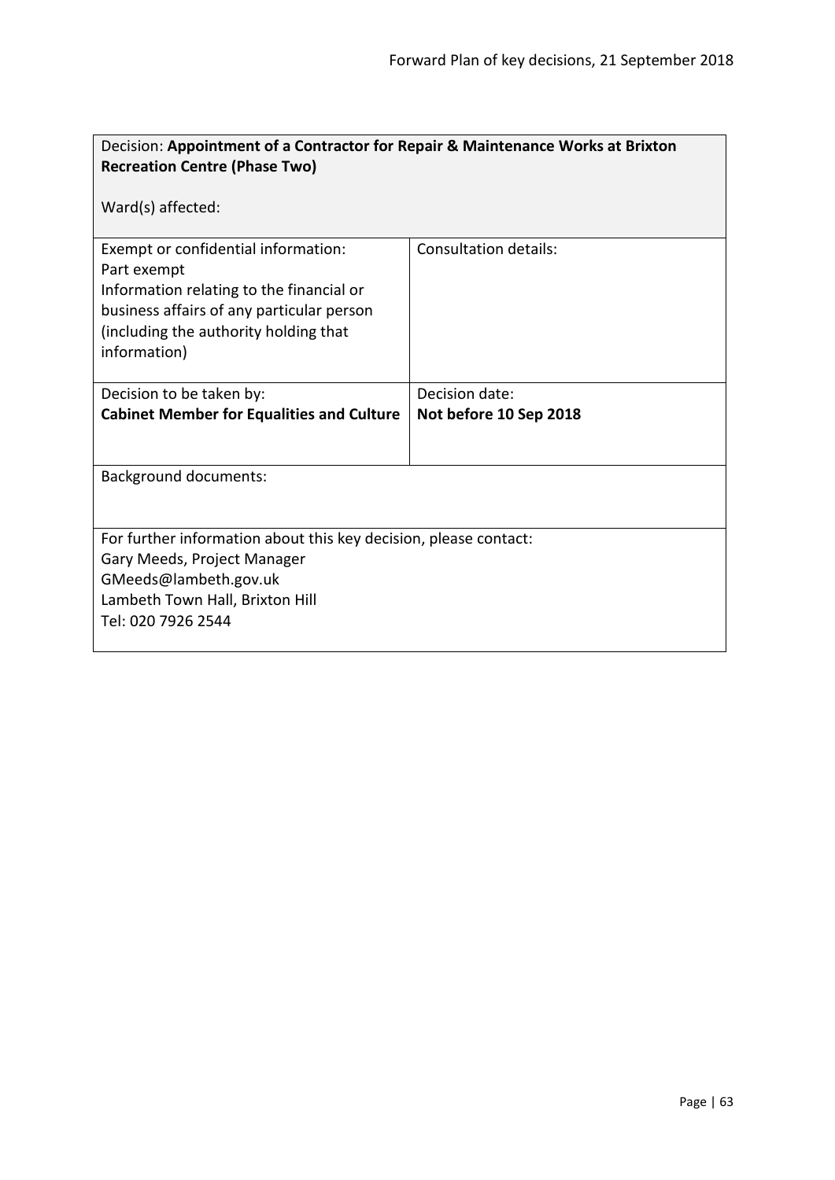Decision: **Appointment of a Contractor for Repair & Maintenance Works at Brixton Recreation Centre (Phase Two)**

Ward(s) affected:

| Exempt or confidential information: | Consultation details: |
|---|---|
| Part exempt<br>Information relating to the financial or business affairs of any particular person (including the authority holding that information) | |
| Decision to be taken by:<br>**Cabinet Member for Equalities and Culture** | Decision date:<br>**Not before 10 Sep 2018** |

Background documents:

For further information about this key decision, please contact:
Gary Meeds, Project Manager
GMeeds@lambeth.gov.uk
Lambeth Town Hall, Brixton Hill
Tel: 020 7926 2544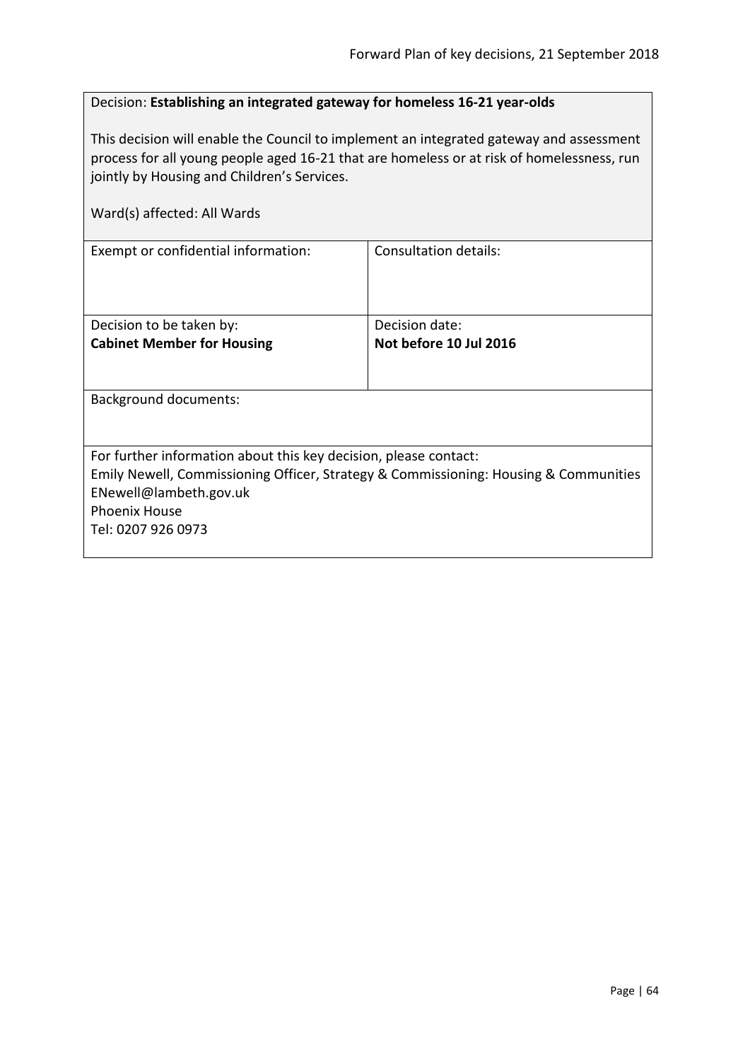Decision: **Establishing an integrated gateway for homeless 16-21 year-olds**

This decision will enable the Council to implement an integrated gateway and assessment process for all young people aged 16-21 that are homeless or at risk of homelessness, run jointly by Housing and Children's Services.

Ward(s) affected: All Wards

| Exempt or confidential information: | Consultation details: |
|---|---|
| Decision to be taken by:<br>**Cabinet Member for Housing** | Decision date:<br>**Not before 10 Jul 2016** |

Background documents:

For further information about this key decision, please contact:
Emily Newell, Commissioning Officer, Strategy & Commissioning: Housing & Communities
ENewell@lambeth.gov.uk
Phoenix House
Tel: 0207 926 0973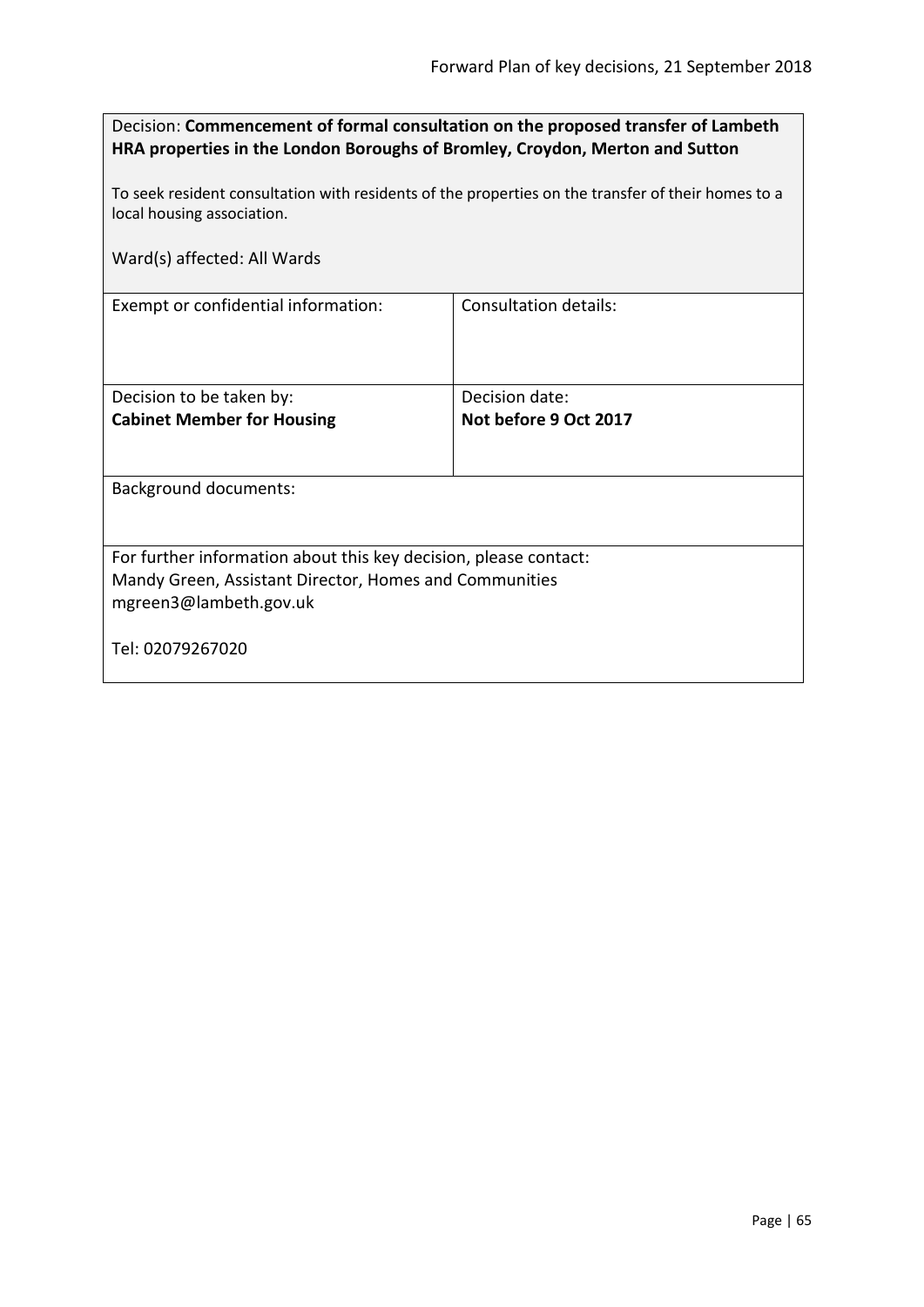Decision: **Commencement of formal consultation on the proposed transfer of Lambeth HRA properties in the London Boroughs of Bromley, Croydon, Merton and Sutton**

To seek resident consultation with residents of the properties on the transfer of their homes to a local housing association.

Ward(s) affected: All Wards

| Exempt or confidential information: | Consultation details: |
|---|---|
| Decision to be taken by:<br>**Cabinet Member for Housing** | Decision date:<br>**Not before 9 Oct 2017** |

Background documents:

For further information about this key decision, please contact:
Mandy Green, Assistant Director, Homes and Communities
mgreen3@lambeth.gov.uk

Tel: 02079267020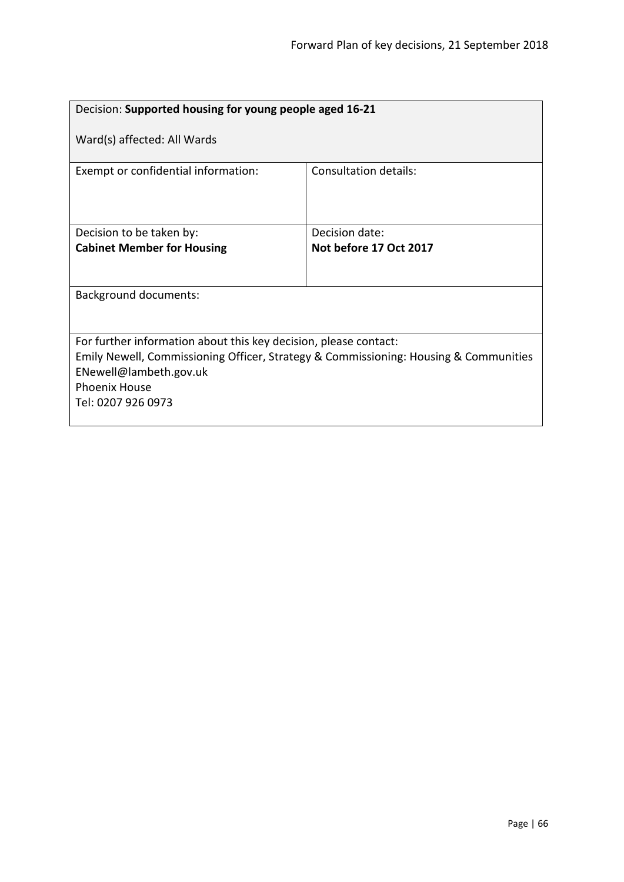| Decision: **Supported housing for young people aged 16-21**<br><br>Ward(s) affected: All Wards | |
|---|---|
| Exempt or confidential information: | Consultation details: |
| Decision to be taken by:<br>**Cabinet Member for Housing** | Decision date:<br>**Not before 17 Oct 2017** |
| Background documents: | |
| For further information about this key decision, please contact:<br>Emily Newell, Commissioning Officer, Strategy & Commissioning: Housing & Communities<br>ENewell@lambeth.gov.uk<br>Phoenix House<br>Tel: 0207 926 0973 | |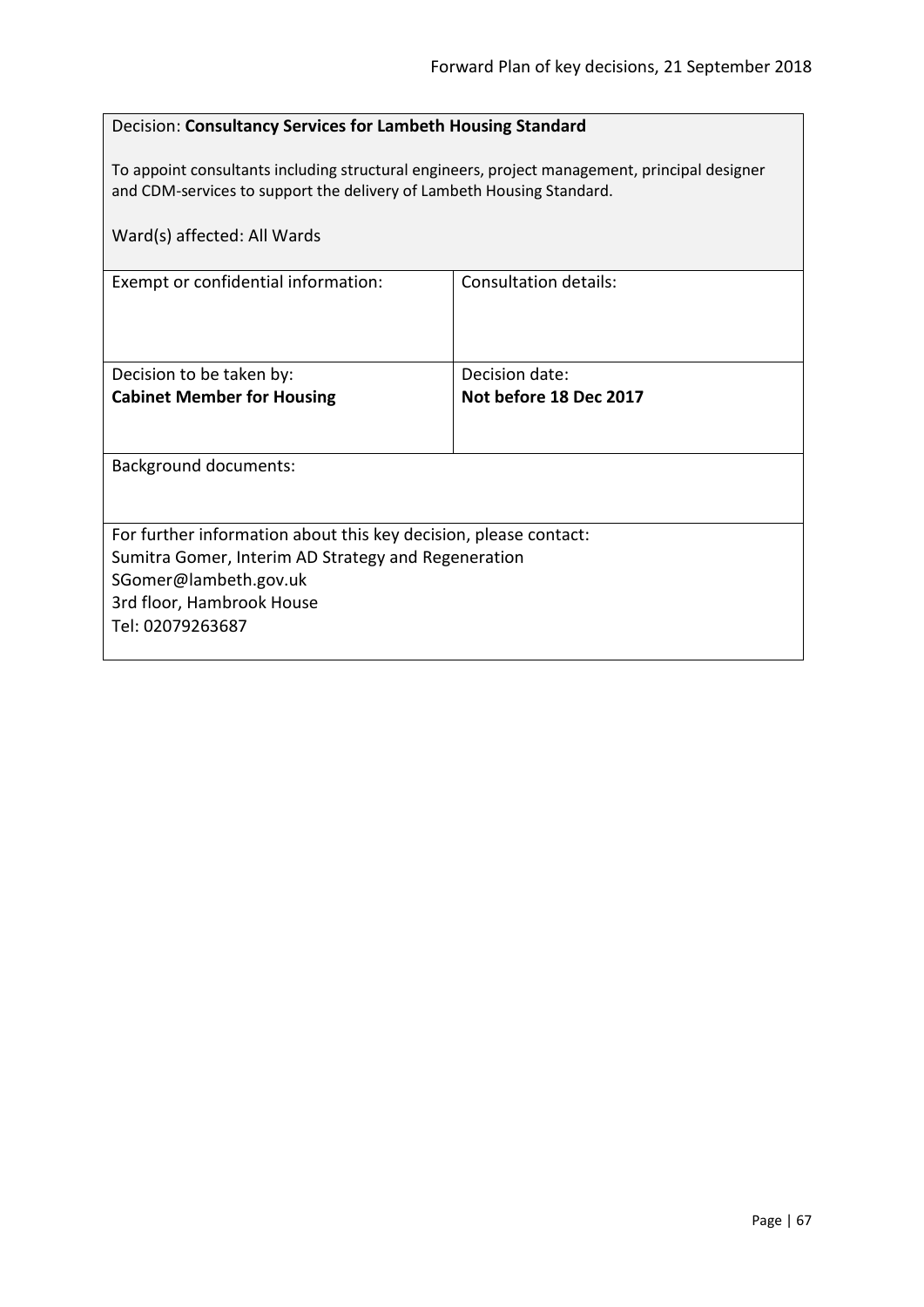Decision: **Consultancy Services for Lambeth Housing Standard**

To appoint consultants including structural engineers, project management, principal designer and CDM-services to support the delivery of Lambeth Housing Standard.

Ward(s) affected: All Wards

| Exempt or confidential information: | Consultation details: |
|---|---|
| Decision to be taken by:<br>**Cabinet Member for Housing** | Decision date:<br>**Not before 18 Dec 2017** |

Background documents:

For further information about this key decision, please contact:
Sumitra Gomer, Interim AD Strategy and Regeneration
SGomer@lambeth.gov.uk
3rd floor, Hambrook House
Tel: 02079263687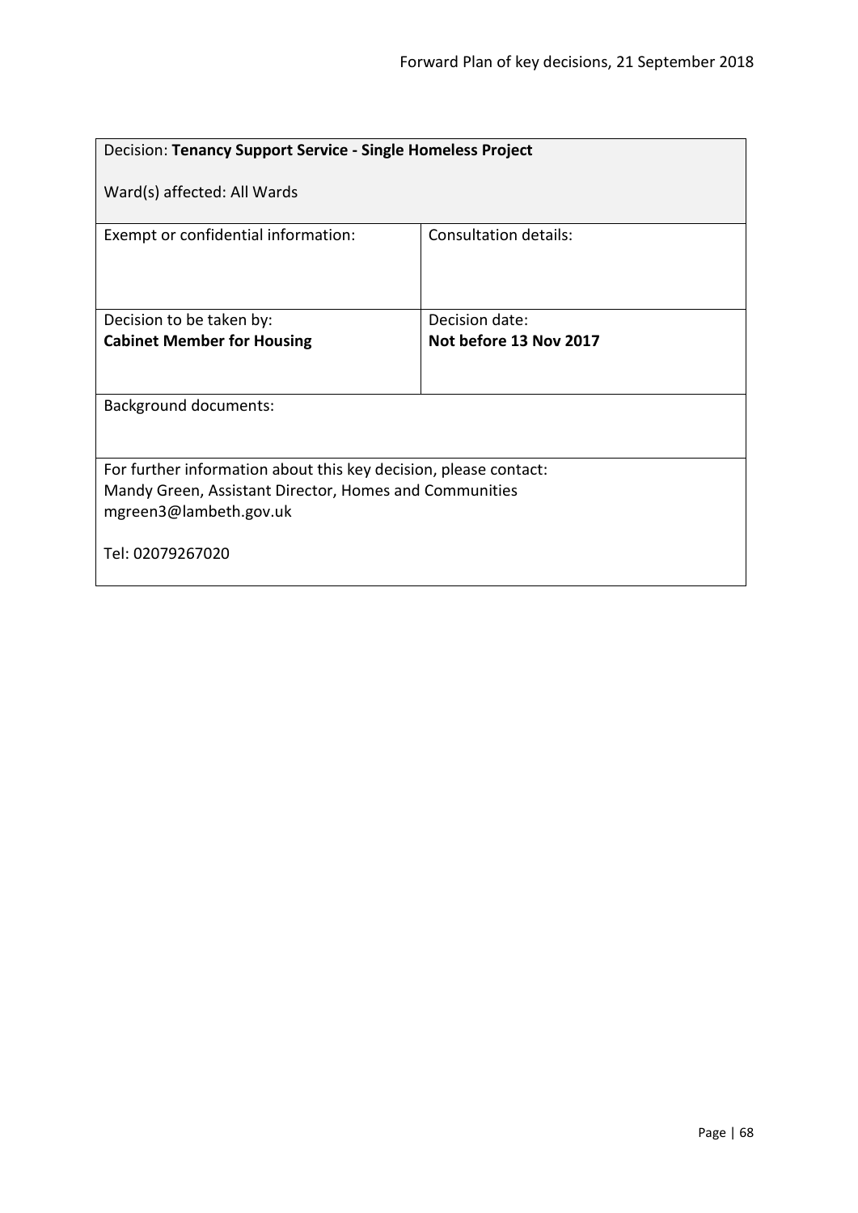| Decision: **Tenancy Support Service - Single Homeless Project**<br><br>Ward(s) affected: All Wards | |
|---|---|
| Exempt or confidential information: | Consultation details: |
| Decision to be taken by:<br>**Cabinet Member for Housing** | Decision date:<br>**Not before 13 Nov 2017** |
| Background documents: | |
| For further information about this key decision, please contact:<br>Mandy Green, Assistant Director, Homes and Communities<br>mgreen3@lambeth.gov.uk<br><br>Tel: 02079267020 | |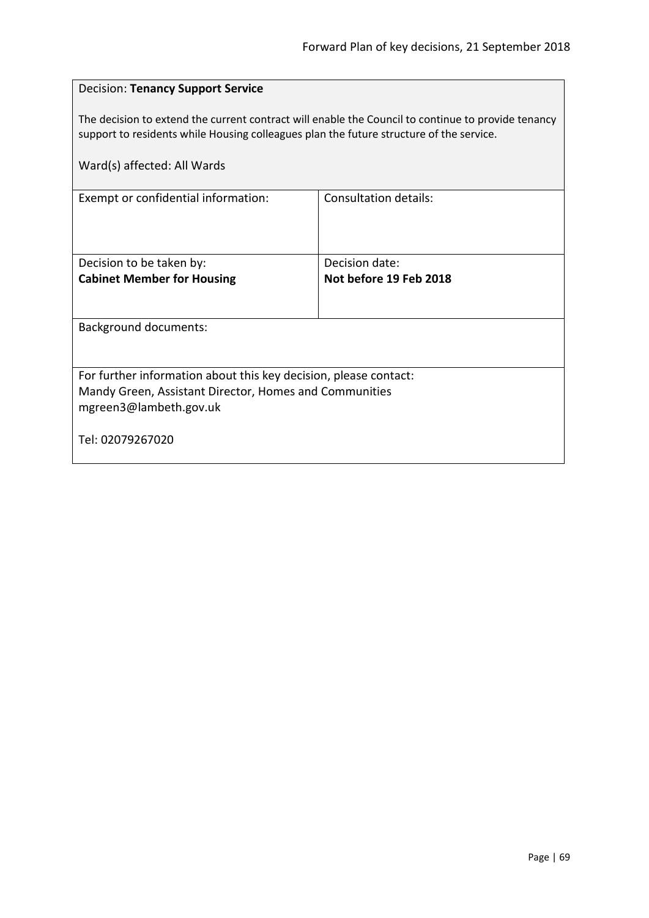Decision: **Tenancy Support Service**

The decision to extend the current contract will enable the Council to continue to provide tenancy support to residents while Housing colleagues plan the future structure of the service.

Ward(s) affected: All Wards

| Exempt or confidential information: | Consultation details: |
|---|---|
| Decision to be taken by:<br>**Cabinet Member for Housing** | Decision date:<br>**Not before 19 Feb 2018** |

Background documents:

For further information about this key decision, please contact:
Mandy Green, Assistant Director, Homes and Communities
mgreen3@lambeth.gov.uk

Tel: 02079267020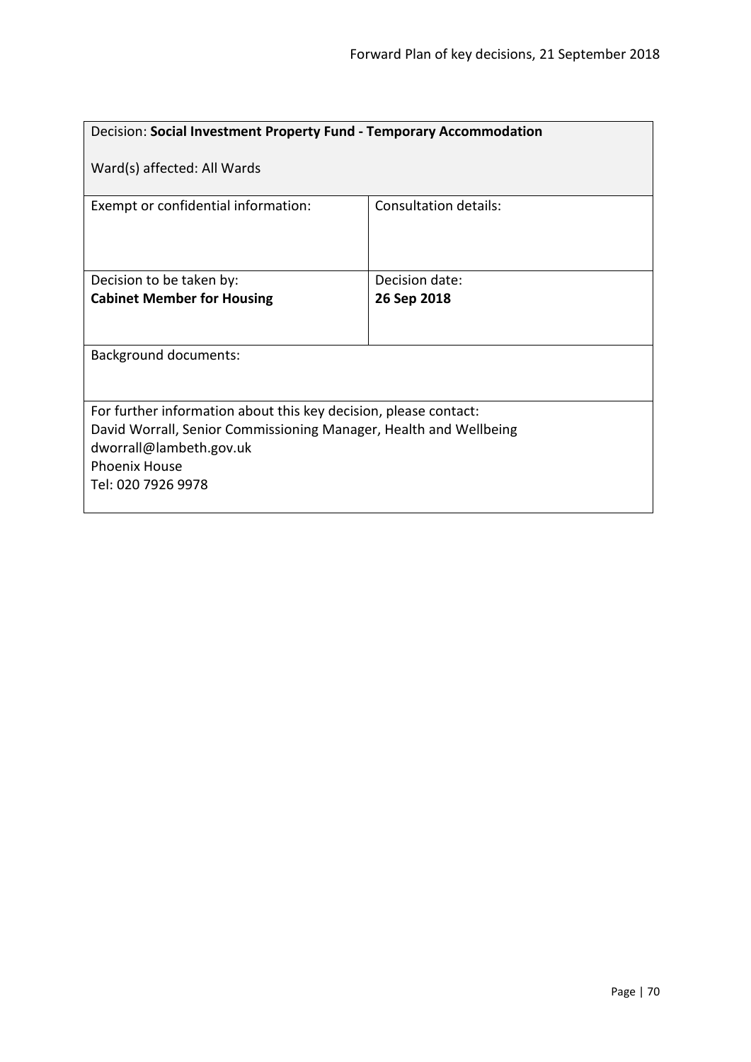| Decision: **Social Investment Property Fund - Temporary Accommodation**<br><br>Ward(s) affected: All Wards | |
|---|---|
| Exempt or confidential information: | Consultation details: |
| Decision to be taken by:<br>**Cabinet Member for Housing** | Decision date:<br>**26 Sep 2018** |
| Background documents: | |
| For further information about this key decision, please contact:<br>David Worrall, Senior Commissioning Manager, Health and Wellbeing<br>dworrall@lambeth.gov.uk<br>Phoenix House<br>Tel: 020 7926 9978 | |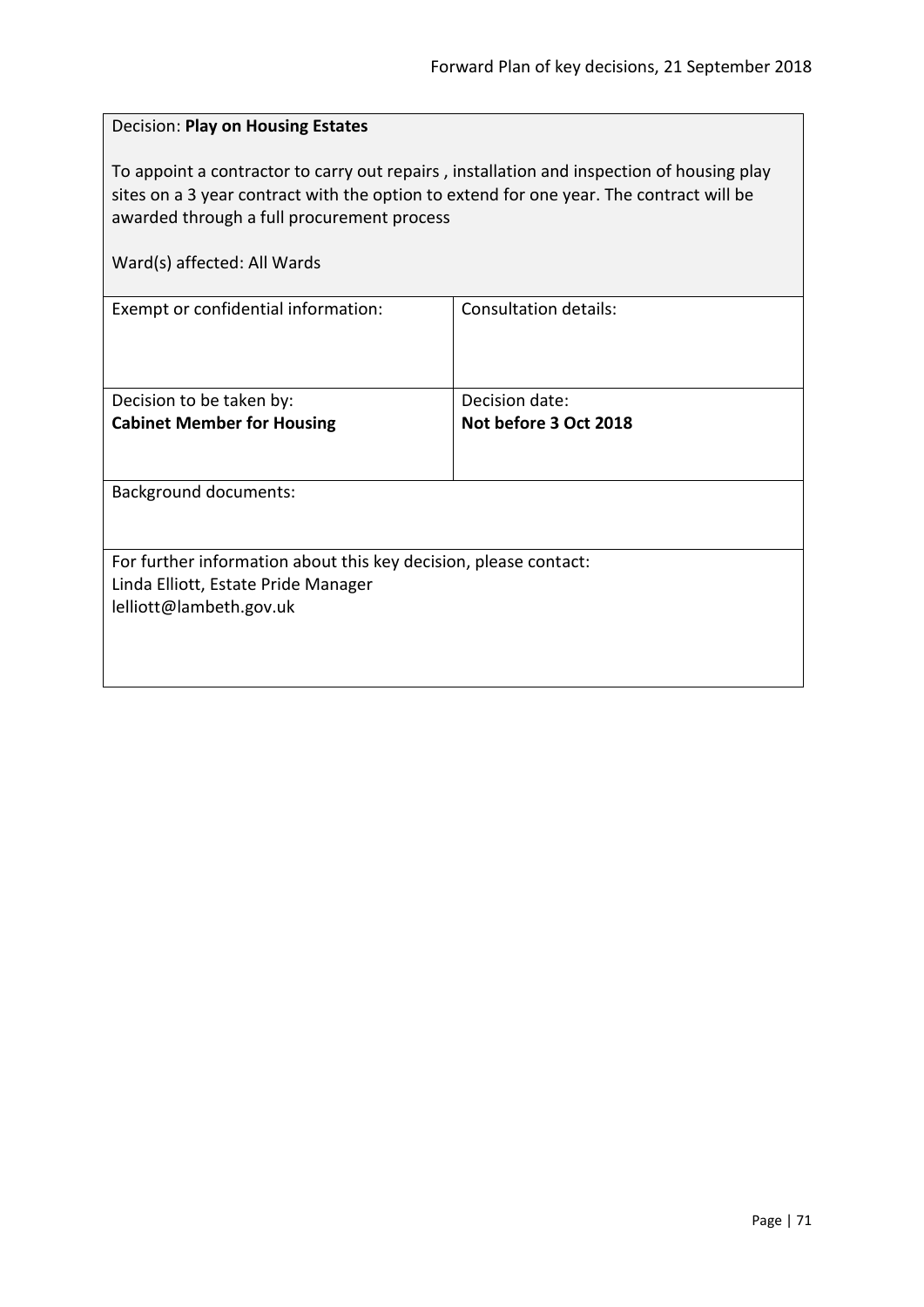Decision: **Play on Housing Estates**

To appoint a contractor to carry out repairs , installation and inspection of housing play sites on a 3 year contract with the option to extend for one year. The contract will be awarded through a full procurement process

Ward(s) affected: All Wards

| | |
|---|---|
| Exempt or confidential information: | Consultation details: |
| Decision to be taken by:<br>**Cabinet Member for Housing** | Decision date:<br>**Not before 3 Oct 2018** |

Background documents:

For further information about this key decision, please contact:
Linda Elliott, Estate Pride Manager
lelliott@lambeth.gov.uk